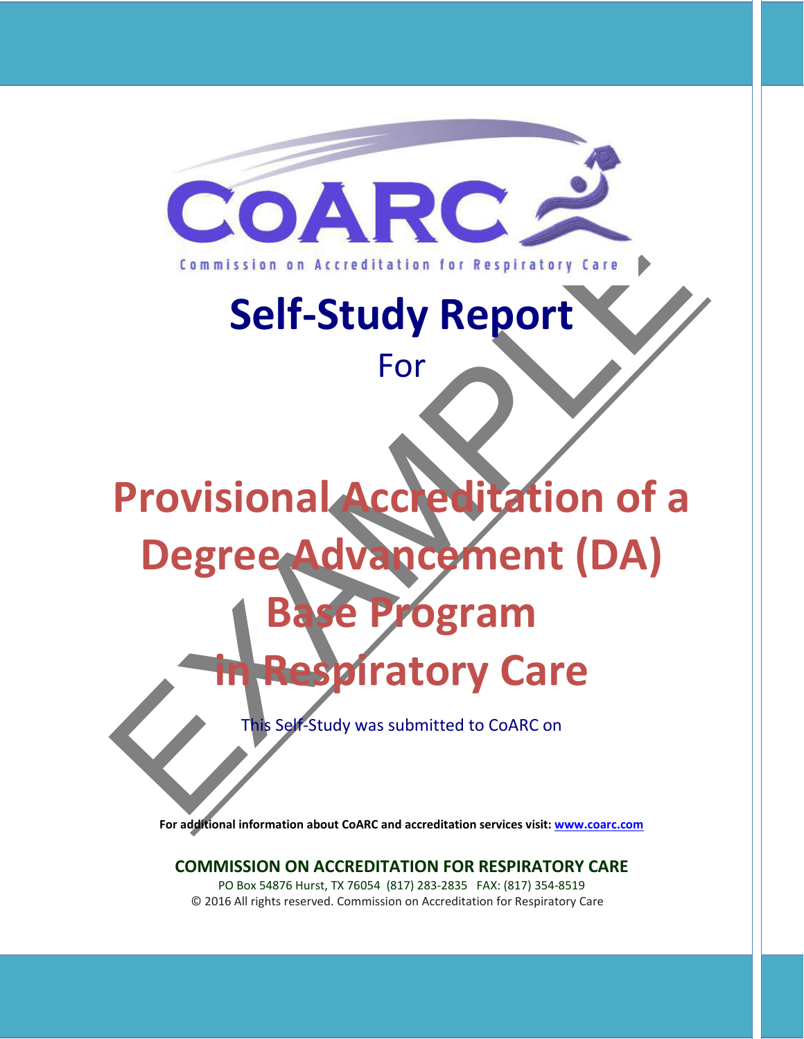CoARC

Commission on Accreditation for Respiratory Care

# Self-Study Report

For

# Provisional Accreditation of a Degree Advancement (DA) Base Program in Respiratory Care

This Self-Study was submitted to CoARC on

EXAMPLE

**For additional information about CoARC and accreditation services visit: www.coarc.com**

**COMMISSION ON ACCREDITATION FOR RESPIRATORY CARE**

PO Box 54876 Hurst, TX 76054 (817) 283-2835 FAX: (817) 354-8519

© 2016 All rights reserved. Commission on Accreditation for Respiratory Care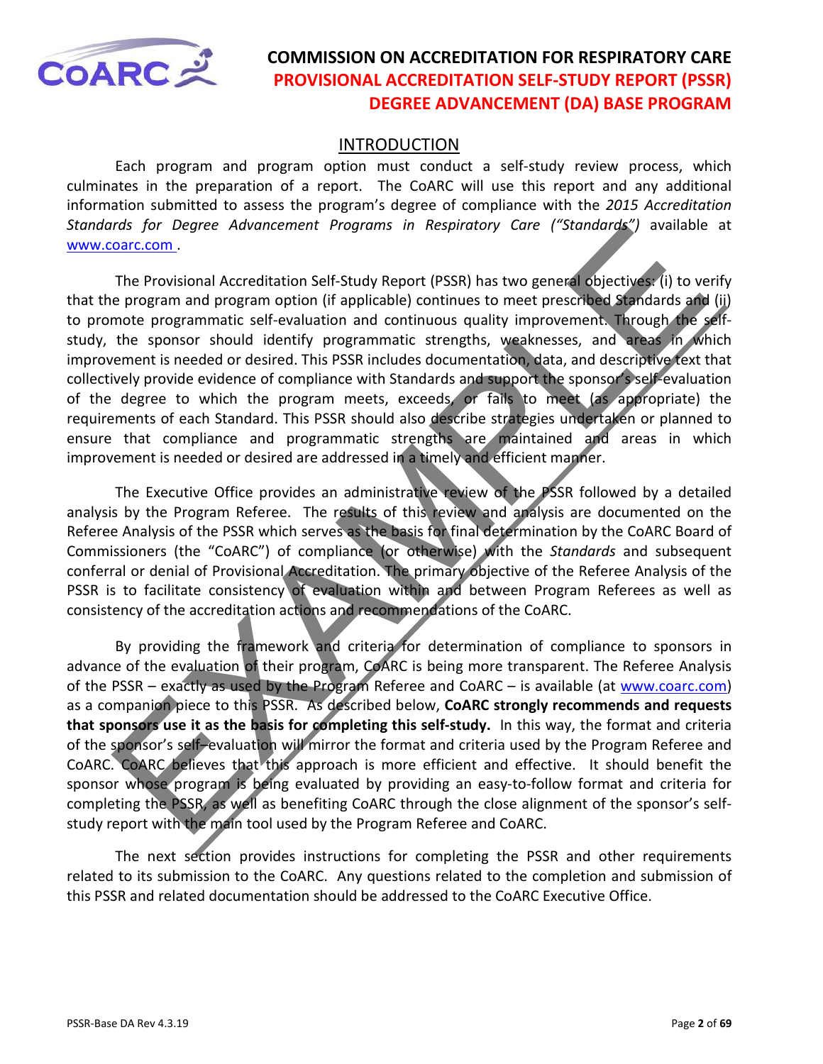# COMMISSION ON ACCREDITATION FOR RESPIRATORY CARE
## PROVISIONAL ACCREDITATION SELF-STUDY REPORT (PSSR)
## DEGREE ADVANCEMENT (DA) BASE PROGRAM

## INTRODUCTION

Each program and program option must conduct a self-study review process, which culminates in the preparation of a report. The CoARC will use this report and any additional information submitted to assess the program's degree of compliance with the *2015 Accreditation Standards for Degree Advancement Programs in Respiratory Care ("Standards")* available at www.coarc.com .

The Provisional Accreditation Self-Study Report (PSSR) has two general objectives: (i) to verify that the program and program option (if applicable) continues to meet prescribed Standards and (ii) to promote programmatic self-evaluation and continuous quality improvement. Through the self-study, the sponsor should identify programmatic strengths, weaknesses, and areas in which improvement is needed or desired. This PSSR includes documentation, data, and descriptive text that collectively provide evidence of compliance with Standards and support the sponsor's self-evaluation of the degree to which the program meets, exceeds, or fails to meet (as appropriate) the requirements of each Standard. This PSSR should also describe strategies undertaken or planned to ensure that compliance and programmatic strengths are maintained and areas in which improvement is needed or desired are addressed in a timely and efficient manner.

The Executive Office provides an administrative review of the PSSR followed by a detailed analysis by the Program Referee. The results of this review and analysis are documented on the Referee Analysis of the PSSR which serves as the basis for final determination by the CoARC Board of Commissioners (the "CoARC") of compliance (or otherwise) with the *Standards* and subsequent conferral or denial of Provisional Accreditation. The primary objective of the Referee Analysis of the PSSR is to facilitate consistency of evaluation within and between Program Referees as well as consistency of the accreditation actions and recommendations of the CoARC.

By providing the framework and criteria for determination of compliance to sponsors in advance of the evaluation of their program, CoARC is being more transparent. The Referee Analysis of the PSSR – exactly as used by the Program Referee and CoARC – is available (at www.coarc.com) as a companion piece to this PSSR. As described below, **CoARC strongly recommends and requests that sponsors use it as the basis for completing this self-study.** In this way, the format and criteria of the sponsor's self–evaluation will mirror the format and criteria used by the Program Referee and CoARC. CoARC believes that this approach is more efficient and effective. It should benefit the sponsor whose program is being evaluated by providing an easy-to-follow format and criteria for completing the PSSR, as well as benefiting CoARC through the close alignment of the sponsor's self-study report with the main tool used by the Program Referee and CoARC.

The next section provides instructions for completing the PSSR and other requirements related to its submission to the CoARC. Any questions related to the completion and submission of this PSSR and related documentation should be addressed to the CoARC Executive Office.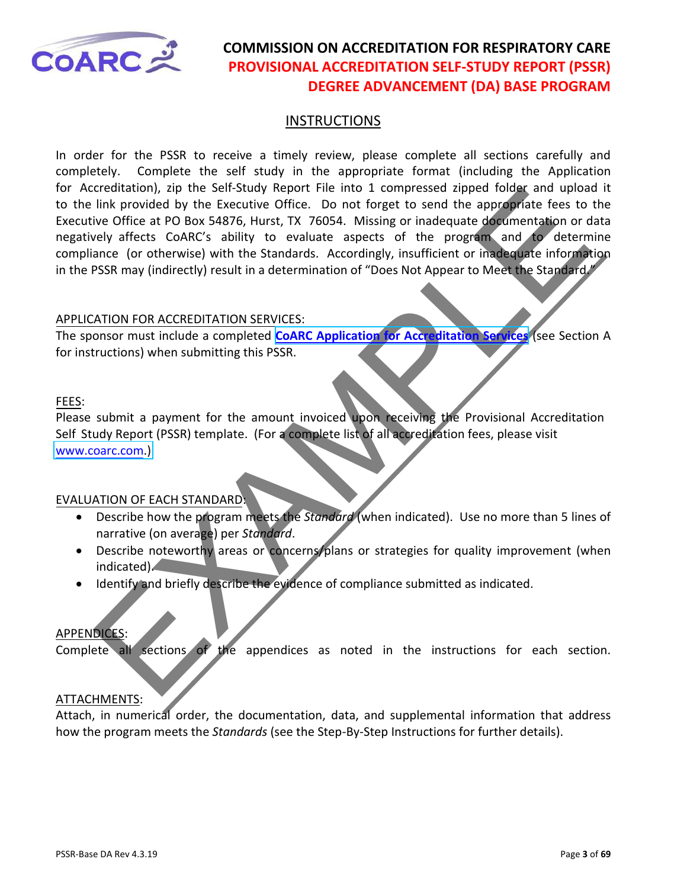# COMMISSION ON ACCREDITATION FOR RESPIRATORY CARE
## PROVISIONAL ACCREDITATION SELF-STUDY REPORT (PSSR)
## DEGREE ADVANCEMENT (DA) BASE PROGRAM

### INSTRUCTIONS

In order for the PSSR to receive a timely review, please complete all sections carefully and completely. Complete the self study in the appropriate format (including the Application for Accreditation), zip the Self-Study Report File into 1 compressed zipped folder and upload it to the link provided by the Executive Office. Do not forget to send the appropriate fees to the Executive Office at PO Box 54876, Hurst, TX 76054. Missing or inadequate documentation or data negatively affects CoARC's ability to evaluate aspects of the program and to determine compliance (or otherwise) with the Standards. Accordingly, insufficient or inadequate information in the PSSR may (indirectly) result in a determination of "Does Not Appear to Meet the Standard."

APPLICATION FOR ACCREDITATION SERVICES:
The sponsor must include a completed **CoARC Application for Accreditation Services** (see Section A for instructions) when submitting this PSSR.

FEES:
Please submit a payment for the amount invoiced upon receiving the Provisional Accreditation Self Study Report (PSSR) template. (For a complete list of all accreditation fees, please visit www.coarc.com.)

EVALUATION OF EACH STANDARD:

- Describe how the program meets the *Standard* (when indicated). Use no more than 5 lines of narrative (on average) per *Standard*.
- Describe noteworthy areas or concerns/plans or strategies for quality improvement (when indicated).
- Identify and briefly describe the evidence of compliance submitted as indicated.

APPENDICES:
Complete all sections of the appendices as noted in the instructions for each section.

ATTACHMENTS:
Attach, in numerical order, the documentation, data, and supplemental information that address how the program meets the *Standards* (see the Step-By-Step Instructions for further details).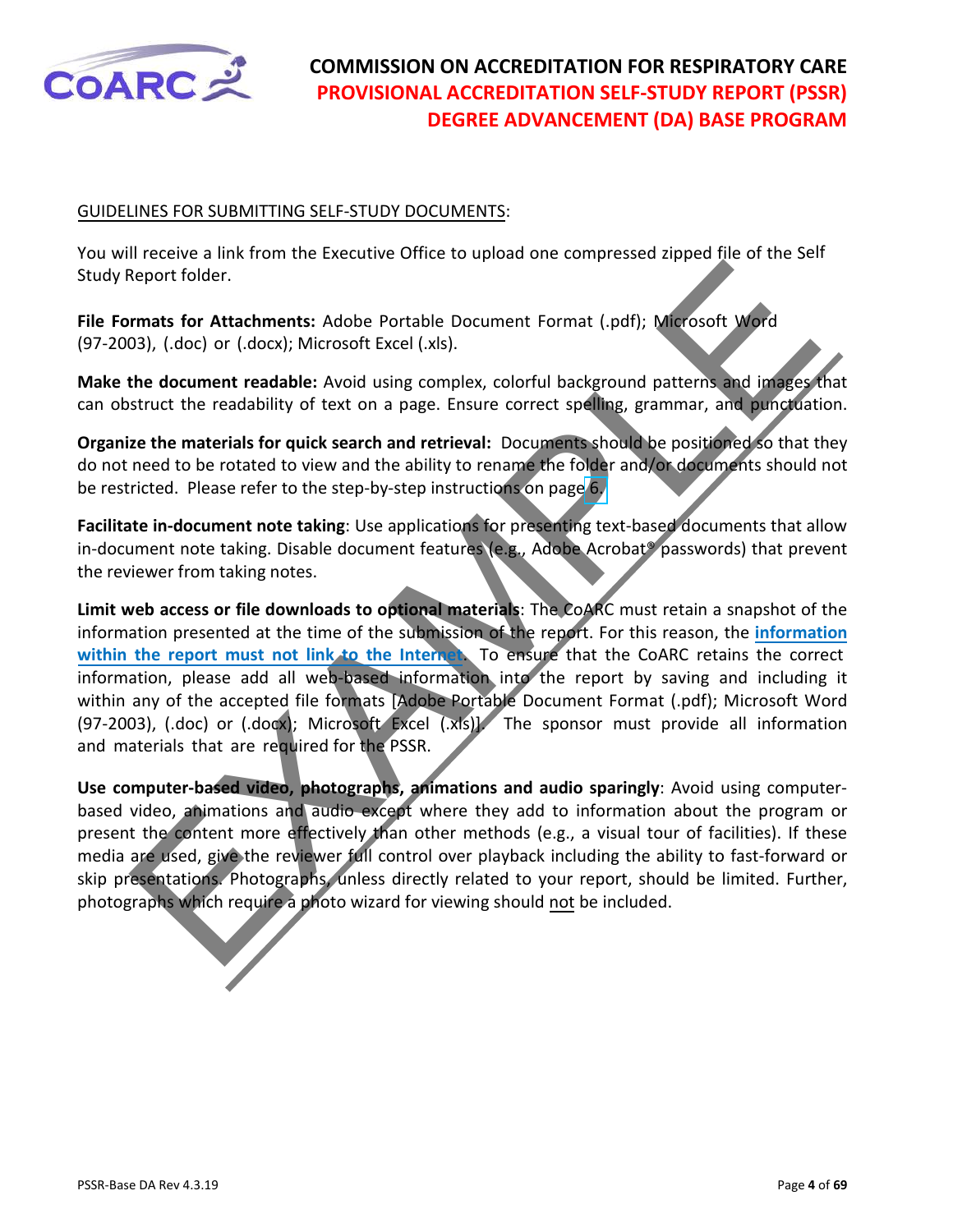GUIDELINES FOR SUBMITTING SELF-STUDY DOCUMENTS:

You will receive a link from the Executive Office to upload one compressed zipped file of the Self Study Report folder.

**File Formats for Attachments:** Adobe Portable Document Format (.pdf); Microsoft Word (97-2003), (.doc) or (.docx); Microsoft Excel (.xls).

**Make the document readable:** Avoid using complex, colorful background patterns and images that can obstruct the readability of text on a page. Ensure correct spelling, grammar, and punctuation.

**Organize the materials for quick search and retrieval:** Documents should be positioned so that they do not need to be rotated to view and the ability to rename the folder and/or documents should not be restricted. Please refer to the step-by-step instructions on page 6.

**Facilitate in-document note taking**: Use applications for presenting text-based documents that allow in-document note taking. Disable document features (e.g., Adobe Acrobat® passwords) that prevent the reviewer from taking notes.

**Limit web access or file downloads to optional materials**: The CoARC must retain a snapshot of the information presented at the time of the submission of the report. For this reason, the **information within the report must not link to the Internet**. To ensure that the CoARC retains the correct information, please add all web-based information into the report by saving and including it within any of the accepted file formats [Adobe Portable Document Format (.pdf); Microsoft Word (97-2003), (.doc) or (.docx); Microsoft Excel (.xls)]. The sponsor must provide all information and materials that are required for the PSSR.

**Use computer-based video, photographs, animations and audio sparingly**: Avoid using computer-based video, animations and audio except where they add to information about the program or present the content more effectively than other methods (e.g., a visual tour of facilities). If these media are used, give the reviewer full control over playback including the ability to fast-forward or skip presentations. Photographs, unless directly related to your report, should be limited. Further, photographs which require a photo wizard for viewing should not be included.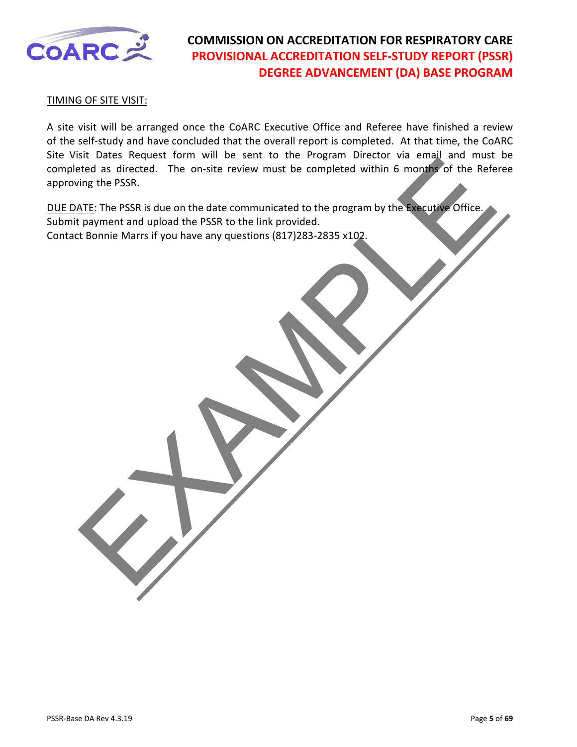TIMING OF SITE VISIT:

A site visit will be arranged once the CoARC Executive Office and Referee have finished a review of the self-study and have concluded that the overall report is completed. At that time, the CoARC Site Visit Dates Request form will be sent to the Program Director via email and must be completed as directed. The on-site review must be completed within 6 months of the Referee approving the PSSR.

DUE DATE: The PSSR is due on the date communicated to the program by the Executive Office.
Submit payment and upload the PSSR to the link provided.
Contact Bonnie Marrs if you have any questions (817)283-2835 x102.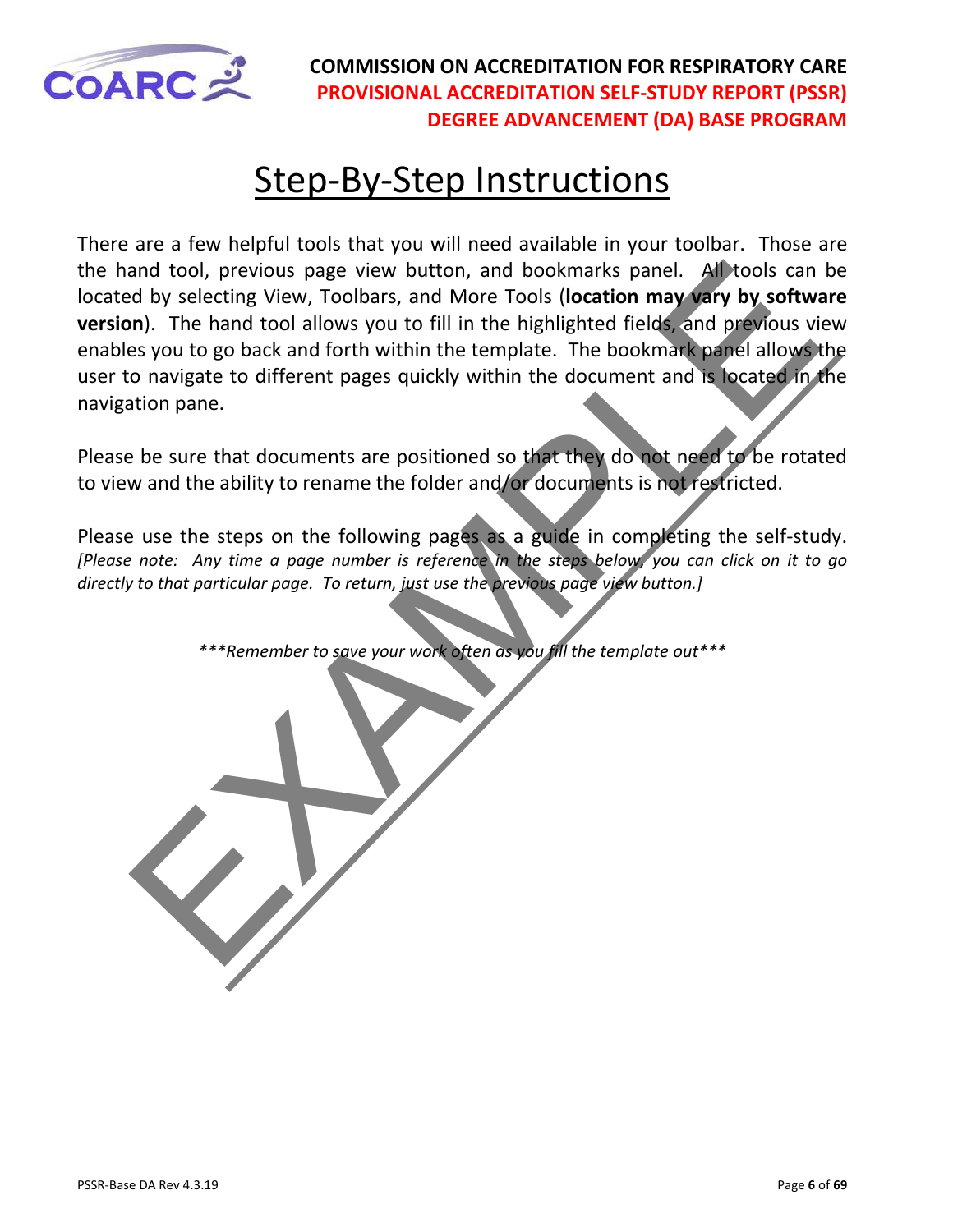# Step-By-Step Instructions

There are a few helpful tools that you will need available in your toolbar. Those are the hand tool, previous page view button, and bookmarks panel. All tools can be located by selecting View, Toolbars, and More Tools (**location may vary by software version**). The hand tool allows you to fill in the highlighted fields, and previous view enables you to go back and forth within the template. The bookmark panel allows the user to navigate to different pages quickly within the document and is located in the navigation pane.

Please be sure that documents are positioned so that they do not need to be rotated to view and the ability to rename the folder and/or documents is not restricted.

Please use the steps on the following pages as a guide in completing the self-study. *[Please note: Any time a page number is reference in the steps below, you can click on it to go directly to that particular page. To return, just use the previous page view button.]*

*\*\*\*Remember to save your work often as you fill the template out\*\*\**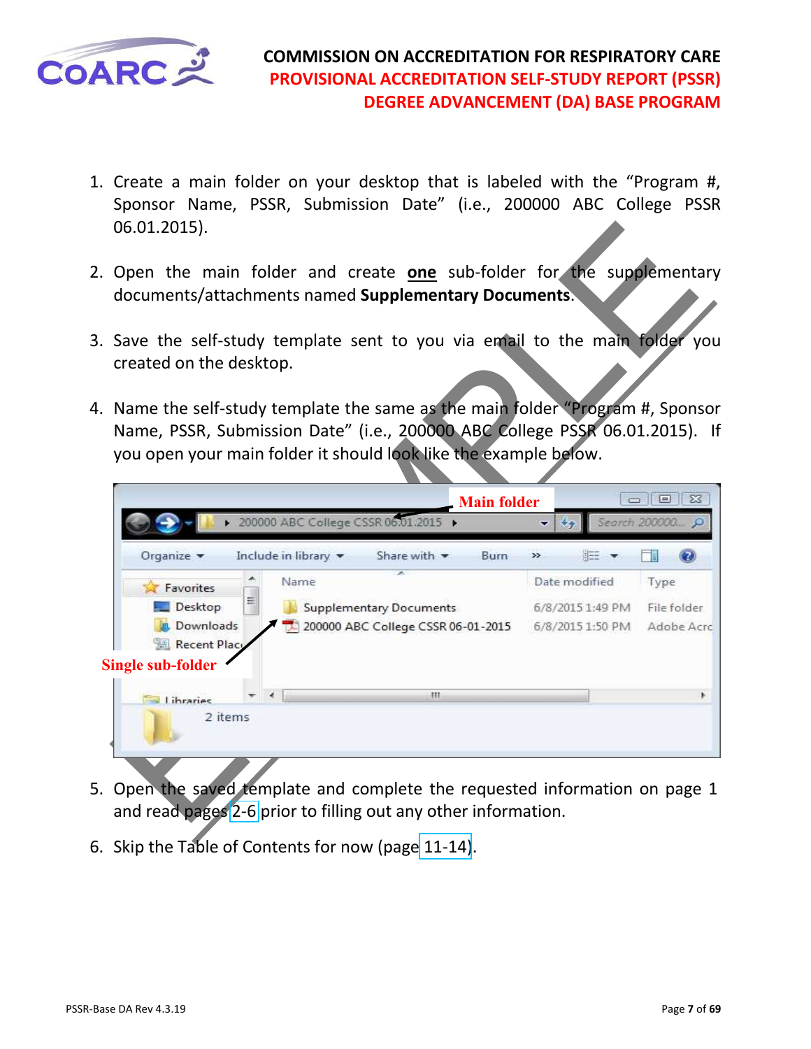1. Create a main folder on your desktop that is labeled with the "Program #, Sponsor Name, PSSR, Submission Date" (i.e., 200000 ABC College PSSR 06.01.2015).

2. Open the main folder and create **one** sub-folder for the supplementary documents/attachments named **Supplementary Documents**.

3. Save the self-study template sent to you via email to the main folder you created on the desktop.

4. Name the self-study template the same as the main folder "Program #, Sponsor Name, PSSR, Submission Date" (i.e., 200000 ABC College PSSR 06.01.2015). If you open your main folder it should look like the example below.

5. Open the saved template and complete the requested information on page 1 and read pages 2-6 prior to filling out any other information.

6. Skip the Table of Contents for now (page 11-14).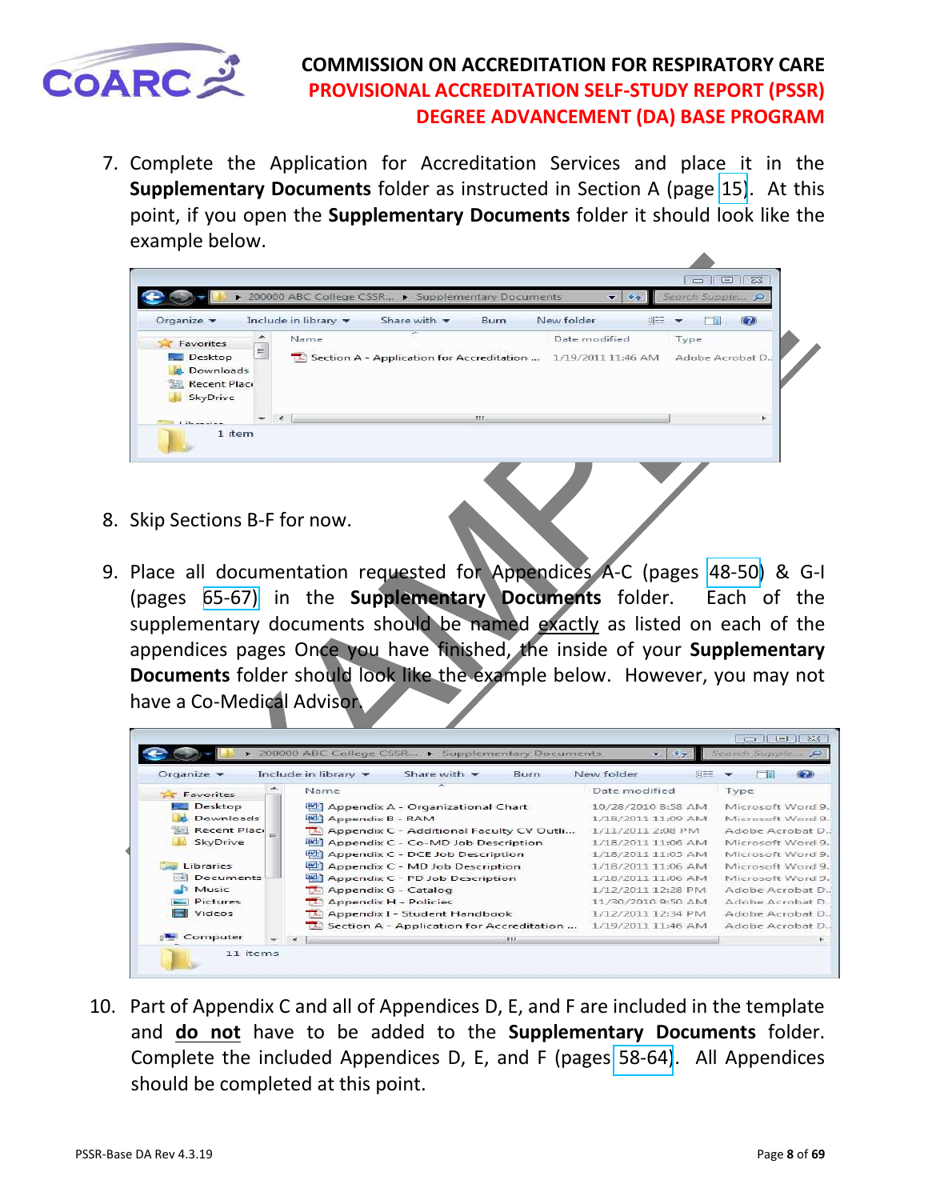7. Complete the Application for Accreditation Services and place it in the **Supplementary Documents** folder as instructed in Section A (page 15). At this point, if you open the **Supplementary Documents** folder it should look like the example below.

8. Skip Sections B-F for now.

9. Place all documentation requested for Appendices A-C (pages 48-50) & G-I (pages 65-67) in the **Supplementary Documents** folder. Each of the supplementary documents should be named exactly as listed on each of the appendices pages Once you have finished, the inside of your **Supplementary Documents** folder should look like the example below. However, you may not have a Co-Medical Advisor.

10. Part of Appendix C and all of Appendices D, E, and F are included in the template and **do not** have to be added to the **Supplementary Documents** folder. Complete the included Appendices D, E, and F (pages 58-64). All Appendices should be completed at this point.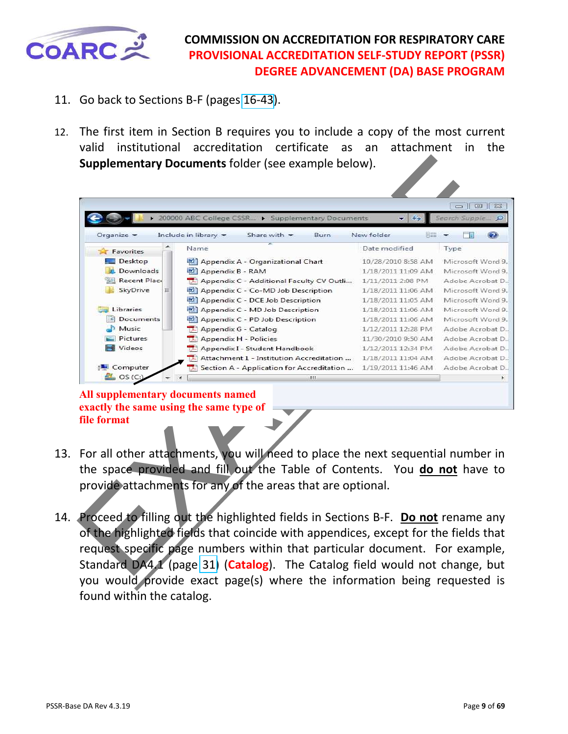# COMMISSION ON ACCREDITATION FOR RESPIRATORY CARE

## PROVISIONAL ACCREDITATION SELF-STUDY REPORT (PSSR)

## DEGREE ADVANCEMENT (DA) BASE PROGRAM

11. Go back to Sections B-F (pages 16-43).

12. The first item in Section B requires you to include a copy of the most current valid institutional accreditation certificate as an attachment in the **Supplementary Documents** folder (see example below).

| Name | Date modified | Type |
|---|---|---|
| Appendix A - Organizational Chart | 10/28/2010 8:58 AM | Microsoft Word 9... |
| Appendix B - RAM | 1/18/2011 11:09 AM | Microsoft Word 9... |
| Appendix C - Additional Faculty CV Outli... | 1/11/2011 2:08 PM | Adobe Acrobat D... |
| Appendix C - Co-MD Job Description | 1/18/2011 11:06 AM | Microsoft Word 9... |
| Appendix C - DCE Job Description | 1/18/2011 11:05 AM | Microsoft Word 9... |
| Appendix C - MD Job Description | 1/18/2011 11:06 AM | Microsoft Word 9... |
| Appendix C - PD Job Description | 1/18/2011 11:06 AM | Microsoft Word 9... |
| Appendix G - Catalog | 1/12/2011 12:28 PM | Adobe Acrobat D... |
| Appendix H - Policies | 11/30/2010 9:50 AM | Adobe Acrobat D... |
| Appendix I - Student Handbook | 1/12/2011 12:34 PM | Adobe Acrobat D... |
| Attachment 1 - Institution Accreditation ... | 1/18/2011 11:04 AM | Adobe Acrobat D... |
| Section A - Application for Accreditation ... | 1/19/2011 11:46 AM | Adobe Acrobat D... |

**All supplementary documents named exactly the same using the same type of file format**

13. For all other attachments, you will need to place the next sequential number in the space provided and fill out the Table of Contents. You **do not** have to provide attachments for any of the areas that are optional.

14. Proceed to filling out the highlighted fields in Sections B-F. **Do not** rename any of the highlighted fields that coincide with appendices, except for the fields that request specific page numbers within that particular document. For example, Standard DA4.1 (page 31) (**Catalog**). The Catalog field would not change, but you would provide exact page(s) where the information being requested is found within the catalog.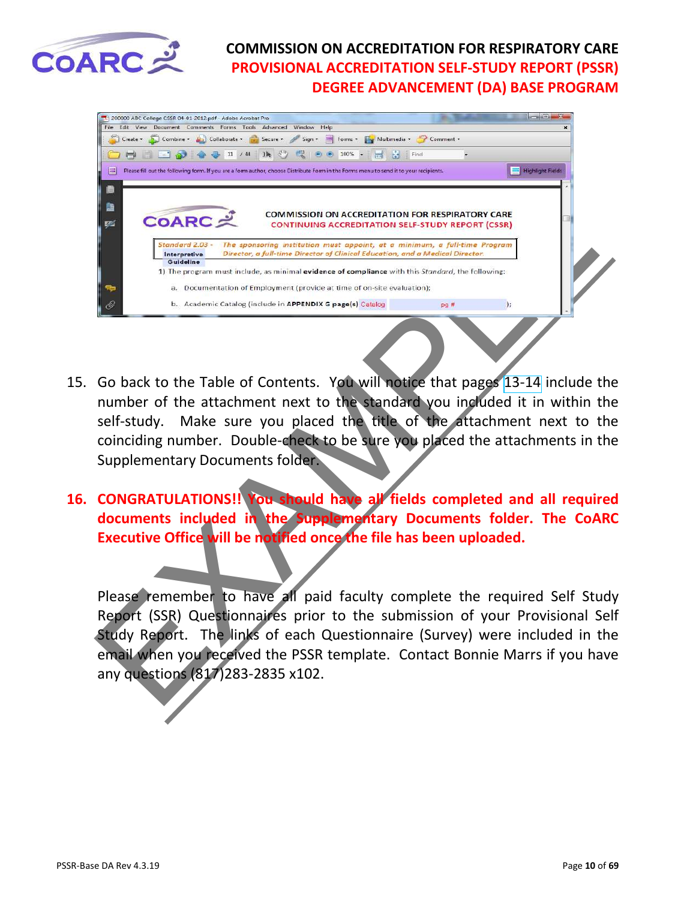# COMMISSION ON ACCREDITATION FOR RESPIRATORY CARE
## PROVISIONAL ACCREDITATION SELF-STUDY REPORT (PSSR)
## DEGREE ADVANCEMENT (DA) BASE PROGRAM

15. Go back to the Table of Contents. You will notice that pages 13-14 include the number of the attachment next to the standard you included it in within the self-study. Make sure you placed the title of the attachment next to the coinciding number. Double-check to be sure you placed the attachments in the Supplementary Documents folder.

16. **CONGRATULATIONS!! You should have all fields completed and all required documents included in the Supplementary Documents folder. The CoARC Executive Office will be notified once the file has been uploaded.**

Please remember to have all paid faculty complete the required Self Study Report (SSR) Questionnaires prior to the submission of your Provisional Self Study Report. The links of each Questionnaire (Survey) were included in the email when you received the PSSR template. Contact Bonnie Marrs if you have any questions (817)283-2835 x102.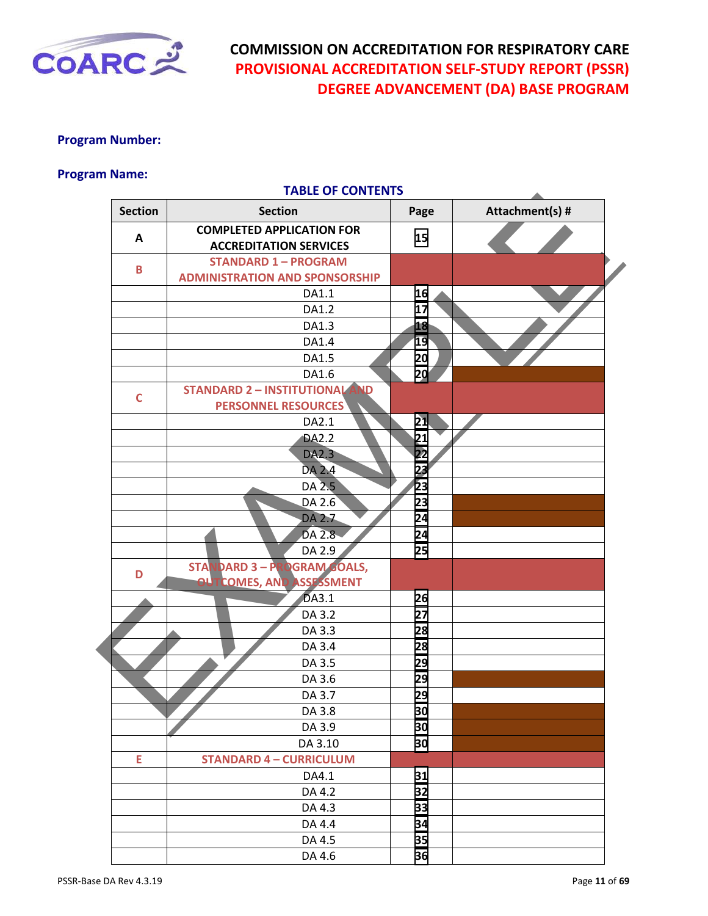# COMMISSION ON ACCREDITATION FOR RESPIRATORY CARE
## PROVISIONAL ACCREDITATION SELF-STUDY REPORT (PSSR)
## DEGREE ADVANCEMENT (DA) BASE PROGRAM

**Program Number:**

**Program Name:**

**TABLE OF CONTENTS**

| Section | Section | Page | Attachment(s) # |
|---|---|---|---|
| A | COMPLETED APPLICATION FOR ACCREDITATION SERVICES | 15 | |
| B | STANDARD 1 – PROGRAM ADMINISTRATION AND SPONSORSHIP | | |
| | DA1.1 | 16 | |
| | DA1.2 | 17 | |
| | DA1.3 | 18 | |
| | DA1.4 | 19 | |
| | DA1.5 | 20 | |
| | DA1.6 | 20 | |
| C | STANDARD 2 – INSTITUTIONAL AND PERSONNEL RESOURCES | | |
| | DA2.1 | 21 | |
| | DA2.2 | 21 | |
| | DA2.3 | 22 | |
| | DA 2.4 | 23 | |
| | DA 2.5 | 23 | |
| | DA 2.6 | 23 | |
| | DA 2.7 | 24 | |
| | DA 2.8 | 24 | |
| | DA 2.9 | 25 | |
| D | STANDARD 3 – PROGRAM GOALS, OUTCOMES, AND ASSESSMENT | | |
| | DA3.1 | 26 | |
| | DA 3.2 | 27 | |
| | DA 3.3 | 28 | |
| | DA 3.4 | 28 | |
| | DA 3.5 | 29 | |
| | DA 3.6 | 29 | |
| | DA 3.7 | 29 | |
| | DA 3.8 | 30 | |
| | DA 3.9 | 30 | |
| | DA 3.10 | 30 | |
| E | STANDARD 4 – CURRICULUM | | |
| | DA4.1 | 31 | |
| | DA 4.2 | 32 | |
| | DA 4.3 | 33 | |
| | DA 4.4 | 34 | |
| | DA 4.5 | 35 | |
| | DA 4.6 | 36 | |

PSSR-Base DA Rev 4.3.19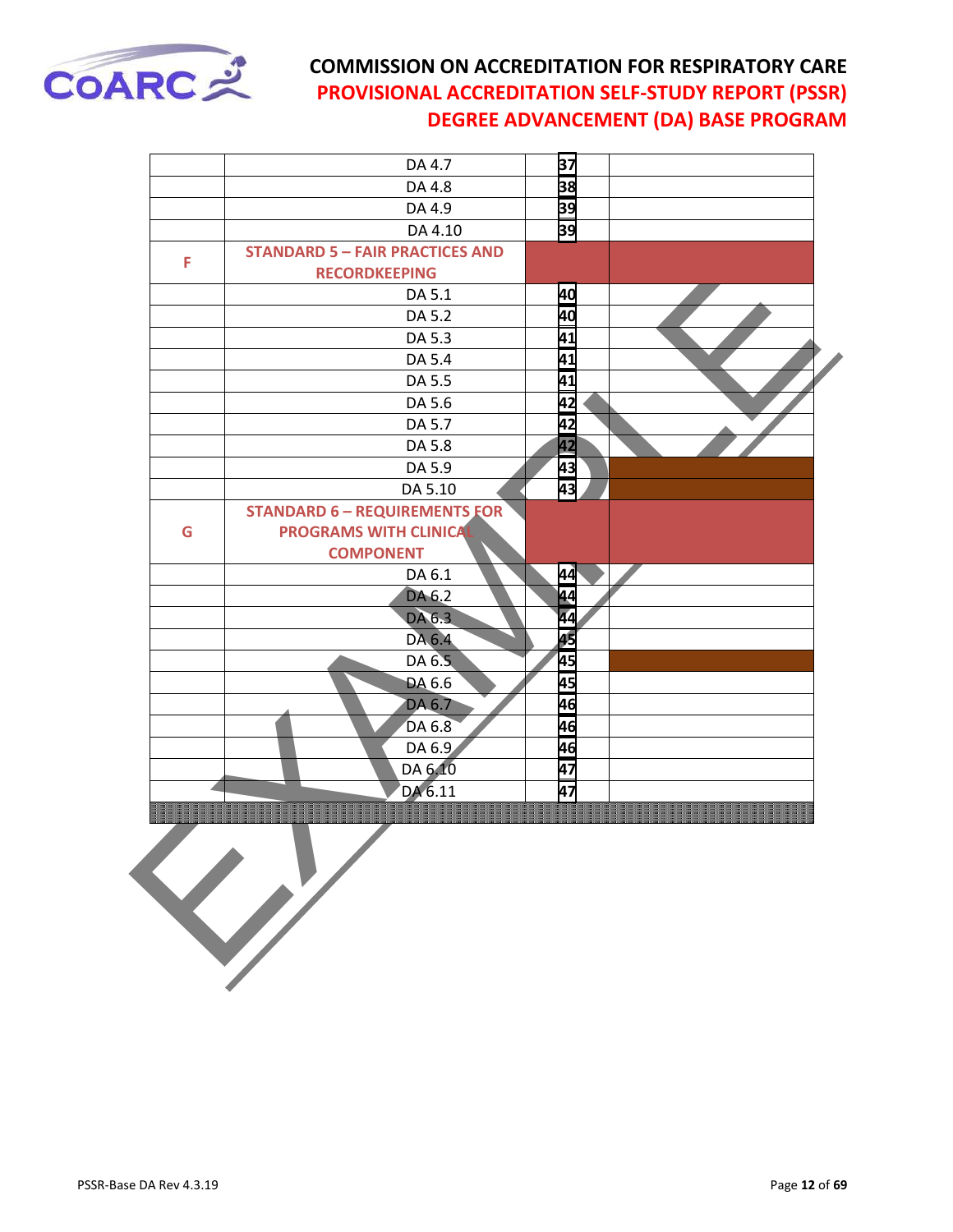| | DA 4.7 | 37 | |
|---|---|---|---|
| | DA 4.8 | 38 | |
| | DA 4.9 | 39 | |
| | DA 4.10 | 39 | |
| F | **STANDARD 5 – FAIR PRACTICES AND RECORDKEEPING** | | |
| | DA 5.1 | 40 | |
| | DA 5.2 | 40 | |
| | DA 5.3 | 41 | |
| | DA 5.4 | 41 | |
| | DA 5.5 | 41 | |
| | DA 5.6 | 42 | |
| | DA 5.7 | 42 | |
| | DA 5.8 | 42 | |
| | DA 5.9 | 43 | |
| | DA 5.10 | 43 | |
| G | **STANDARD 6 – REQUIREMENTS FOR PROGRAMS WITH CLINICAL COMPONENT** | | |
| | DA 6.1 | 44 | |
| | DA 6.2 | 44 | |
| | DA 6.3 | 44 | |
| | DA 6.4 | 45 | |
| | DA 6.5 | 45 | |
| | DA 6.6 | 45 | |
| | DA 6.7 | 46 | |
| | DA 6.8 | 46 | |
| | DA 6.9 | 46 | |
| | DA 6.10 | 47 | |
| | DA 6.11 | 47 | |

EXAMPLE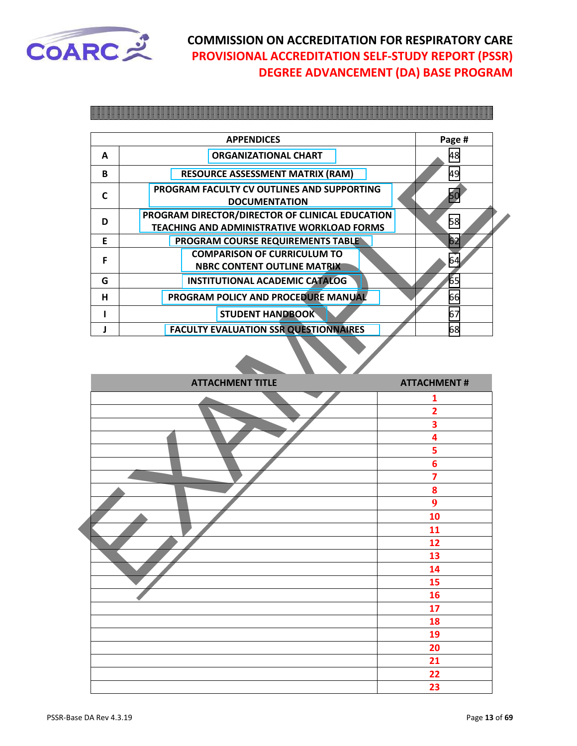| | APPENDICES | Page # |
|---|---|---|
| A | ORGANIZATIONAL CHART | 48 |
| B | RESOURCE ASSESSMENT MATRIX (RAM) | 49 |
| C | PROGRAM FACULTY CV OUTLINES AND SUPPORTING DOCUMENTATION | 50 |
| D | PROGRAM DIRECTOR/DIRECTOR OF CLINICAL EDUCATION TEACHING AND ADMINISTRATIVE WORKLOAD FORMS | 58 |
| E | PROGRAM COURSE REQUIREMENTS TABLE | 62 |
| F | COMPARISON OF CURRICULUM TO NBRC CONTENT OUTLINE MATRIX | 64 |
| G | INSTITUTIONAL ACADEMIC CATALOG | 65 |
| H | PROGRAM POLICY AND PROCEDURE MANUAL | 66 |
| I | STUDENT HANDBOOK | 67 |
| J | FACULTY EVALUATION SSR QUESTIONNAIRES | 68 |

EXAMPLE

| ATTACHMENT TITLE | ATTACHMENT # |
|---|---|
| | 1 |
| | 2 |
| | 3 |
| | 4 |
| | 5 |
| | 6 |
| | 7 |
| | 8 |
| | 9 |
| | 10 |
| | 11 |
| | 12 |
| | 13 |
| | 14 |
| | 15 |
| | 16 |
| | 17 |
| | 18 |
| | 19 |
| | 20 |
| | 21 |
| | 22 |
| | 23 |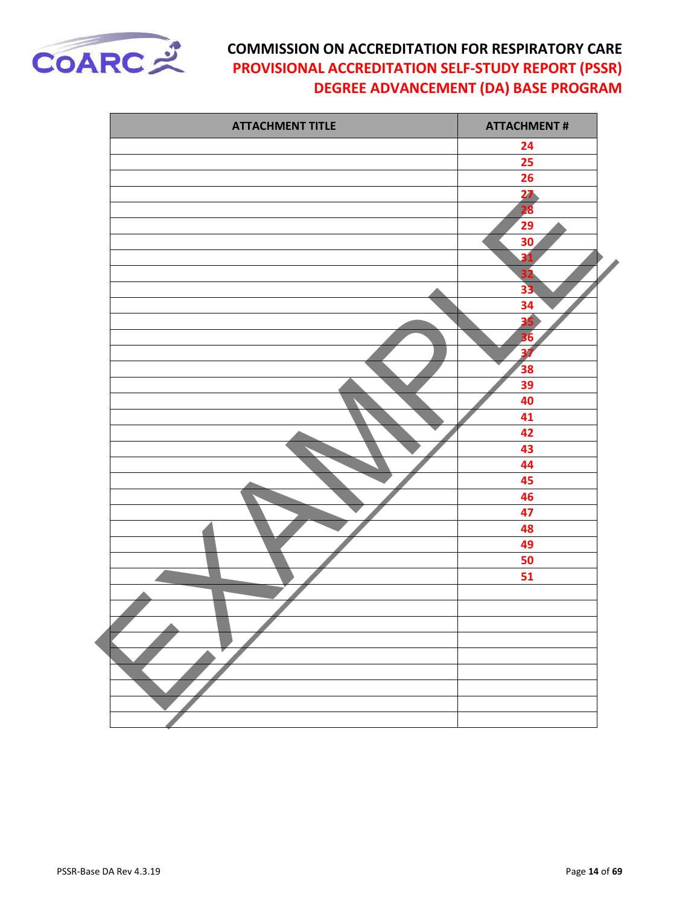# COMMISSION ON ACCREDITATION FOR RESPIRATORY CARE
## PROVISIONAL ACCREDITATION SELF-STUDY REPORT (PSSR)
## DEGREE ADVANCEMENT (DA) BASE PROGRAM

| ATTACHMENT TITLE | ATTACHMENT # |
|---|---|
| | 24 |
| | 25 |
| | 26 |
| | 27 |
| | 28 |
| | 29 |
| | 30 |
| | 31 |
| | 32 |
| | 33 |
| | 34 |
| | 35 |
| | 36 |
| | 37 |
| | 38 |
| | 39 |
| | 40 |
| | 41 |
| | 42 |
| | 43 |
| | 44 |
| | 45 |
| | 46 |
| | 47 |
| | 48 |
| | 49 |
| | 50 |
| | 51 |
| | |
| | |
| | |
| | |
| | |
| | |
| | |
| | |
| | |

EXAMPLE

PSSR-Base DA Rev 4.3.19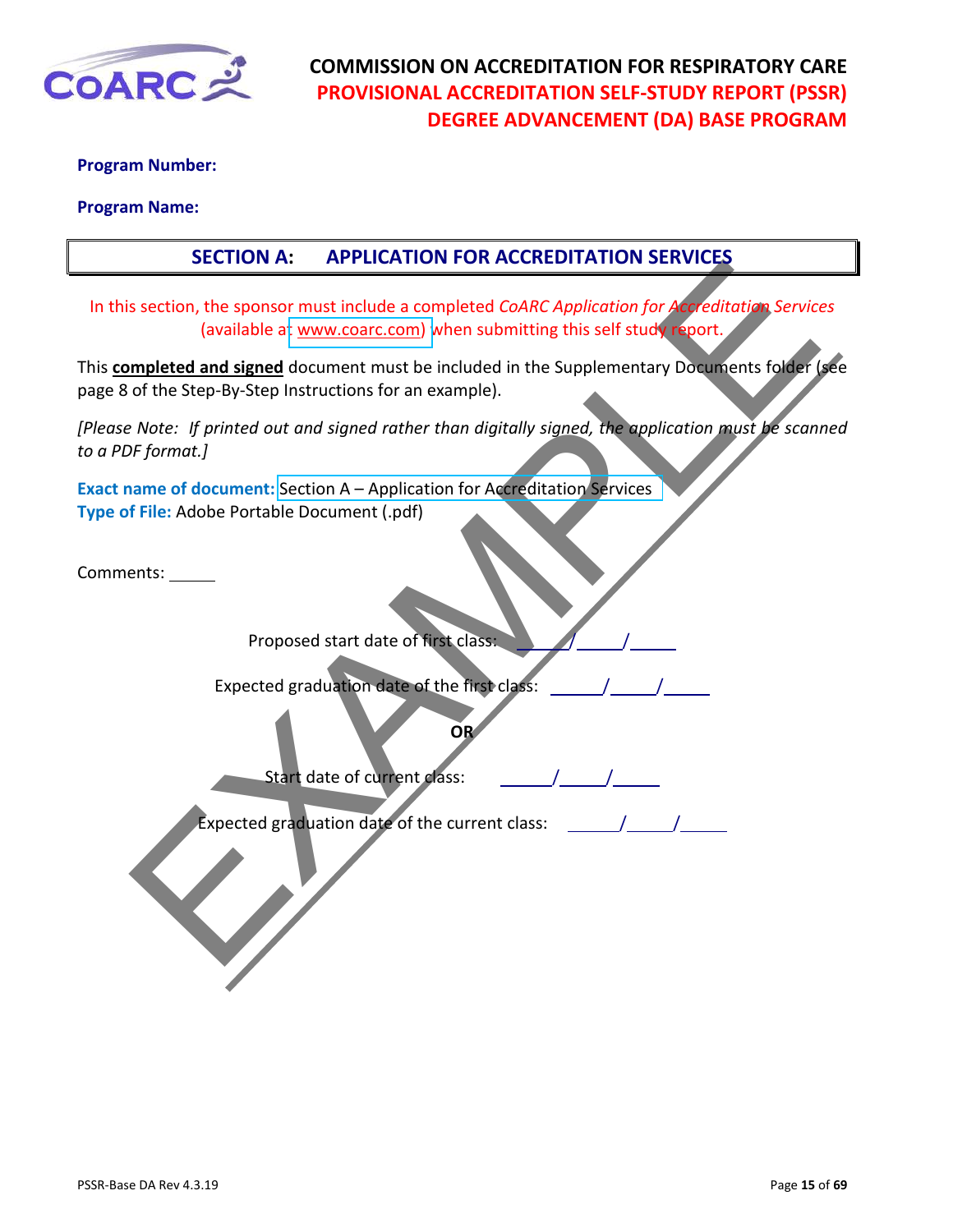**COMMISSION ON ACCREDITATION FOR RESPIRATORY CARE**
**PROVISIONAL ACCREDITATION SELF-STUDY REPORT (PSSR)**
**DEGREE ADVANCEMENT (DA) BASE PROGRAM**

**Program Number:**

**Program Name:**

## SECTION A: APPLICATION FOR ACCREDITATION SERVICES

In this section, the sponsor must include a completed *CoARC Application for Accreditation Services* (available at www.coarc.com) when submitting this self study report.

This **completed and signed** document must be included in the Supplementary Documents folder (see page 8 of the Step-By-Step Instructions for an example).

*[Please Note: If printed out and signed rather than digitally signed, the application must be scanned to a PDF format.]*

**Exact name of document:** Section A – Application for Accreditation Services
**Type of File:** Adobe Portable Document (.pdf)

Comments: _____

Proposed start date of first class: _____/_____/_____

Expected graduation date of the first class: _____/_____/_____

**OR**

Start date of current class: _____/_____/_____

Expected graduation date of the current class: _____/_____/_____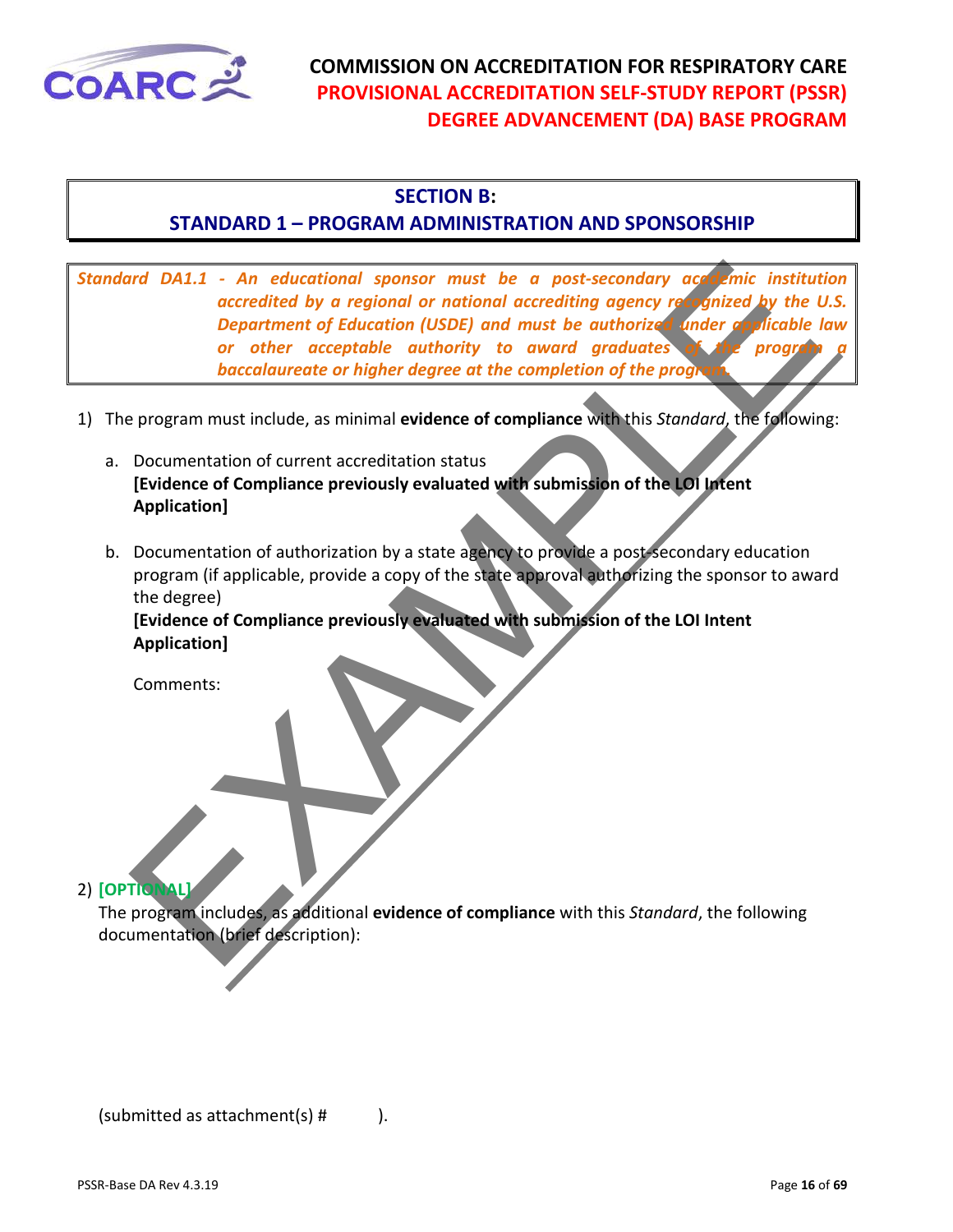## SECTION B:
## STANDARD 1 – PROGRAM ADMINISTRATION AND SPONSORSHIP

*Standard DA1.1 - An educational sponsor must be a post-secondary academic institution accredited by a regional or national accrediting agency recognized by the U.S. Department of Education (USDE) and must be authorized under applicable law or other acceptable authority to award graduates of the program a baccalaureate or higher degree at the completion of the program.*

1) The program must include, as minimal **evidence of compliance** with this *Standard*, the following:

   a. Documentation of current accreditation status
   **[Evidence of Compliance previously evaluated with submission of the LOI Intent Application]**

   b. Documentation of authorization by a state agency to provide a post-secondary education program (if applicable, provide a copy of the state approval authorizing the sponsor to award the degree)
   **[Evidence of Compliance previously evaluated with submission of the LOI Intent Application]**

   Comments:

2) **[OPTIONAL]**
The program includes, as additional **evidence of compliance** with this *Standard*, the following documentation (brief description):

(submitted as attachment(s) # ).

EXAMPLE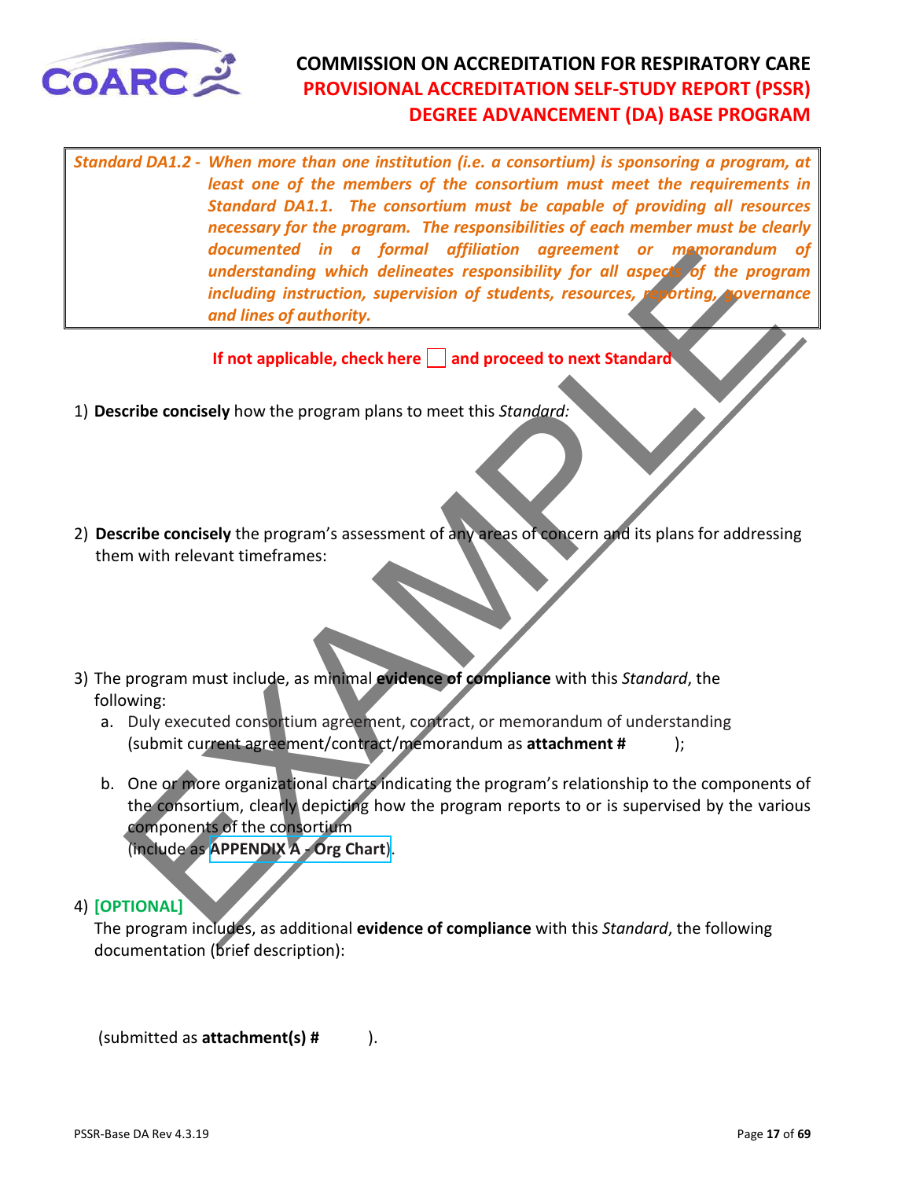*Standard DA1.2 - When more than one institution (i.e. a consortium) is sponsoring a program, at least one of the members of the consortium must meet the requirements in Standard DA1.1. The consortium must be capable of providing all resources necessary for the program. The responsibilities of each member must be clearly documented in a formal affiliation agreement or memorandum of understanding which delineates responsibility for all aspects of the program including instruction, supervision of students, resources, reporting, governance and lines of authority.*

**If not applicable, check here ☐ and proceed to next Standard**

1) **Describe concisely** how the program plans to meet this *Standard:*

2) **Describe concisely** the program's assessment of any areas of concern and its plans for addressing them with relevant timeframes:

3) The program must include, as minimal **evidence of compliance** with this *Standard*, the following:
   a. Duly executed consortium agreement, contract, or memorandum of understanding (submit current agreement/contract/memorandum as **attachment #** );
   b. One or more organizational charts indicating the program's relationship to the components of the consortium, clearly depicting how the program reports to or is supervised by the various components of the consortium (include as **APPENDIX A - Org Chart**).

4) **[OPTIONAL]**
   The program includes, as additional **evidence of compliance** with this *Standard*, the following documentation (brief description):

   (submitted as **attachment(s) #** ).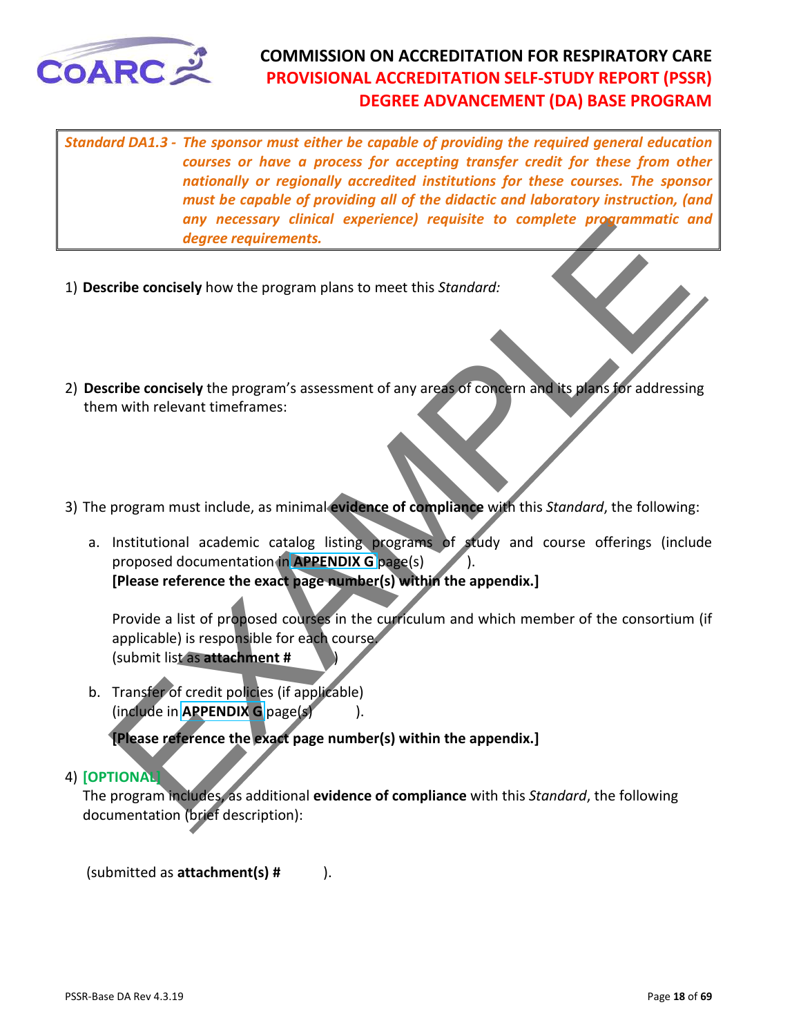**Standard DA1.3 -** ***The sponsor must either be capable of providing the required general education courses or have a process for accepting transfer credit for these from other nationally or regionally accredited institutions for these courses. The sponsor must be capable of providing all of the didactic and laboratory instruction, (and any necessary clinical experience) requisite to complete programmatic and degree requirements.***

1) **Describe concisely** how the program plans to meet this *Standard:*

2) **Describe concisely** the program's assessment of any areas of concern and its plans for addressing them with relevant timeframes:

3) The program must include, as minimal **evidence of compliance** with this *Standard*, the following:

   a. Institutional academic catalog listing programs of study and course offerings (include proposed documentation in **APPENDIX G** page(s) ).
   **[Please reference the exact page number(s) within the appendix.]**

   Provide a list of proposed courses in the curriculum and which member of the consortium (if applicable) is responsible for each course.
   (submit list as **attachment #** )

   b. Transfer of credit policies (if applicable)
   (include in **APPENDIX G** page(s) ).

   **[Please reference the exact page number(s) within the appendix.]**

4) **[OPTIONAL]**
   The program includes, as additional **evidence of compliance** with this *Standard*, the following documentation (brief description):

   (submitted as **attachment(s) #** ).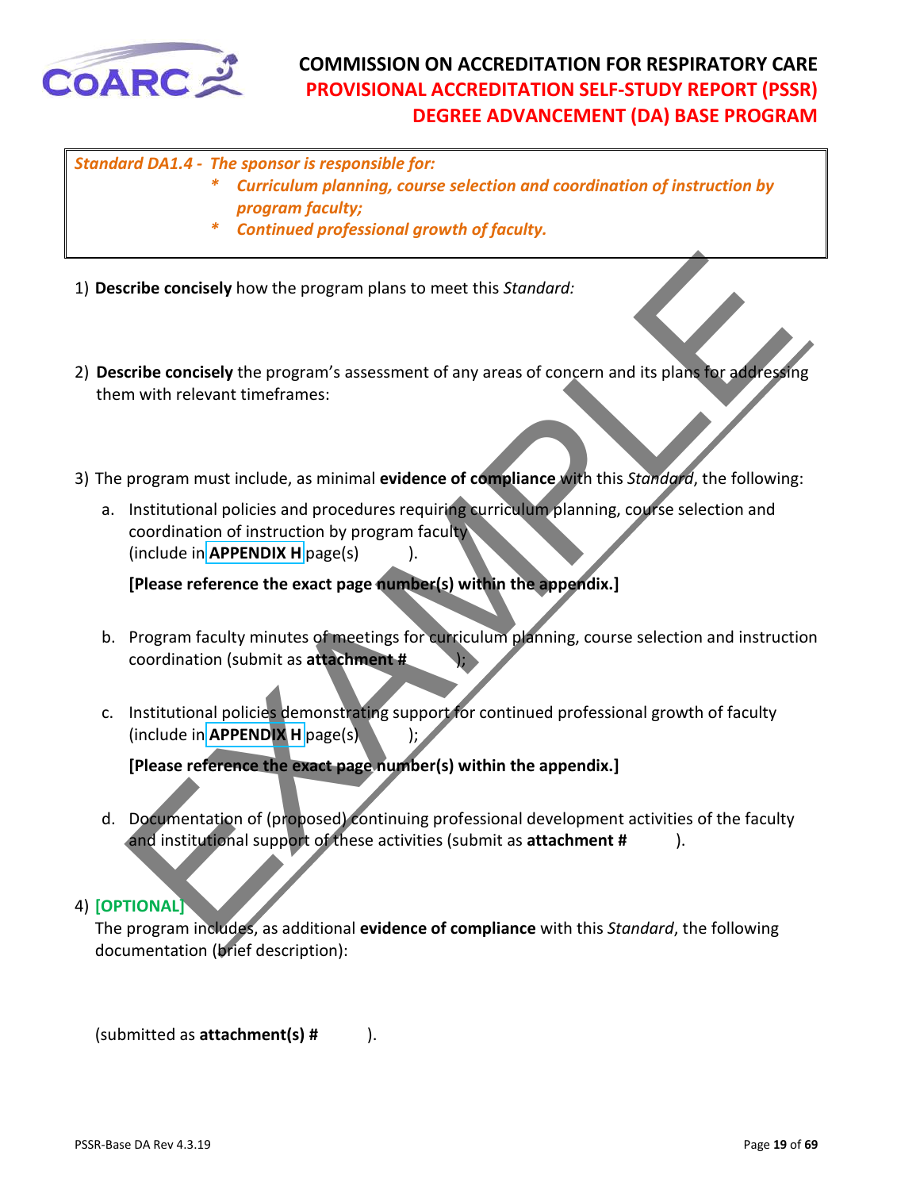**_Standard DA1.4 - The sponsor is responsible for:_**

- **_Curriculum planning, course selection and coordination of instruction by program faculty;_**
- **_Continued professional growth of faculty._**

1) **Describe concisely** how the program plans to meet this *Standard:*

2) **Describe concisely** the program's assessment of any areas of concern and its plans for addressing them with relevant timeframes:

3) The program must include, as minimal **evidence of compliance** with this *Standard*, the following:

   a. Institutional policies and procedures requiring curriculum planning, course selection and coordination of instruction by program faculty (include in **APPENDIX H** page(s) ).

   **[Please reference the exact page number(s) within the appendix.]**

   b. Program faculty minutes of meetings for curriculum planning, course selection and instruction coordination (submit as **attachment #** );

   c. Institutional policies demonstrating support for continued professional growth of faculty (include in **APPENDIX H** page(s) );

   **[Please reference the exact page number(s) within the appendix.]**

   d. Documentation of (proposed) continuing professional development activities of the faculty and institutional support of these activities (submit as **attachment #** ).

4) **[OPTIONAL]**
The program includes, as additional **evidence of compliance** with this *Standard*, the following documentation (brief description):

(submitted as **attachment(s) #** ).

EXAMPLE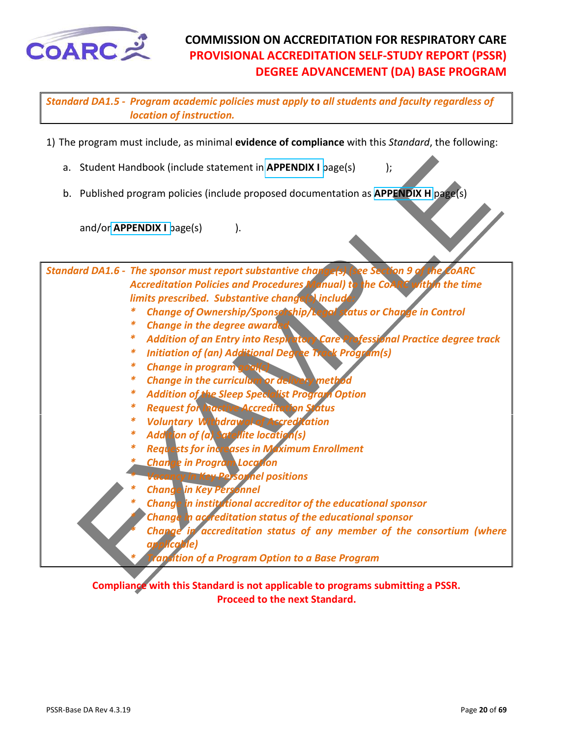*Standard DA1.5 - Program academic policies must apply to all students and faculty regardless of location of instruction.*

1) The program must include, as minimal **evidence of compliance** with this *Standard*, the following:

   a. Student Handbook (include statement in **APPENDIX I** page(s) );

   b. Published program policies (include proposed documentation as **APPENDIX H** page(s) and/or **APPENDIX I** page(s) ).

*Standard DA1.6 - The sponsor must report substantive change(s) (see Section 9 of the CoARC Accreditation Policies and Procedures Manual) to the CoARC within the time limits prescribed. Substantive change(s) include:*

- *Change of Ownership/Sponsorship/Legal status or Change in Control*
- *Change in the degree awarded*
- *Addition of an Entry into Respiratory Care Professional Practice degree track*
- *Initiation of (an) Additional Degree Track Program(s)*
- *Change in program goal(s)*
- *Change in the curriculum or delivery method*
- *Addition of the Sleep Specialist Program Option*
- *Request for Inactive Accreditation Status*
- *Voluntary Withdrawal of Accreditation*
- *Addition of (a) Satellite location(s)*
- *Requests for increases in Maximum Enrollment*
- *Change in Program Location*
- *Vacancy in Key Personnel positions*
- *Change in Key Personnel*
- *Change in institutional accreditor of the educational sponsor*
- *Change in accreditation status of the educational sponsor*
- *Change in accreditation status of any member of the consortium (where applicable)*
- *Transition of a Program Option to a Base Program*

**Compliance with this Standard is not applicable to programs submitting a PSSR. Proceed to the next Standard.**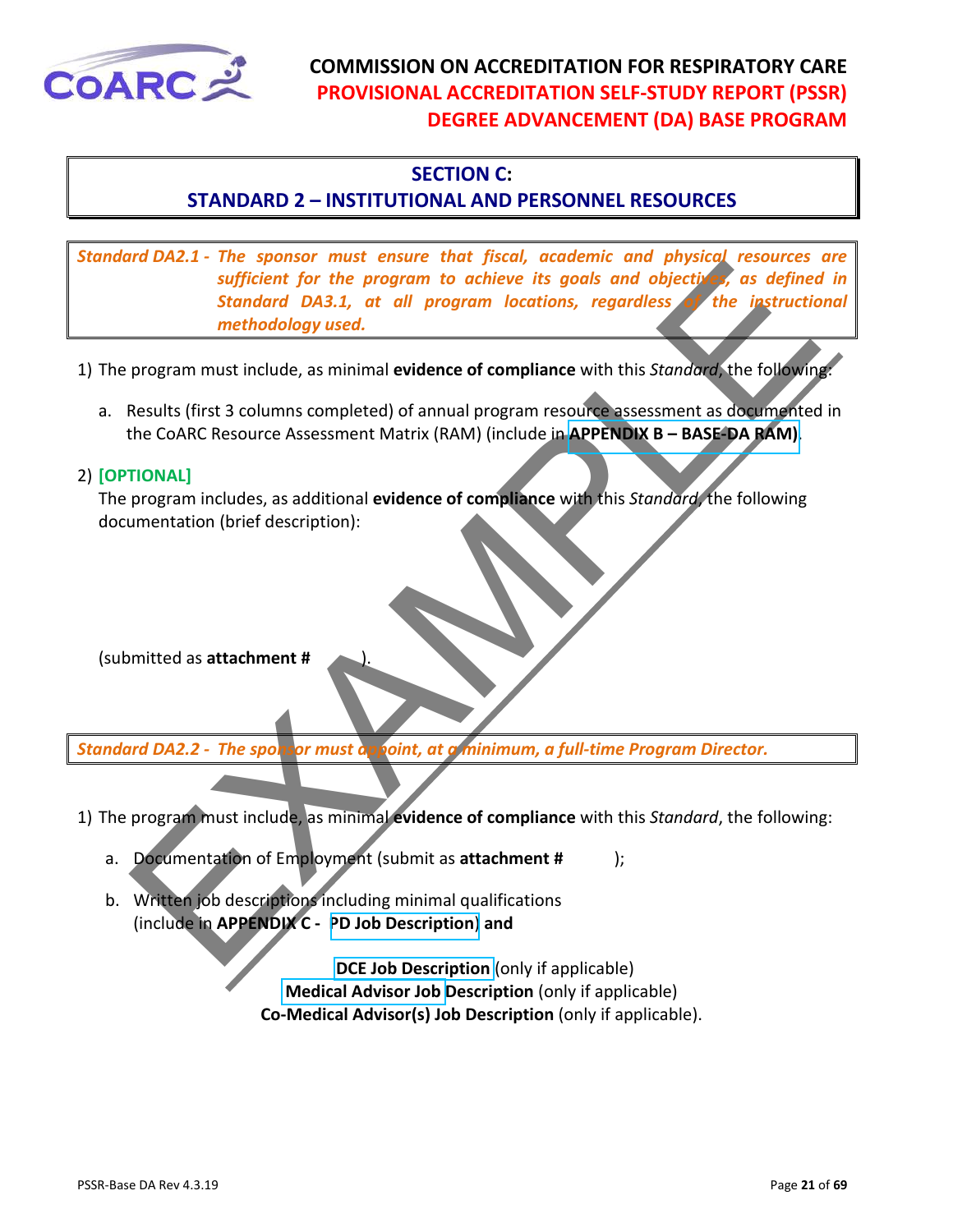# COMMISSION ON ACCREDITATION FOR RESPIRATORY CARE
## PROVISIONAL ACCREDITATION SELF-STUDY REPORT (PSSR)
## DEGREE ADVANCEMENT (DA) BASE PROGRAM

## SECTION C:
## STANDARD 2 – INSTITUTIONAL AND PERSONNEL RESOURCES

*Standard DA2.1 - The sponsor must ensure that fiscal, academic and physical resources are sufficient for the program to achieve its goals and objectives, as defined in Standard DA3.1, at all program locations, regardless of the instructional methodology used.*

1) The program must include, as minimal **evidence of compliance** with this *Standard*, the following:

   a. Results (first 3 columns completed) of annual program resource assessment as documented in the CoARC Resource Assessment Matrix (RAM) (include in **APPENDIX B – BASE-DA RAM)**.

2) **[OPTIONAL]**
   The program includes, as additional **evidence of compliance** with this *Standard*, the following documentation (brief description):

   (submitted as **attachment #** ).

*Standard DA2.2 - The sponsor must appoint, at a minimum, a full-time Program Director.*

1) The program must include, as minimal **evidence of compliance** with this *Standard*, the following:

   a. Documentation of Employment (submit as **attachment #** );

   b. Written job descriptions including minimal qualifications (include in **APPENDIX C - PD Job Description**) **and**

   **DCE Job Description** (only if applicable)
   **Medical Advisor Job Description** (only if applicable)
   **Co-Medical Advisor(s) Job Description** (only if applicable).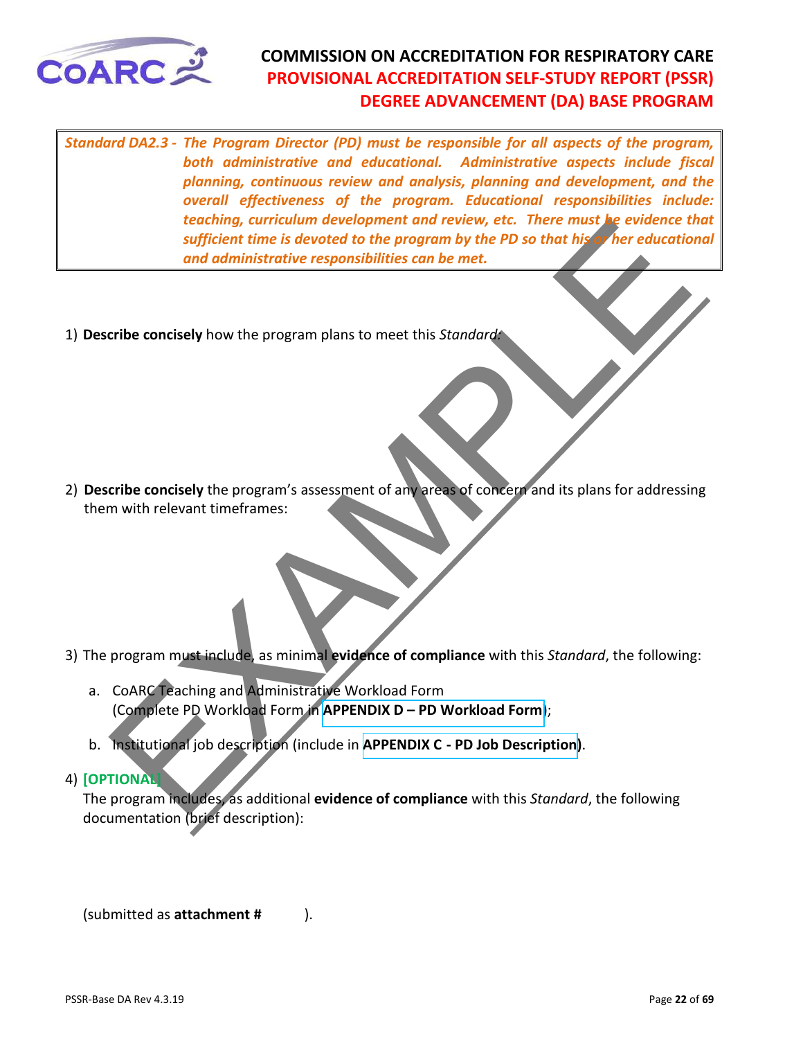**Standard DA2.3 -** ***The Program Director (PD) must be responsible for all aspects of the program, both administrative and educational. Administrative aspects include fiscal planning, continuous review and analysis, planning and development, and the overall effectiveness of the program. Educational responsibilities include: teaching, curriculum development and review, etc. There must be evidence that sufficient time is devoted to the program by the PD so that his or her educational and administrative responsibilities can be met.***

1) **Describe concisely** how the program plans to meet this *Standard:*

2) **Describe concisely** the program's assessment of any areas of concern and its plans for addressing them with relevant timeframes:

3) The program must include, as minimal **evidence of compliance** with this *Standard*, the following:

   a. CoARC Teaching and Administrative Workload Form (Complete PD Workload Form in **APPENDIX D – PD Workload Form**);

   b. Institutional job description (include in **APPENDIX C - PD Job Description)**.

4) **[OPTIONAL]**
   The program includes, as additional **evidence of compliance** with this *Standard*, the following documentation (brief description):

   (submitted as **attachment #** ).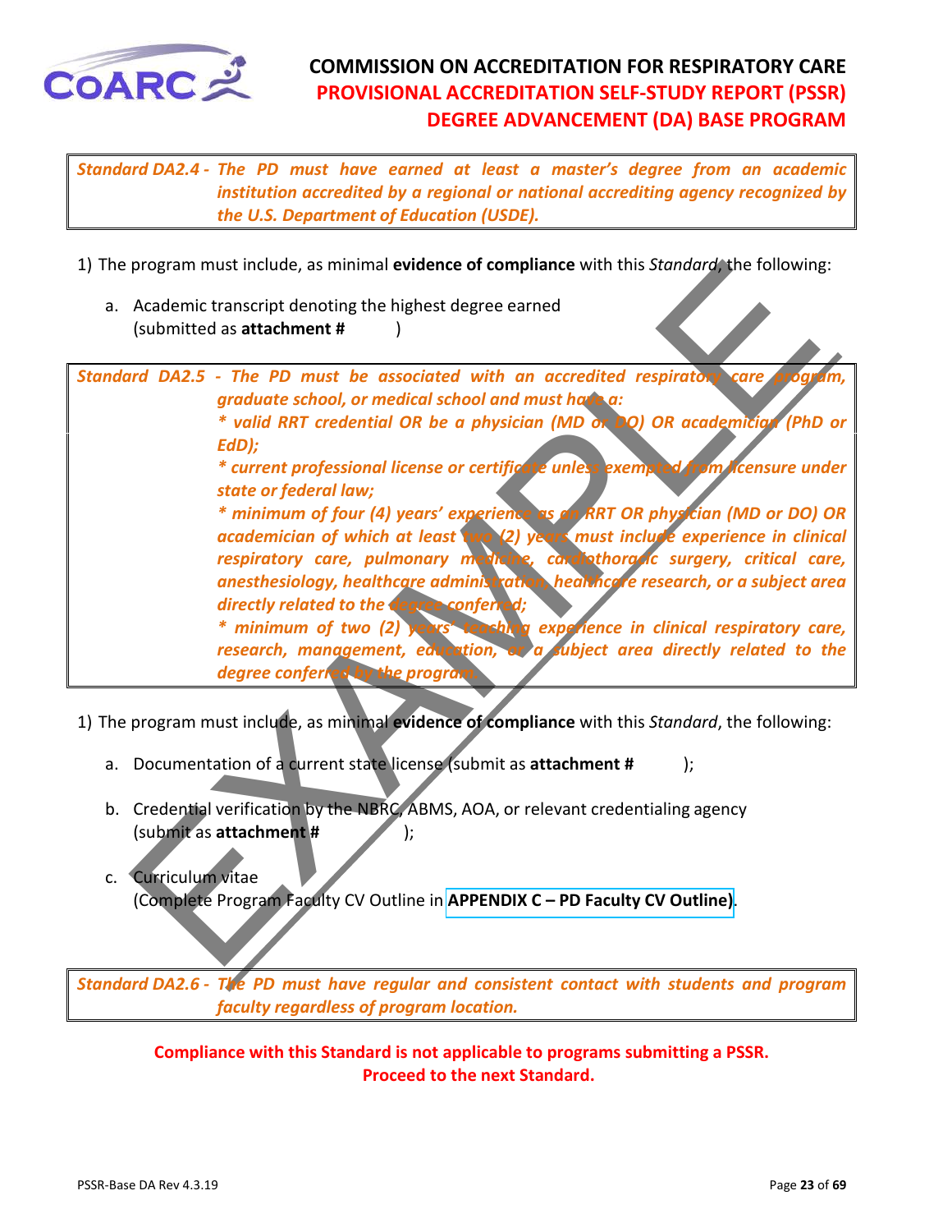**Standard DA2.4 -** *The PD must have earned at least a master's degree from an academic institution accredited by a regional or national accrediting agency recognized by the U.S. Department of Education (USDE).*

1) The program must include, as minimal **evidence of compliance** with this *Standard*, the following:

   a. Academic transcript denoting the highest degree earned (submitted as **attachment #** )

**Standard DA2.5 -** *The PD must be associated with an accredited respiratory care program, graduate school, or medical school and must have a:*

*\* valid RRT credential OR be a physician (MD or DO) OR academician (PhD or EdD);*

*\* current professional license or certificate unless exempted from licensure under state or federal law;*

*\* minimum of four (4) years' experience as an RRT OR physician (MD or DO) OR academician of which at least two (2) years must include experience in clinical respiratory care, pulmonary medicine, cardiothoracic surgery, critical care, anesthesiology, healthcare administration, healthcare research, or a subject area directly related to the degree conferred;*

*\* minimum of two (2) years' teaching experience in clinical respiratory care, research, management, education, or a subject area directly related to the degree conferred by the program.*

1) The program must include, as minimal **evidence of compliance** with this *Standard*, the following:

   a. Documentation of a current state license (submit as **attachment #** );

   b. Credential verification by the NBRC, ABMS, AOA, or relevant credentialing agency (submit as **attachment #** );

   c. Curriculum vitae (Complete Program Faculty CV Outline in **APPENDIX C – PD Faculty CV Outline**).

**Standard DA2.6 -** *The PD must have regular and consistent contact with students and program faculty regardless of program location.*

**Compliance with this Standard is not applicable to programs submitting a PSSR. Proceed to the next Standard.**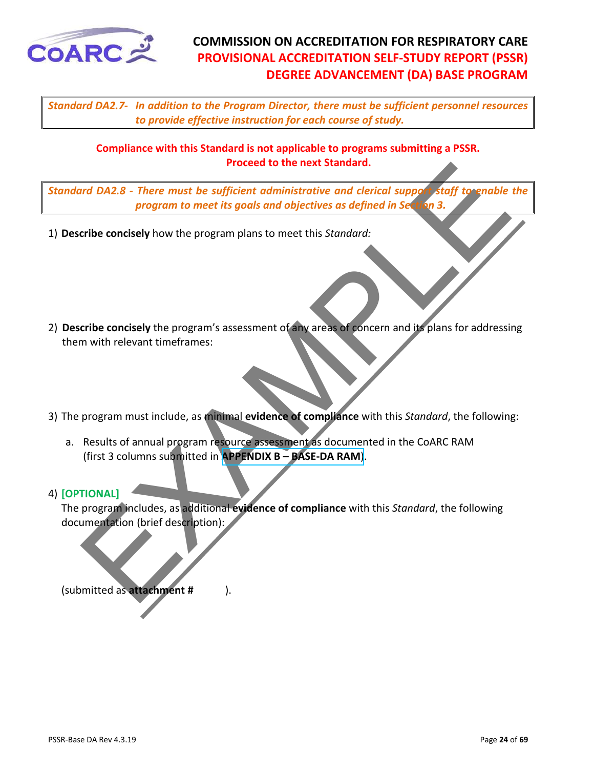*Standard DA2.7- In addition to the Program Director, there must be sufficient personnel resources to provide effective instruction for each course of study.*

**Compliance with this Standard is not applicable to programs submitting a PSSR. Proceed to the next Standard.**

*Standard DA2.8 - There must be sufficient administrative and clerical support staff to enable the program to meet its goals and objectives as defined in Section 3.*

1) **Describe concisely** how the program plans to meet this *Standard:*

2) **Describe concisely** the program's assessment of any areas of concern and its plans for addressing them with relevant timeframes:

3) The program must include, as minimal **evidence of compliance** with this *Standard*, the following:

   a. Results of annual program resource assessment as documented in the CoARC RAM (first 3 columns submitted in **APPENDIX B – BASE-DA RAM**).

4) **[OPTIONAL]**
   The program includes, as additional **evidence of compliance** with this *Standard*, the following documentation (brief description):

   (submitted as **attachment #** ).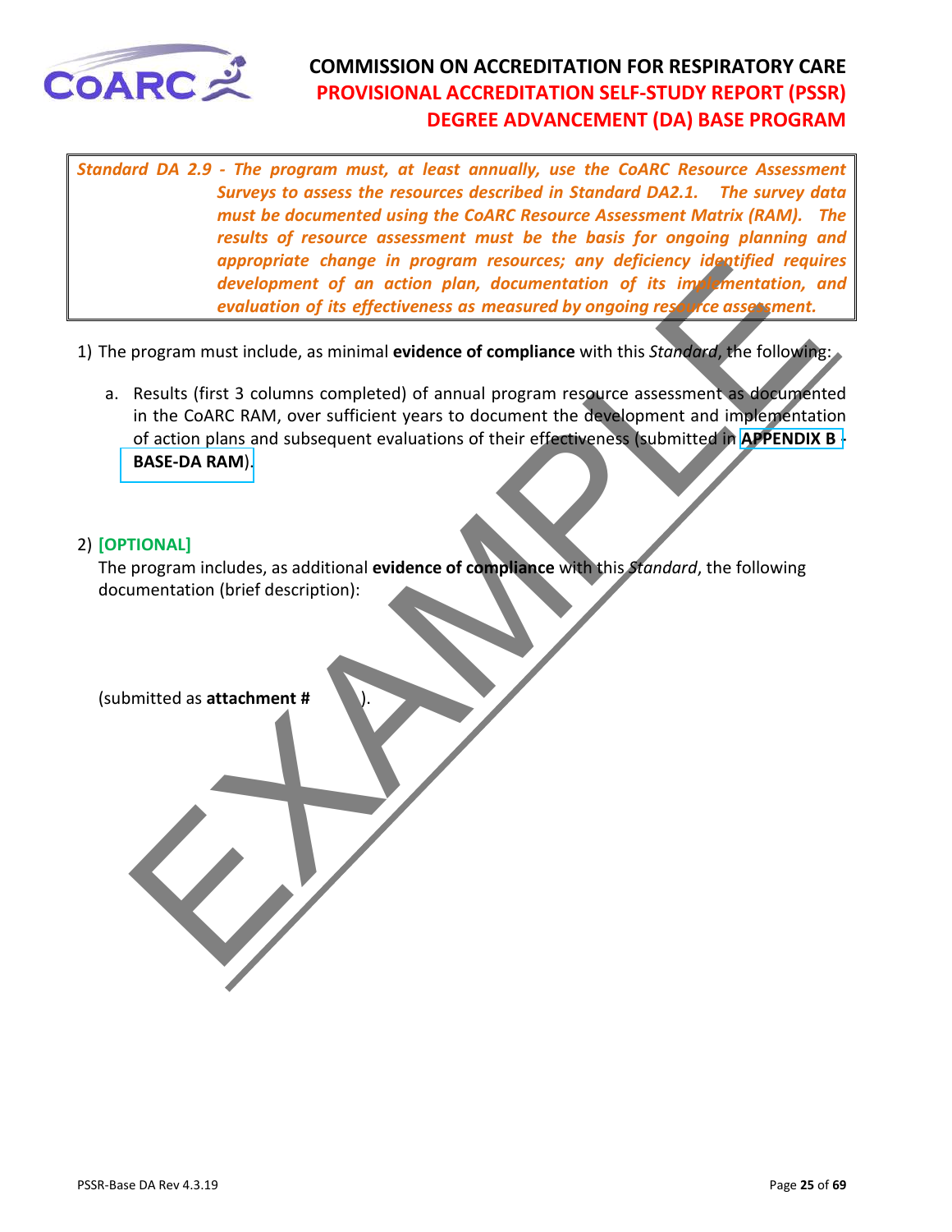***Standard DA 2.9 - The program must, at least annually, use the CoARC Resource Assessment Surveys to assess the resources described in Standard DA2.1. The survey data must be documented using the CoARC Resource Assessment Matrix (RAM). The results of resource assessment must be the basis for ongoing planning and appropriate change in program resources; any deficiency identified requires development of an action plan, documentation of its implementation, and evaluation of its effectiveness as measured by ongoing resource assessment.***

1) The program must include, as minimal **evidence of compliance** with this *Standard*, the following:

   a. Results (first 3 columns completed) of annual program resource assessment as documented in the CoARC RAM, over sufficient years to document the development and implementation of action plans and subsequent evaluations of their effectiveness (submitted in **APPENDIX B - BASE-DA RAM**).

2) **[OPTIONAL]**
   The program includes, as additional **evidence of compliance** with this *Standard*, the following documentation (brief description):

   (submitted as **attachment #** ).

EXAMPLE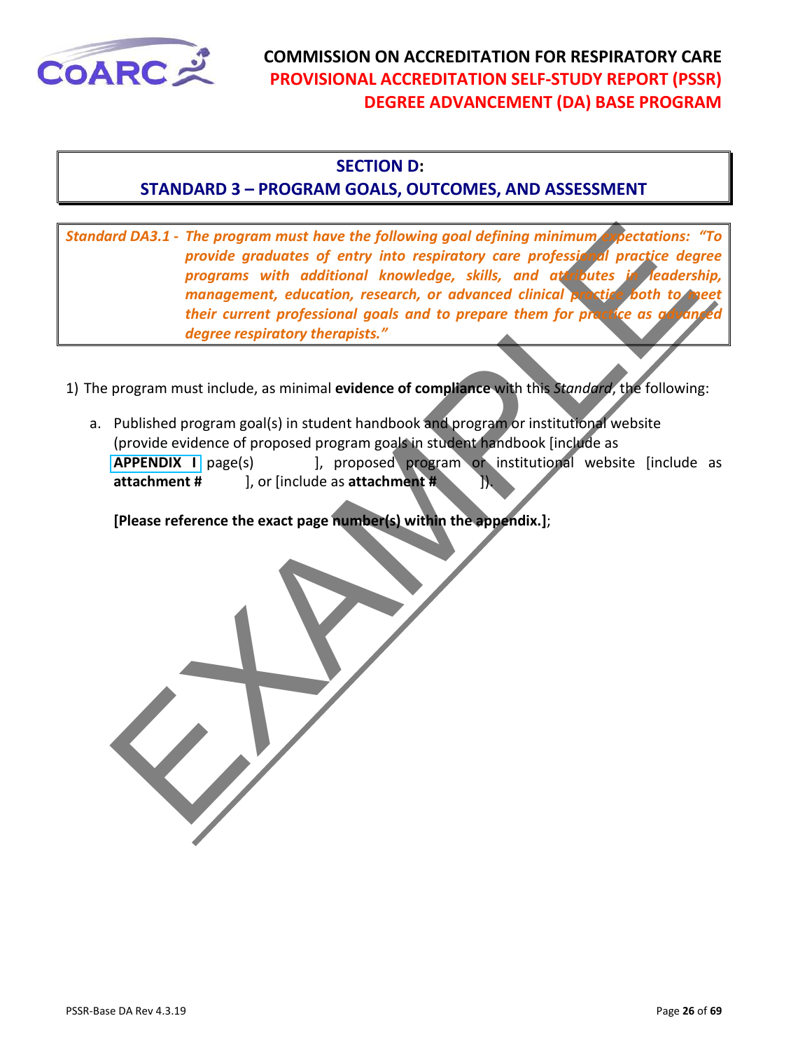## SECTION D:
## STANDARD 3 – PROGRAM GOALS, OUTCOMES, AND ASSESSMENT

***Standard DA3.1 - The program must have the following goal defining minimum expectations: "To provide graduates of entry into respiratory care professional practice degree programs with additional knowledge, skills, and attributes in leadership, management, education, research, or advanced clinical practice both to meet their current professional goals and to prepare them for practice as advanced degree respiratory therapists."***

1) The program must include, as minimal **evidence of compliance** with this *Standard*, the following:

   a. Published program goal(s) in student handbook and program or institutional website (provide evidence of proposed program goals in student handbook [include as **APPENDIX I** page(s) ], proposed program or institutional website [include as **attachment #** ], or [include as **attachment #** ]).

   **[Please reference the exact page number(s) within the appendix.]**;

EXAMPLE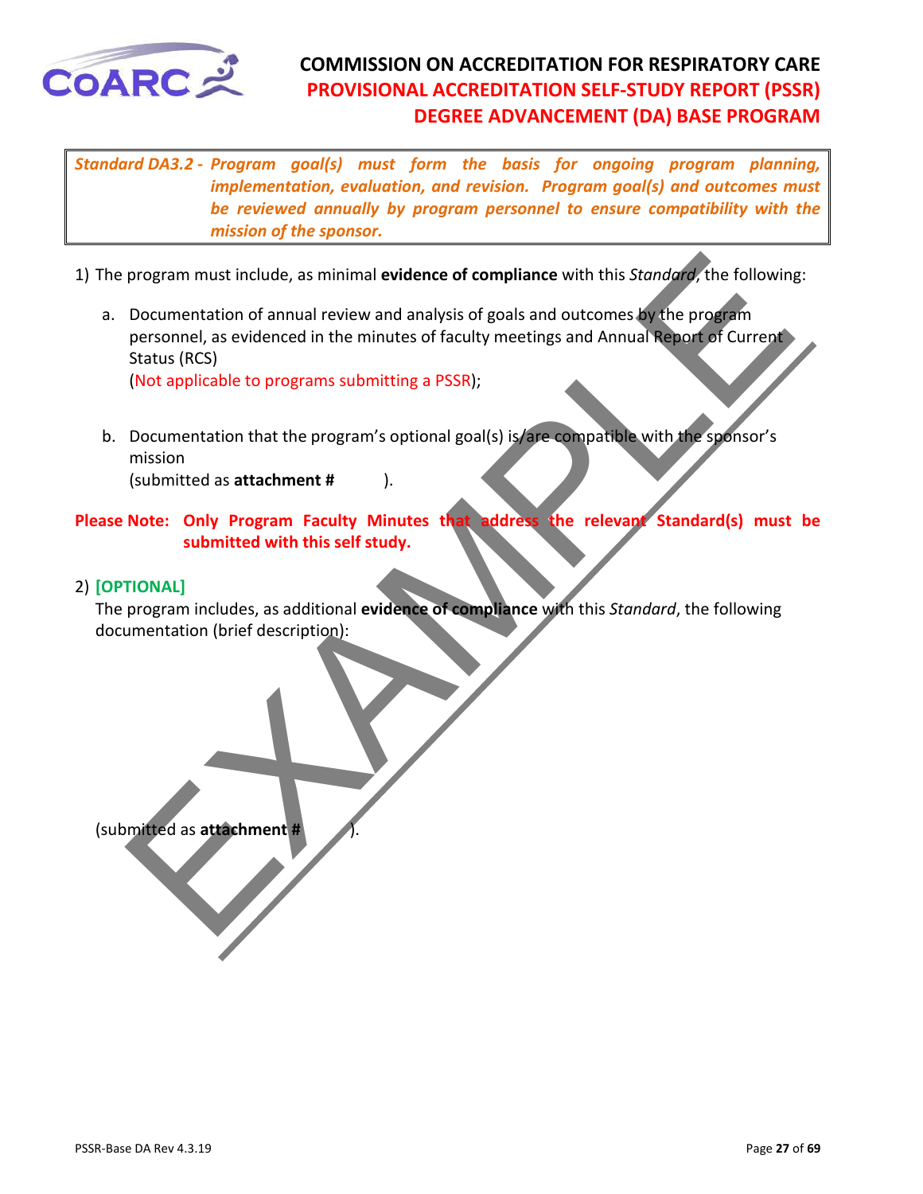*Standard DA3.2 - Program goal(s) must form the basis for ongoing program planning, implementation, evaluation, and revision. Program goal(s) and outcomes must be reviewed annually by program personnel to ensure compatibility with the mission of the sponsor.*

1) The program must include, as minimal **evidence of compliance** with this *Standard*, the following:

   a. Documentation of annual review and analysis of goals and outcomes by the program personnel, as evidenced in the minutes of faculty meetings and Annual Report of Current Status (RCS)
   (Not applicable to programs submitting a PSSR);

   b. Documentation that the program's optional goal(s) is/are compatible with the sponsor's mission
   (submitted as **attachment #** ).

**Please Note: Only Program Faculty Minutes that address the relevant Standard(s) must be submitted with this self study.**

2) **[OPTIONAL]**
   The program includes, as additional **evidence of compliance** with this *Standard*, the following documentation (brief description):

   (submitted as **attachment #** ).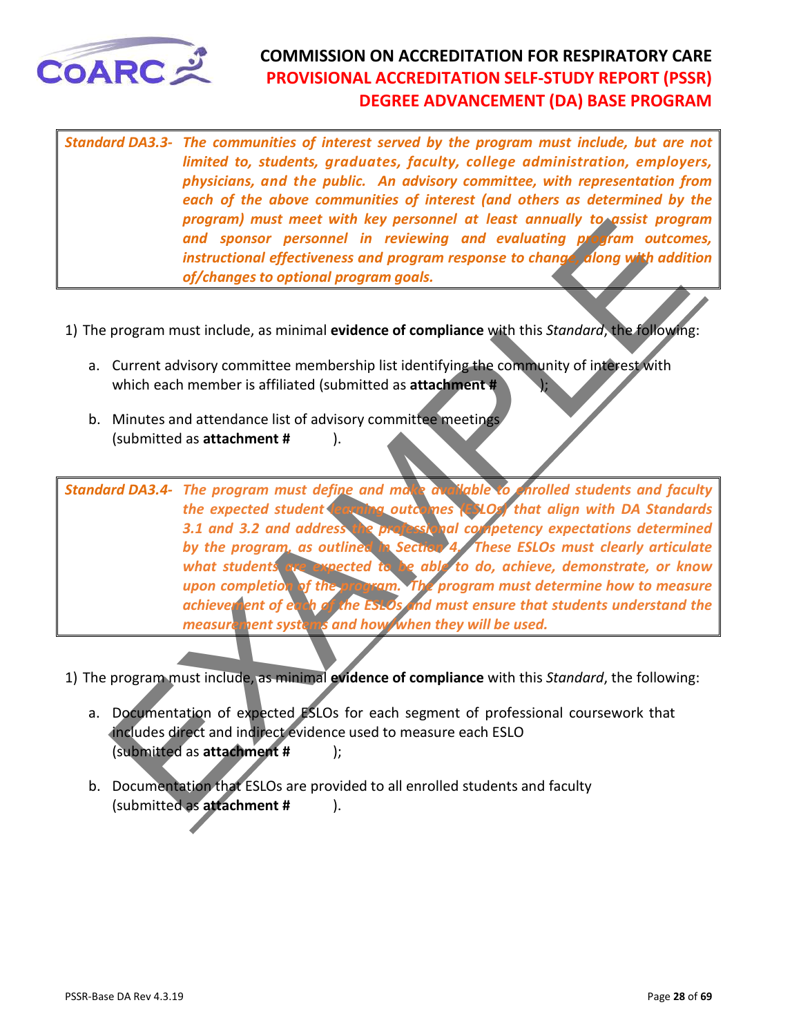**COMMISSION ON ACCREDITATION FOR RESPIRATORY CARE**
**PROVISIONAL ACCREDITATION SELF-STUDY REPORT (PSSR)**
**DEGREE ADVANCEMENT (DA) BASE PROGRAM**

| | |
|---|---|
| ***Standard DA3.3-*** | ***The communities of interest served by the program must include, but are not limited to, students, graduates, faculty, college administration, employers, physicians, and the public. An advisory committee, with representation from each of the above communities of interest (and others as determined by the program) must meet with key personnel at least annually to assist program and sponsor personnel in reviewing and evaluating program outcomes, instructional effectiveness and program response to change, along with addition of/changes to optional program goals.*** |

1) The program must include, as minimal **evidence of compliance** with this *Standard*, the following:

   a. Current advisory committee membership list identifying the community of interest with which each member is affiliated (submitted as **attachment #** );

   b. Minutes and attendance list of advisory committee meetings (submitted as **attachment #** ).

| | |
|---|---|
| ***Standard DA3.4-*** | ***The program must define and make available to enrolled students and faculty the expected student learning outcomes (ESLOs) that align with DA Standards 3.1 and 3.2 and address the professional competency expectations determined by the program, as outlined in Section 4. These ESLOs must clearly articulate what students are expected to be able to do, achieve, demonstrate, or know upon completion of the program. The program must determine how to measure achievement of each of the ESLOs and must ensure that students understand the measurement systems and how/when they will be used.*** |

1) The program must include, as minimal **evidence of compliance** with this *Standard*, the following:

   a. Documentation of expected ESLOs for each segment of professional coursework that includes direct and indirect evidence used to measure each ESLO (submitted as **attachment #** );

   b. Documentation that ESLOs are provided to all enrolled students and faculty (submitted as **attachment #** ).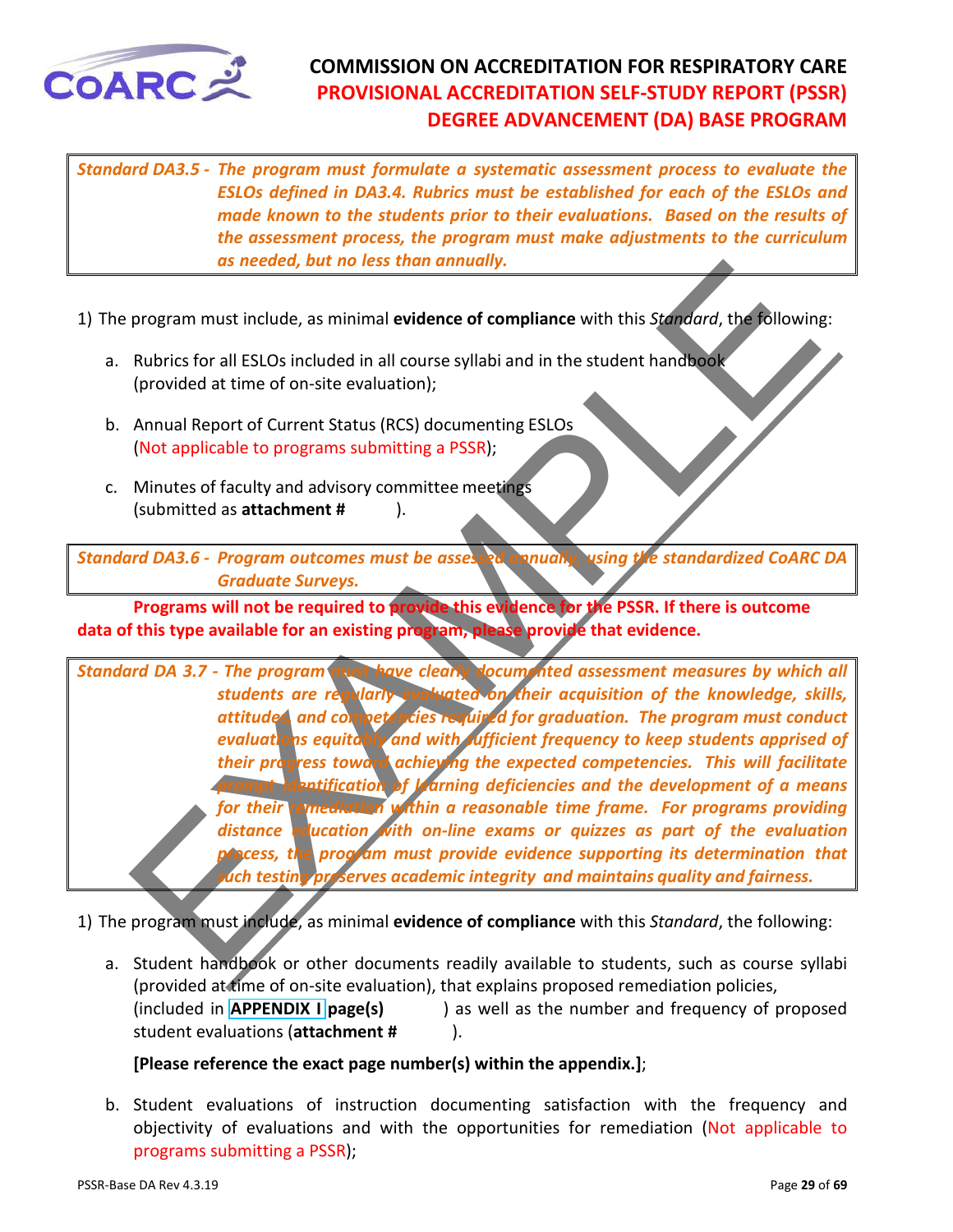*Standard DA3.5 - The program must formulate a systematic assessment process to evaluate the ESLOs defined in DA3.4. Rubrics must be established for each of the ESLOs and made known to the students prior to their evaluations. Based on the results of the assessment process, the program must make adjustments to the curriculum as needed, but no less than annually.*

1) The program must include, as minimal **evidence of compliance** with this *Standard*, the following:

   a. Rubrics for all ESLOs included in all course syllabi and in the student handbook (provided at time of on-site evaluation);

   b. Annual Report of Current Status (RCS) documenting ESLOs (Not applicable to programs submitting a PSSR);

   c. Minutes of faculty and advisory committee meetings (submitted as **attachment #** ).

*Standard DA3.6 - Program outcomes must be assessed annually, using the standardized CoARC DA Graduate Surveys.*

**Programs will not be required to provide this evidence for the PSSR. If there is outcome data of this type available for an existing program, please provide that evidence.**

*Standard DA 3.7 - The program must have clearly documented assessment measures by which all students are regularly evaluated on their acquisition of the knowledge, skills, attitudes, and competencies required for graduation. The program must conduct evaluations equitably and with sufficient frequency to keep students apprised of their progress toward achieving the expected competencies. This will facilitate prompt identification of learning deficiencies and the development of a means for their remediation within a reasonable time frame. For programs providing distance education with on-line exams or quizzes as part of the evaluation process, the program must provide evidence supporting its determination that such testing preserves academic integrity and maintains quality and fairness.*

1) The program must include, as minimal **evidence of compliance** with this *Standard*, the following:

   a. Student handbook or other documents readily available to students, such as course syllabi (provided at time of on-site evaluation), that explains proposed remediation policies, (included in **APPENDIX I page(s)** ) as well as the number and frequency of proposed student evaluations (**attachment #** ).

   **[Please reference the exact page number(s) within the appendix.]**;

   b. Student evaluations of instruction documenting satisfaction with the frequency and objectivity of evaluations and with the opportunities for remediation (Not applicable to programs submitting a PSSR);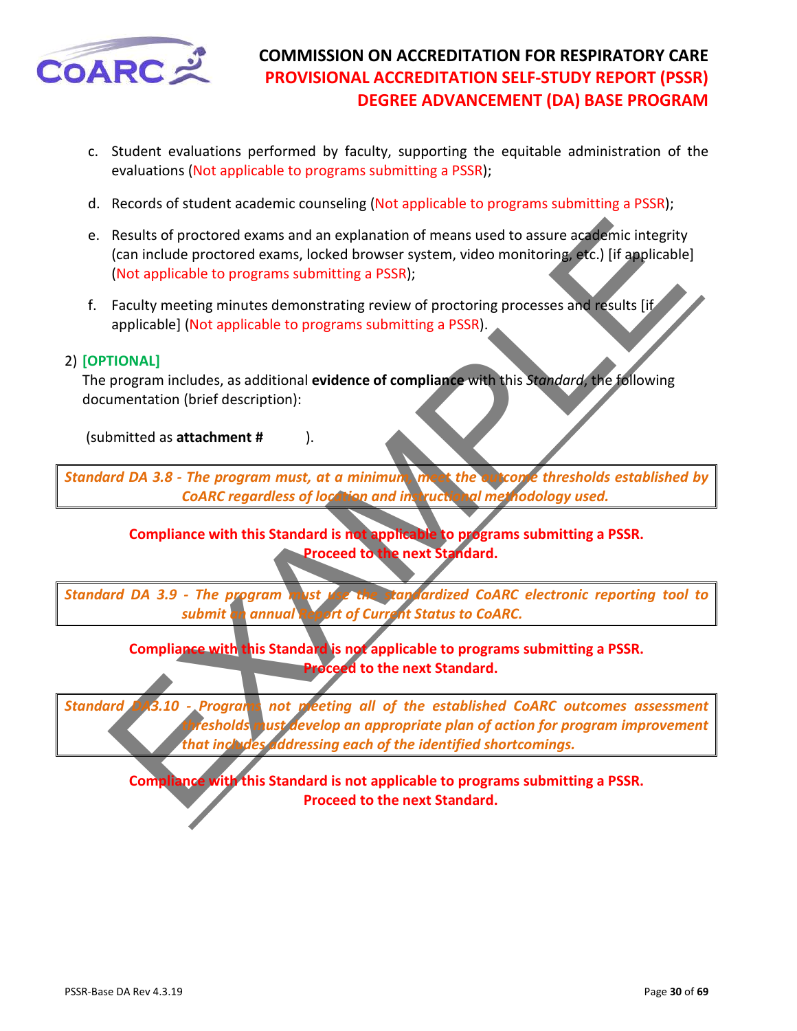c. Student evaluations performed by faculty, supporting the equitable administration of the evaluations (Not applicable to programs submitting a PSSR);

d. Records of student academic counseling (Not applicable to programs submitting a PSSR);

e. Results of proctored exams and an explanation of means used to assure academic integrity (can include proctored exams, locked browser system, video monitoring, etc.) [if applicable] (Not applicable to programs submitting a PSSR);

f. Faculty meeting minutes demonstrating review of proctoring processes and results [if applicable] (Not applicable to programs submitting a PSSR).

2) **[OPTIONAL]**
The program includes, as additional **evidence of compliance** with this *Standard*, the following documentation (brief description):

(submitted as **attachment #** ).

***Standard DA 3.8 - The program must, at a minimum, meet the outcome thresholds established by CoARC regardless of location and instructional methodology used.***

**Compliance with this Standard is not applicable to programs submitting a PSSR. Proceed to the next Standard.**

***Standard DA 3.9 - The program must use the standardized CoARC electronic reporting tool to submit an annual Report of Current Status to CoARC.***

**Compliance with this Standard is not applicable to programs submitting a PSSR. Proceed to the next Standard.**

***Standard DA3.10 - Programs not meeting all of the established CoARC outcomes assessment thresholds must develop an appropriate plan of action for program improvement that includes addressing each of the identified shortcomings.***

**Compliance with this Standard is not applicable to programs submitting a PSSR. Proceed to the next Standard.**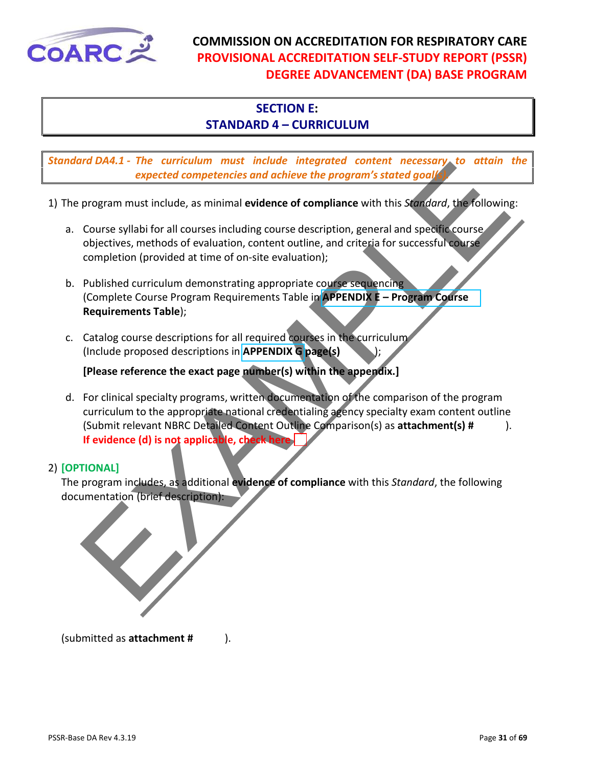# COMMISSION ON ACCREDITATION FOR RESPIRATORY CARE
## PROVISIONAL ACCREDITATION SELF-STUDY REPORT (PSSR)
## DEGREE ADVANCEMENT (DA) BASE PROGRAM

## SECTION E:
## STANDARD 4 – CURRICULUM

*Standard DA4.1 - The curriculum must include integrated content necessary to attain the expected competencies and achieve the program's stated goal(s).*

1) The program must include, as minimal **evidence of compliance** with this *Standard*, the following:

   a. Course syllabi for all courses including course description, general and specific course objectives, methods of evaluation, content outline, and criteria for successful course completion (provided at time of on-site evaluation);

   b. Published curriculum demonstrating appropriate course sequencing (Complete Course Program Requirements Table in **APPENDIX E – Program Course Requirements Table**);

   c. Catalog course descriptions for all required courses in the curriculum (Include proposed descriptions in **APPENDIX G page(s)** );

      **[Please reference the exact page number(s) within the appendix.]**

   d. For clinical specialty programs, written documentation of the comparison of the program curriculum to the appropriate national credentialing agency specialty exam content outline (Submit relevant NBRC Detailed Content Outline Comparison(s) as **attachment(s) #** ).
      **If evidence (d) is not applicable, check here** ☐

2) **[OPTIONAL]**
The program includes, as additional **evidence of compliance** with this *Standard*, the following documentation (brief description):

(submitted as **attachment #** ).

EXAMPLE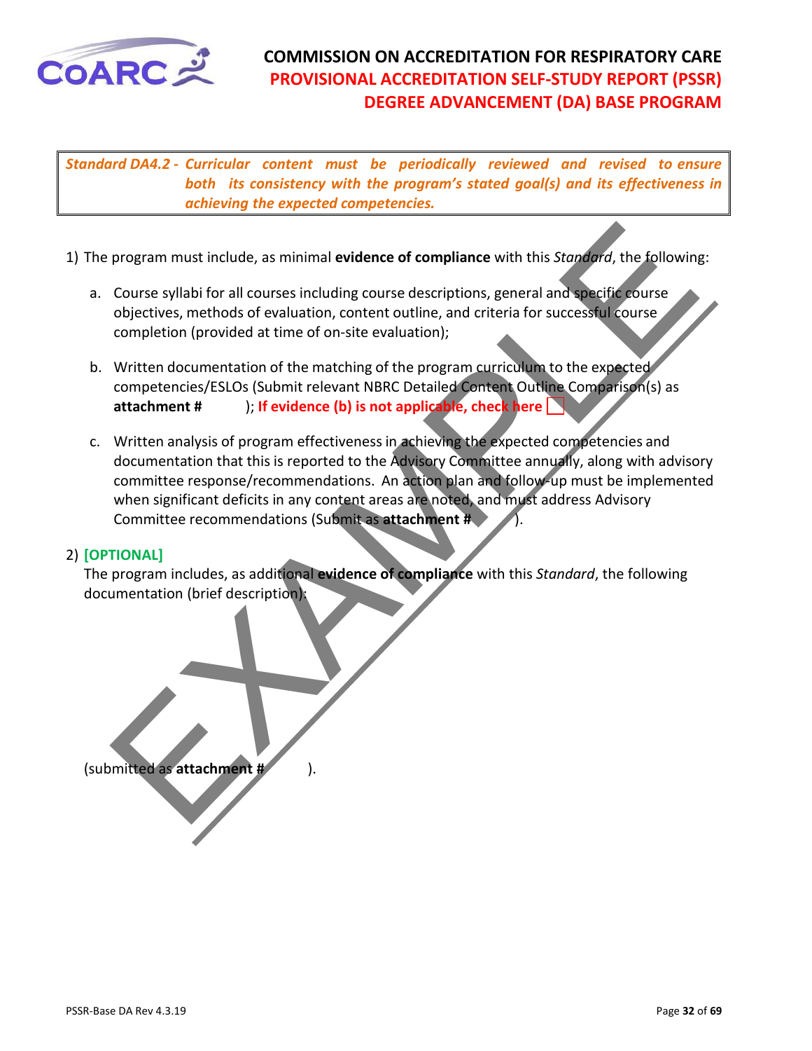**Standard DA4.2 -** ***Curricular content must be periodically reviewed and revised to ensure both its consistency with the program's stated goal(s) and its effectiveness in achieving the expected competencies.***

1) The program must include, as minimal **evidence of compliance** with this *Standard*, the following:

   a. Course syllabi for all courses including course descriptions, general and specific course objectives, methods of evaluation, content outline, and criteria for successful course completion (provided at time of on-site evaluation);

   b. Written documentation of the matching of the program curriculum to the expected competencies/ESLOs (Submit relevant NBRC Detailed Content Outline Comparison(s) as **attachment #** ); **If evidence (b) is not applicable, check here** ☐

   c. Written analysis of program effectiveness in achieving the expected competencies and documentation that this is reported to the Advisory Committee annually, along with advisory committee response/recommendations. An action plan and follow-up must be implemented when significant deficits in any content areas are noted, and must address Advisory Committee recommendations (Submit as **attachment #** ).

2) **[OPTIONAL]**
   The program includes, as additional **evidence of compliance** with this *Standard*, the following documentation (brief description):

   (submitted as **attachment #** ).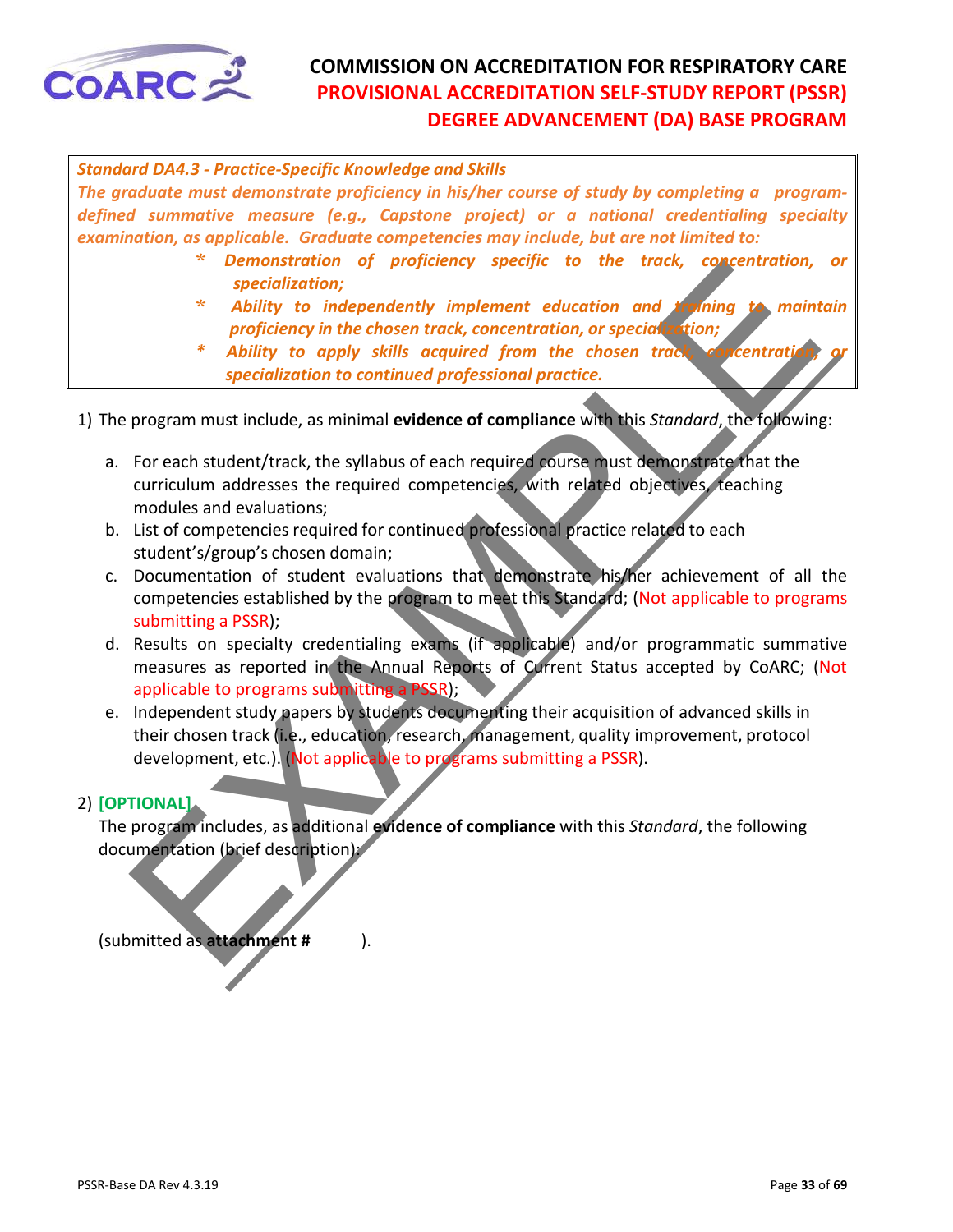***Standard DA4.3 - Practice-Specific Knowledge and Skills***

***The graduate must demonstrate proficiency in his/her course of study by completing a program-defined summative measure (e.g., Capstone project) or a national credentialing specialty examination, as applicable. Graduate competencies may include, but are not limited to:***

- ***Demonstration of proficiency specific to the track, concentration, or specialization;***
- ***Ability to independently implement education and training to maintain proficiency in the chosen track, concentration, or specialization;***
- ***Ability to apply skills acquired from the chosen track, concentration, or specialization to continued professional practice.***

1) The program must include, as minimal **evidence of compliance** with this *Standard*, the following:

   a. For each student/track, the syllabus of each required course must demonstrate that the curriculum addresses the required competencies, with related objectives, teaching modules and evaluations;

   b. List of competencies required for continued professional practice related to each student's/group's chosen domain;

   c. Documentation of student evaluations that demonstrate his/her achievement of all the competencies established by the program to meet this Standard; (Not applicable to programs submitting a PSSR);

   d. Results on specialty credentialing exams (if applicable) and/or programmatic summative measures as reported in the Annual Reports of Current Status accepted by CoARC; (Not applicable to programs submitting a PSSR);

   e. Independent study papers by students documenting their acquisition of advanced skills in their chosen track (i.e., education, research, management, quality improvement, protocol development, etc.). (Not applicable to programs submitting a PSSR).

2) **[OPTIONAL]**
   The program includes, as additional **evidence of compliance** with this *Standard*, the following documentation (brief description):

   (submitted as **attachment #** ).

EXAMPLE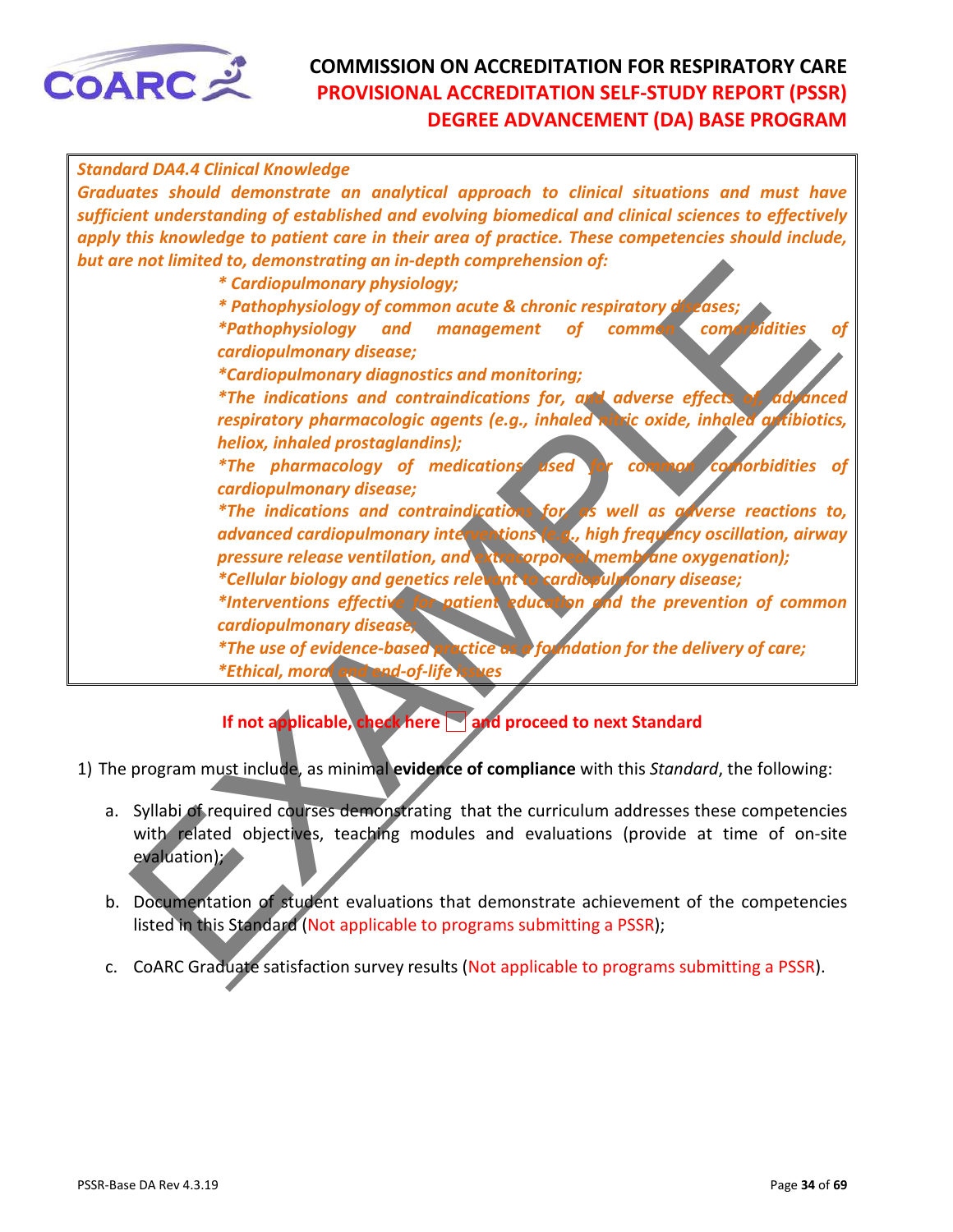**COMMISSION ON ACCREDITATION FOR RESPIRATORY CARE**
**PROVISIONAL ACCREDITATION SELF-STUDY REPORT (PSSR)**
**DEGREE ADVANCEMENT (DA) BASE PROGRAM**

***Standard DA4.4 Clinical Knowledge***

***Graduates should demonstrate an analytical approach to clinical situations and must have sufficient understanding of established and evolving biomedical and clinical sciences to effectively apply this knowledge to patient care in their area of practice. These competencies should include, but are not limited to, demonstrating an in-depth comprehension of:***

- ****Cardiopulmonary physiology;***
- ****Pathophysiology of common acute & chronic respiratory diseases;***
- ****Pathophysiology and management of common comorbidities of cardiopulmonary disease;***
- ****Cardiopulmonary diagnostics and monitoring;***
- ****The indications and contraindications for, and adverse effects of, advanced respiratory pharmacologic agents (e.g., inhaled nitric oxide, inhaled antibiotics, heliox, inhaled prostaglandins);***
- ****The pharmacology of medications used for common comorbidities of cardiopulmonary disease;***
- ****The indications and contraindications for, as well as adverse reactions to, advanced cardiopulmonary interventions (e.g., high frequency oscillation, airway pressure release ventilation, and extracorporeal membrane oxygenation);***
- ****Cellular biology and genetics relevant to cardiopulmonary disease;***
- ****Interventions effective for patient education and the prevention of common cardiopulmonary disease;***
- ****The use of evidence-based practice as a foundation for the delivery of care;***
- ****Ethical, moral and end-of-life issues***

**If not applicable, check here ☐ and proceed to next Standard**

1) The program must include, as minimal **evidence of compliance** with this *Standard*, the following:

   a. Syllabi of required courses demonstrating that the curriculum addresses these competencies with related objectives, teaching modules and evaluations (provide at time of on-site evaluation);

   b. Documentation of student evaluations that demonstrate achievement of the competencies listed in this Standard (Not applicable to programs submitting a PSSR);

   c. CoARC Graduate satisfaction survey results (Not applicable to programs submitting a PSSR).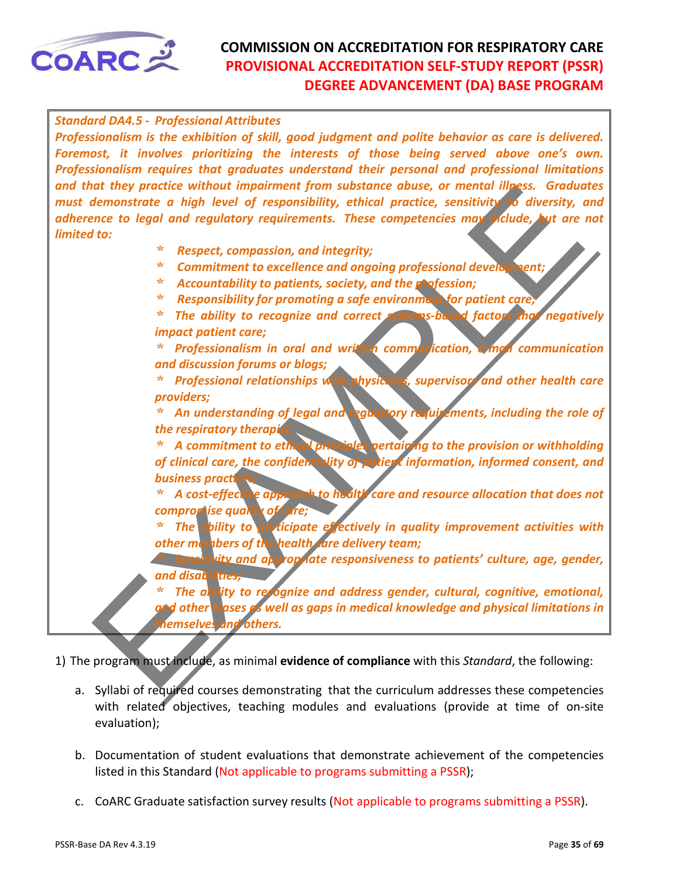*Standard DA4.5 - Professional Attributes*

***Professionalism is the exhibition of skill, good judgment and polite behavior as care is delivered. Foremost, it involves prioritizing the interests of those being served above one's own. Professionalism requires that graduates understand their personal and professional limitations and that they practice without impairment from substance abuse, or mental illness. Graduates must demonstrate a high level of responsibility, ethical practice, sensitivity to diversity, and adherence to legal and regulatory requirements. These competencies may include, but are not limited to:***

- ***Respect, compassion, and integrity;***
- ***Commitment to excellence and ongoing professional development;***
- ***Accountability to patients, society, and the profession;***
- ***Responsibility for promoting a safe environment for patient care;***
- ***The ability to recognize and correct systems-based factors that negatively impact patient care;***
- ***Professionalism in oral and written communication, e-mail communication and discussion forums or blogs;***
- ***Professional relationships with physicians, supervisors and other health care providers;***
- ***An understanding of legal and regulatory requirements, including the role of the respiratory therapist;***
- ***A commitment to ethical principles pertaining to the provision or withholding of clinical care, the confidentiality of patient information, informed consent, and business practices;***
- ***A cost-effective approach to health care and resource allocation that does not compromise quality of care;***
- ***The ability to participate effectively in quality improvement activities with other members of the health care delivery team;***
- ***Sensitivity and appropriate responsiveness to patients' culture, age, gender, and disabilities;***
- ***The ability to recognize and address gender, cultural, cognitive, emotional, and other biases as well as gaps in medical knowledge and physical limitations in themselves and others.***

1) The program must include, as minimal **evidence of compliance** with this *Standard*, the following:

   a. Syllabi of required courses demonstrating that the curriculum addresses these competencies with related objectives, teaching modules and evaluations (provide at time of on-site evaluation);

   b. Documentation of student evaluations that demonstrate achievement of the competencies listed in this Standard (Not applicable to programs submitting a PSSR);

   c. CoARC Graduate satisfaction survey results (Not applicable to programs submitting a PSSR).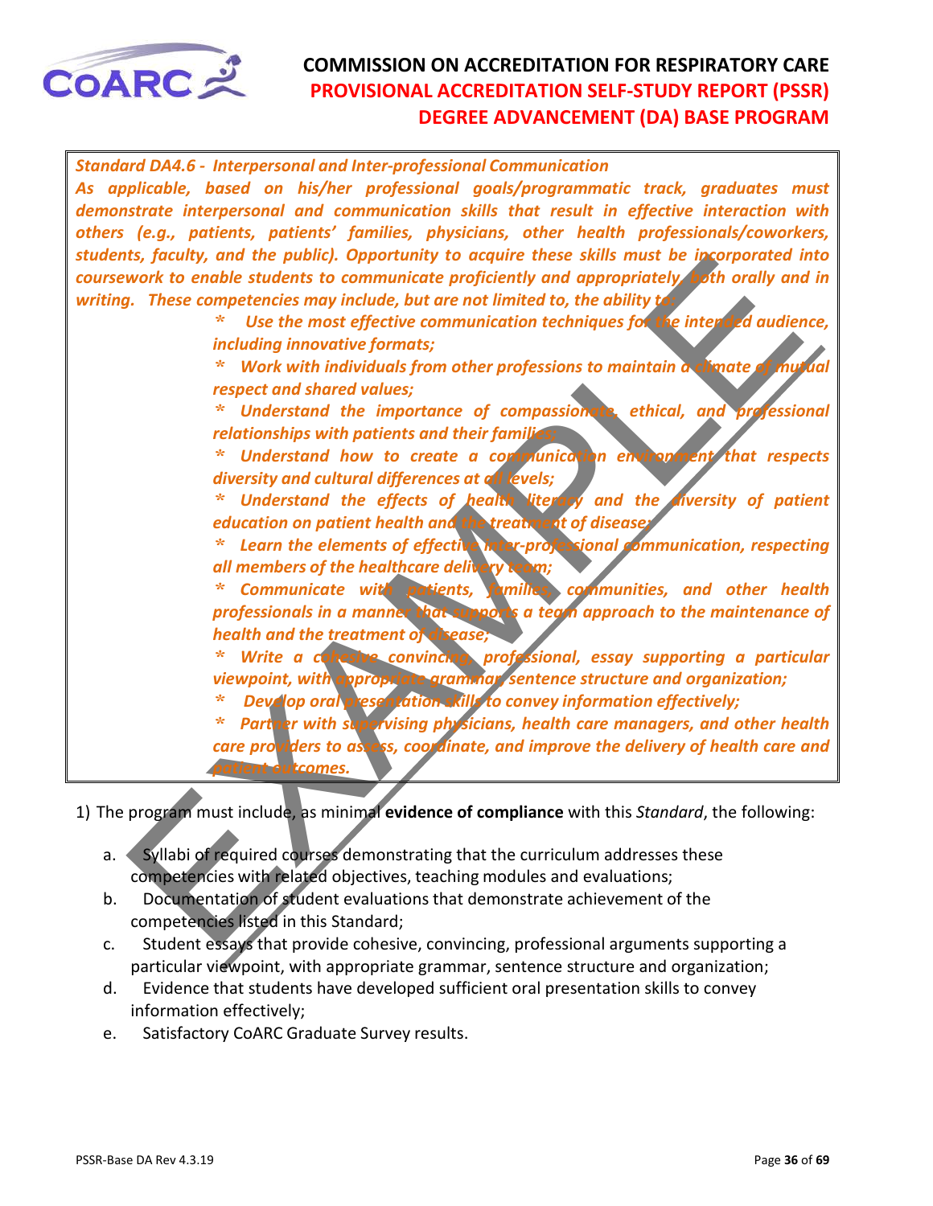*Standard DA4.6 - Interpersonal and Inter-professional Communication*

***As applicable, based on his/her professional goals/programmatic track, graduates must demonstrate interpersonal and communication skills that result in effective interaction with others (e.g., patients, patients' families, physicians, other health professionals/coworkers, students, faculty, and the public). Opportunity to acquire these skills must be incorporated into coursework to enable students to communicate proficiently and appropriately, both orally and in writing. These competencies may include, but are not limited to, the ability to:***

- ***Use the most effective communication techniques for the intended audience, including innovative formats;***
- ***Work with individuals from other professions to maintain a climate of mutual respect and shared values;***
- ***Understand the importance of compassionate, ethical, and professional relationships with patients and their families;***
- ***Understand how to create a communication environment that respects diversity and cultural differences at all levels;***
- ***Understand the effects of health literacy and the diversity of patient education on patient health and the treatment of disease;***
- ***Learn the elements of effective inter-professional communication, respecting all members of the healthcare delivery team;***
- ***Communicate with patients, families, communities, and other health professionals in a manner that supports a team approach to the maintenance of health and the treatment of disease;***
- ***Write a cohesive convincing, professional, essay supporting a particular viewpoint, with appropriate grammar, sentence structure and organization;***
- ***Develop oral presentation skills to convey information effectively;***
- ***Partner with supervising physicians, health care managers, and other health care providers to assess, coordinate, and improve the delivery of health care and patient outcomes.***

1) The program must include, as minimal **evidence of compliance** with this *Standard*, the following:

   a. Syllabi of required courses demonstrating that the curriculum addresses these competencies with related objectives, teaching modules and evaluations;
   b. Documentation of student evaluations that demonstrate achievement of the competencies listed in this Standard;
   c. Student essays that provide cohesive, convincing, professional arguments supporting a particular viewpoint, with appropriate grammar, sentence structure and organization;
   d. Evidence that students have developed sufficient oral presentation skills to convey information effectively;
   e. Satisfactory CoARC Graduate Survey results.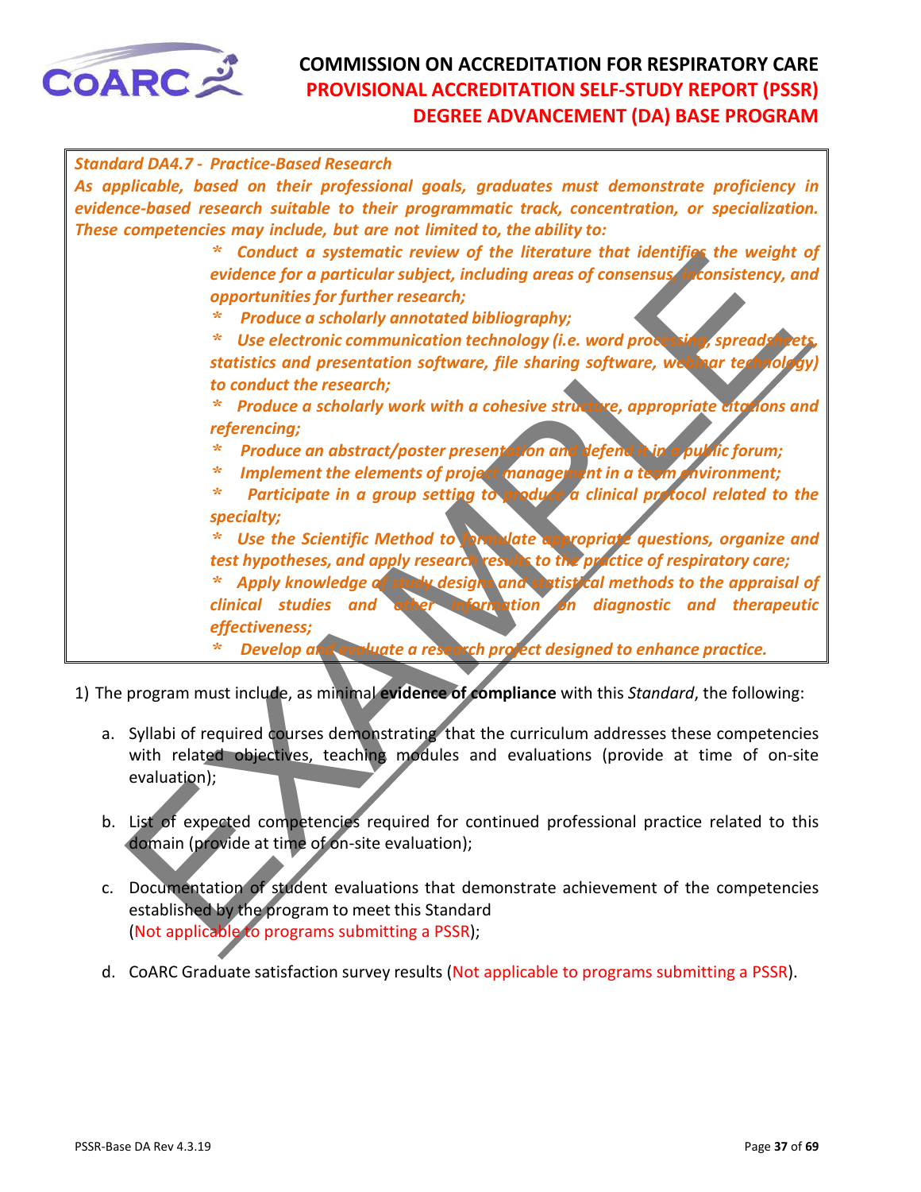***Standard DA4.7 - Practice-Based Research***

***As applicable, based on their professional goals, graduates must demonstrate proficiency in evidence-based research suitable to their programmatic track, concentration, or specialization. These competencies may include, but are not limited to, the ability to:***

- *Conduct a systematic review of the literature that identifies the weight of evidence for a particular subject, including areas of consensus, inconsistency, and opportunities for further research;*
- *Produce a scholarly annotated bibliography;*
- *Use electronic communication technology (i.e. word processing, spreadsheets, statistics and presentation software, file sharing software, webinar technology) to conduct the research;*
- *Produce a scholarly work with a cohesive structure, appropriate citations and referencing;*
- *Produce an abstract/poster presentation and defend it in a public forum;*
- *Implement the elements of project management in a team environment;*
- *Participate in a group setting to produce a clinical protocol related to the specialty;*
- *Use the Scientific Method to formulate appropriate questions, organize and test hypotheses, and apply research results to the practice of respiratory care;*
- *Apply knowledge of study designs and statistical methods to the appraisal of clinical studies and other information on diagnostic and therapeutic effectiveness;*
- *Develop and evaluate a research project designed to enhance practice.*

1) The program must include, as minimal **evidence of compliance** with this *Standard*, the following:

   a. Syllabi of required courses demonstrating that the curriculum addresses these competencies with related objectives, teaching modules and evaluations (provide at time of on-site evaluation);

   b. List of expected competencies required for continued professional practice related to this domain (provide at time of on-site evaluation);

   c. Documentation of student evaluations that demonstrate achievement of the competencies established by the program to meet this Standard (Not applicable to programs submitting a PSSR);

   d. CoARC Graduate satisfaction survey results (Not applicable to programs submitting a PSSR).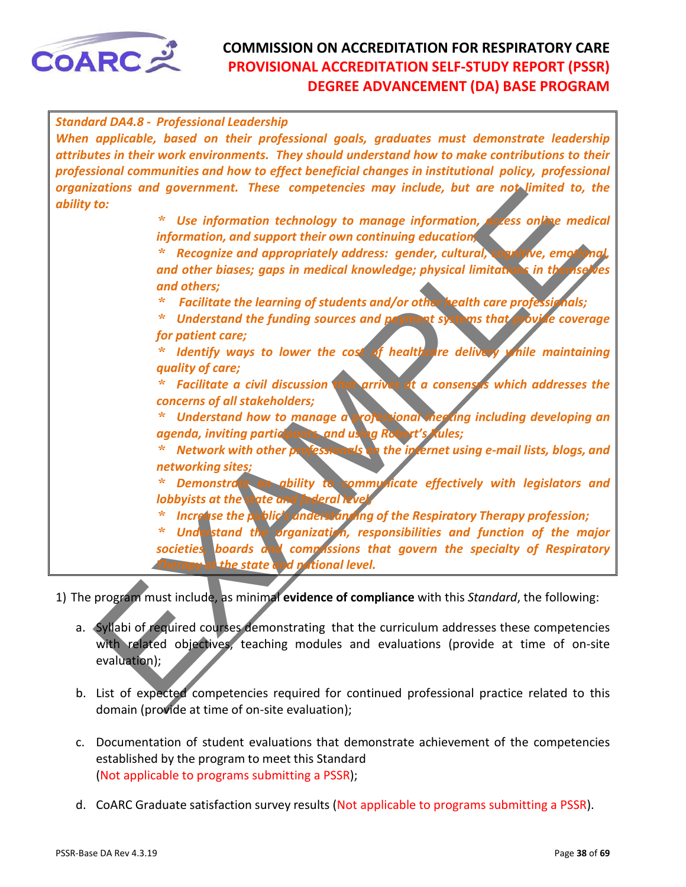***Standard DA4.8 - Professional Leadership***

***When applicable, based on their professional goals, graduates must demonstrate leadership attributes in their work environments. They should understand how to make contributions to their professional communities and how to effect beneficial changes in institutional policy, professional organizations and government. These competencies may include, but are not limited to, the ability to:***

- ***Use information technology to manage information, access online medical information, and support their own continuing education;***
- ***Recognize and appropriately address: gender, cultural, cognitive, emotional, and other biases; gaps in medical knowledge; physical limitations in themselves and others;***
- ***Facilitate the learning of students and/or other health care professionals;***
- ***Understand the funding sources and payment systems that provide coverage for patient care;***
- ***Identify ways to lower the cost of healthcare delivery while maintaining quality of care;***
- ***Facilitate a civil discussion that arrives at a consensus which addresses the concerns of all stakeholders;***
- ***Understand how to manage a professional meeting including developing an agenda, inviting participants, and using Robert's Rules;***
- ***Network with other professionals on the internet using e-mail lists, blogs, and networking sites;***
- ***Demonstrate an ability to communicate effectively with legislators and lobbyists at the state and federal level;***
- ***Increase the public's understanding of the Respiratory Therapy profession;***
- ***Understand the organization, responsibilities and function of the major societies, boards and commissions that govern the specialty of Respiratory Therapy at the state and national level.***

1) The program must include, as minimal **evidence of compliance** with this *Standard*, the following:

   a. Syllabi of required courses demonstrating that the curriculum addresses these competencies with related objectives, teaching modules and evaluations (provide at time of on-site evaluation);

   b. List of expected competencies required for continued professional practice related to this domain (provide at time of on-site evaluation);

   c. Documentation of student evaluations that demonstrate achievement of the competencies established by the program to meet this Standard (Not applicable to programs submitting a PSSR);

   d. CoARC Graduate satisfaction survey results (Not applicable to programs submitting a PSSR).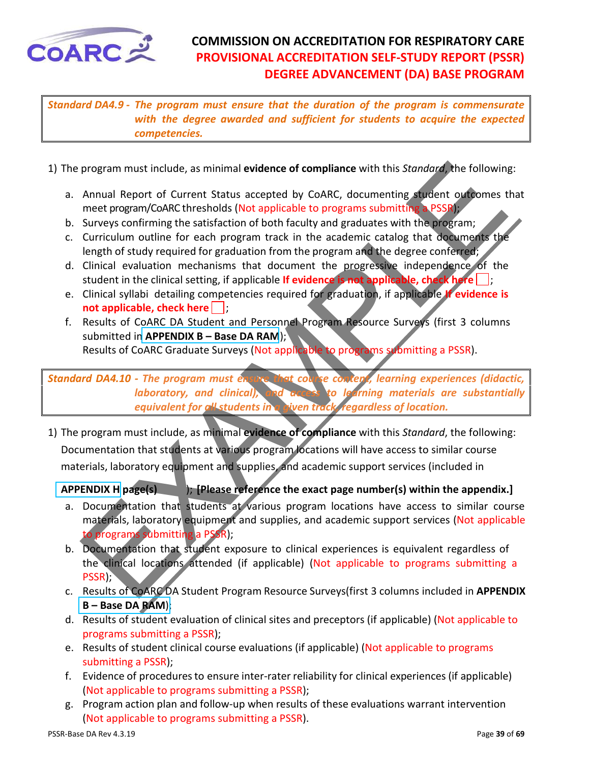**Standard DA4.9 -** ***The program must ensure that the duration of the program is commensurate with the degree awarded and sufficient for students to acquire the expected competencies.***

1) The program must include, as minimal **evidence of compliance** with this *Standard*, the following:

   a. Annual Report of Current Status accepted by CoARC, documenting student outcomes that meet program/CoARC thresholds (Not applicable to programs submitting a PSSR);
   b. Surveys confirming the satisfaction of both faculty and graduates with the program;
   c. Curriculum outline for each program track in the academic catalog that documents the length of study required for graduation from the program and the degree conferred;
   d. Clinical evaluation mechanisms that document the progressive independence of the student in the clinical setting, if applicable **If evidence is not applicable, check here** ☐;
   e. Clinical syllabi detailing competencies required for graduation, if applicable **If evidence is not applicable, check here** ☐;
   f. Results of CoARC DA Student and Personnel Program Resource Surveys (first 3 columns submitted in **APPENDIX B – Base DA RAM**);
      Results of CoARC Graduate Surveys (Not applicable to programs submitting a PSSR).

**Standard DA4.10 -** ***The program must ensure that course content, learning experiences (didactic, laboratory, and clinical), and access to learning materials are substantially equivalent for all students in a given track, regardless of location.***

1) The program must include, as minimal **evidence of compliance** with this *Standard*, the following:
   Documentation that students at various program locations will have access to similar course materials, laboratory equipment and supplies, and academic support services (included in

   **APPENDIX H page(s)** \_\_\_\_\_\_ ); **[Please reference the exact page number(s) within the appendix.]**

   a. Documentation that students at various program locations have access to similar course materials, laboratory equipment and supplies, and academic support services (Not applicable to programs submitting a PSSR);
   b. Documentation that student exposure to clinical experiences is equivalent regardless of the clinical locations attended (if applicable) (Not applicable to programs submitting a PSSR);
   c. Results of CoARC DA Student Program Resource Surveys(first 3 columns included in **APPENDIX B – Base DA RAM**);
   d. Results of student evaluation of clinical sites and preceptors (if applicable) (Not applicable to programs submitting a PSSR);
   e. Results of student clinical course evaluations (if applicable) (Not applicable to programs submitting a PSSR);
   f. Evidence of procedures to ensure inter-rater reliability for clinical experiences (if applicable) (Not applicable to programs submitting a PSSR);
   g. Program action plan and follow-up when results of these evaluations warrant intervention (Not applicable to programs submitting a PSSR).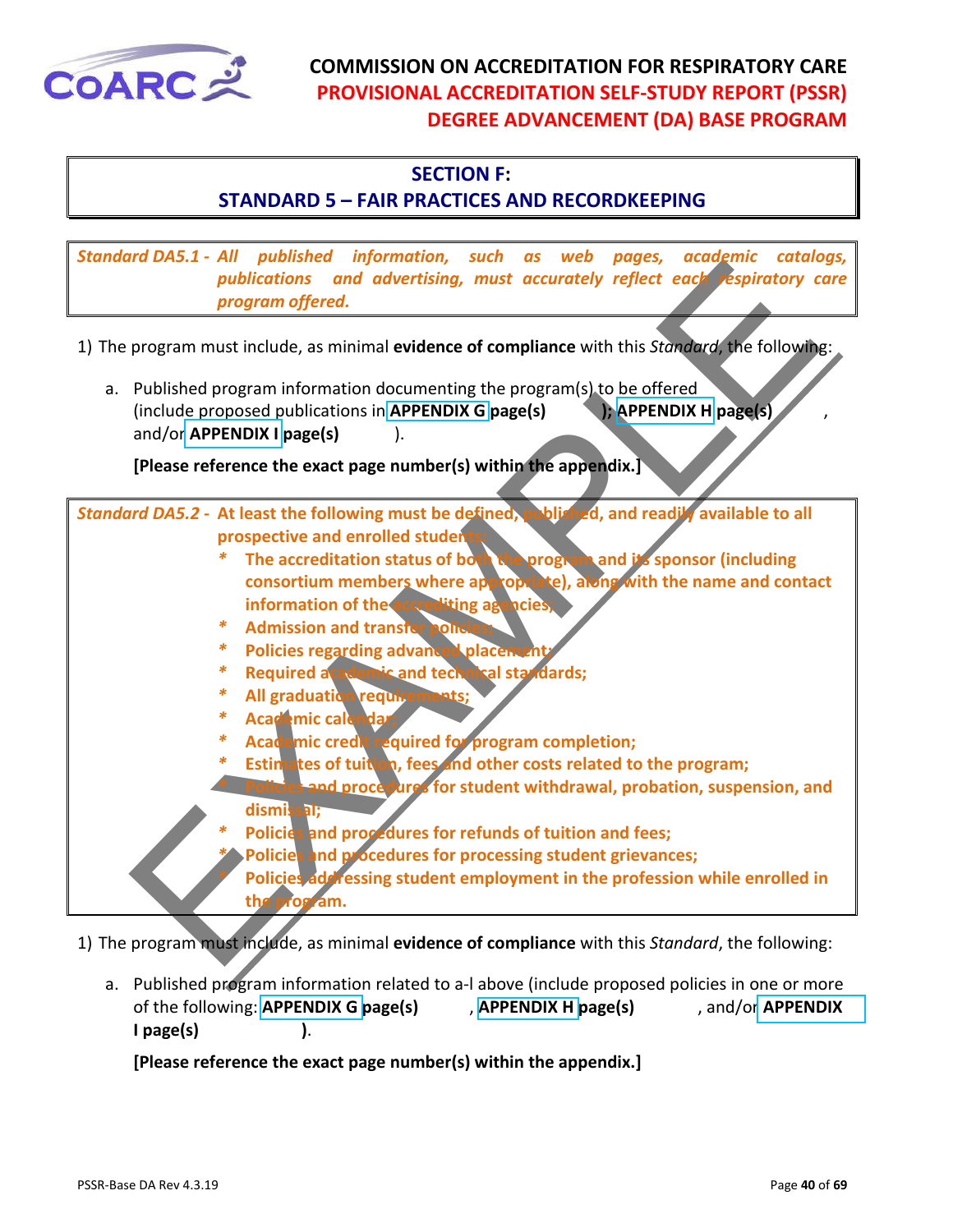# COMMISSION ON ACCREDITATION FOR RESPIRATORY CARE
## PROVISIONAL ACCREDITATION SELF-STUDY REPORT (PSSR)
## DEGREE ADVANCEMENT (DA) BASE PROGRAM

## SECTION F:
## STANDARD 5 – FAIR PRACTICES AND RECORDKEEPING

*Standard DA5.1 - All published information, such as web pages, academic catalogs, publications and advertising, must accurately reflect each respiratory care program offered.*

1) The program must include, as minimal **evidence of compliance** with this *Standard*, the following:

   a. Published program information documenting the program(s) to be offered (include proposed publications in **APPENDIX G page(s)** ); **APPENDIX H page(s)** , and/or **APPENDIX I page(s)** ).

   **[Please reference the exact page number(s) within the appendix.]**

***Standard DA5.2 - At least the following must be defined, published, and readily available to all prospective and enrolled students:***

- **The accreditation status of both the program and its sponsor (including consortium members where appropriate), along with the name and contact information of the accrediting agencies;**
- **Admission and transfer policies;**
- **Policies regarding advanced placement;**
- **Required academic and technical standards;**
- **All graduation requirements;**
- **Academic calendar;**
- **Academic credit required for program completion;**
- **Estimates of tuition, fees and other costs related to the program;**
- **Policies and procedures for student withdrawal, probation, suspension, and dismissal;**
- **Policies and procedures for refunds of tuition and fees;**
- **Policies and procedures for processing student grievances;**
- **Policies addressing student employment in the profession while enrolled in the program.**

1) The program must include, as minimal **evidence of compliance** with this *Standard*, the following:

   a. Published program information related to a-l above (include proposed policies in one or more of the following: **APPENDIX G page(s)** , **APPENDIX H page(s)** , and/or **APPENDIX I page(s)** ).

   **[Please reference the exact page number(s) within the appendix.]**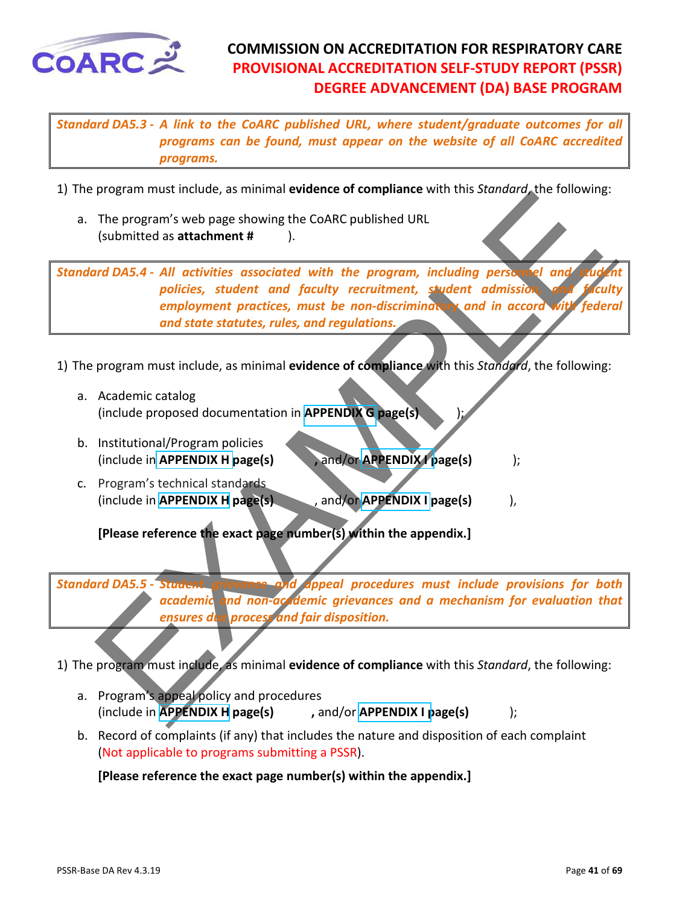***Standard DA5.3 - A link to the CoARC published URL, where student/graduate outcomes for all programs can be found, must appear on the website of all CoARC accredited programs.***

1) The program must include, as minimal **evidence of compliance** with this *Standard*, the following:

   a. The program's web page showing the CoARC published URL (submitted as **attachment #** ).

***Standard DA5.4 - All activities associated with the program, including personnel and student policies, student and faculty recruitment, student admission, and faculty employment practices, must be non-discriminatory and in accord with federal and state statutes, rules, and regulations.***

1) The program must include, as minimal **evidence of compliance** with this *Standard*, the following:

   a. Academic catalog (include proposed documentation in **APPENDIX G page(s)** );

   b. Institutional/Program policies (include in **APPENDIX H page(s)** **,** and/or **APPENDIX I page(s)** );

   c. Program's technical standards (include in **APPENDIX H page(s)** , and/or **APPENDIX I page(s)** ),

   **[Please reference the exact page number(s) within the appendix.]**

***Standard DA5.5 - Student grievance and appeal procedures must include provisions for both academic and non-academic grievances and a mechanism for evaluation that ensures due process and fair disposition.***

1) The program must include, as minimal **evidence of compliance** with this *Standard*, the following:

   a. Program's appeal policy and procedures (include in **APPENDIX H page(s)** **,** and/or **APPENDIX I page(s)** );

   b. Record of complaints (if any) that includes the nature and disposition of each complaint (Not applicable to programs submitting a PSSR).

   **[Please reference the exact page number(s) within the appendix.]**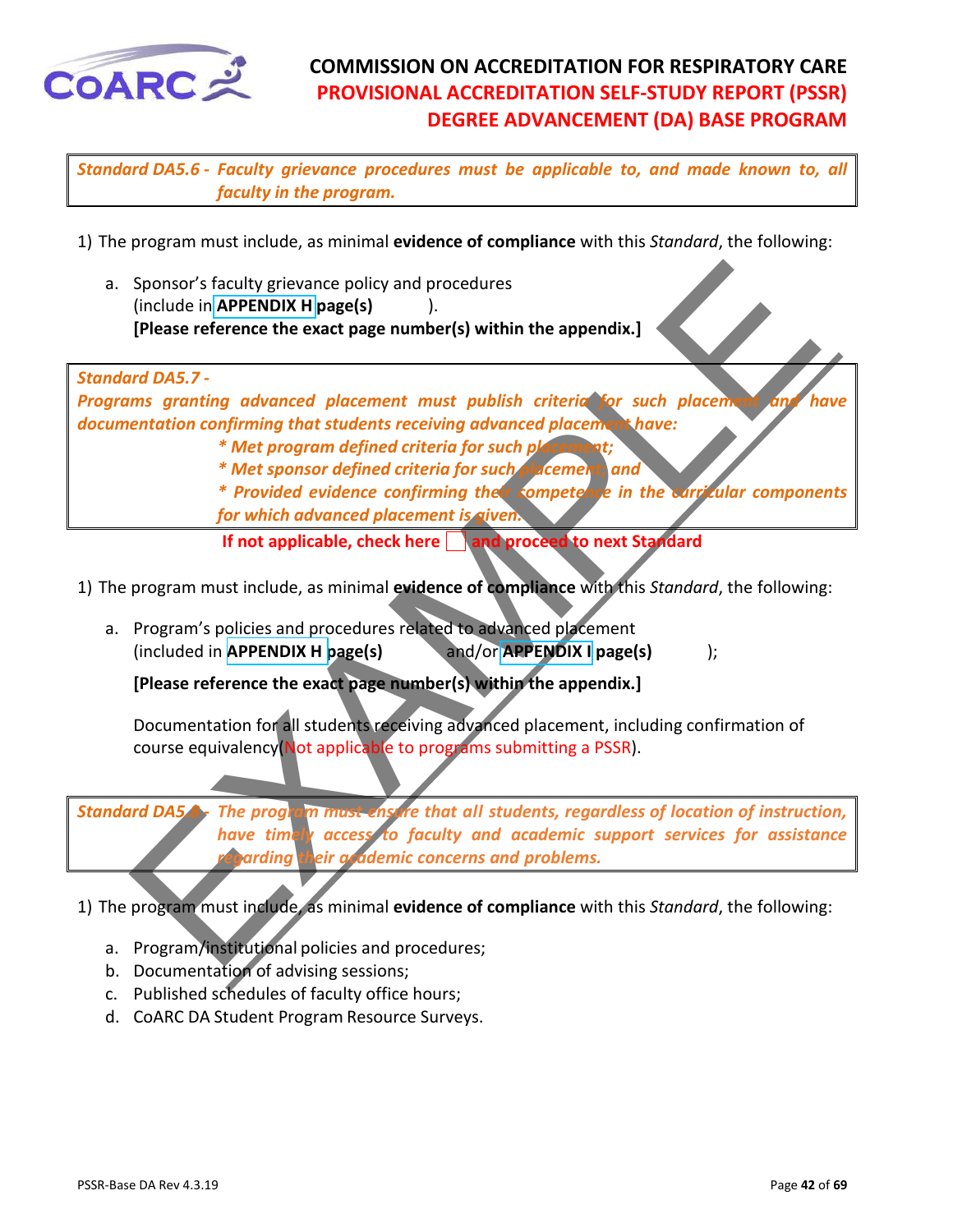*Standard DA5.6 - Faculty grievance procedures must be applicable to, and made known to, all faculty in the program.*

1) The program must include, as minimal **evidence of compliance** with this *Standard*, the following:

   a. Sponsor's faculty grievance policy and procedures (include in **APPENDIX H page(s)** ). **[Please reference the exact page number(s) within the appendix.]**

*Standard DA5.7 -*
*Programs granting advanced placement must publish criteria for such placement and have documentation confirming that students receiving advanced placement have:*
* *Met program defined criteria for such placement;*
* *Met sponsor defined criteria for such placement; and*
* *Provided evidence confirming their competence in the curricular components for which advanced placement is given.*

**If not applicable, check here ☐ and proceed to next Standard**

1) The program must include, as minimal **evidence of compliance** with this *Standard*, the following:

   a. Program's policies and procedures related to advanced placement (included in **APPENDIX H page(s)** and/or **APPENDIX I page(s)** );

      **[Please reference the exact page number(s) within the appendix.]**

      Documentation for all students receiving advanced placement, including confirmation of course equivalency(Not applicable to programs submitting a PSSR).

*Standard DA5.8 - The program must ensure that all students, regardless of location of instruction, have timely access to faculty and academic support services for assistance regarding their academic concerns and problems.*

1) The program must include, as minimal **evidence of compliance** with this *Standard*, the following:

   a. Program/institutional policies and procedures;
   b. Documentation of advising sessions;
   c. Published schedules of faculty office hours;
   d. CoARC DA Student Program Resource Surveys.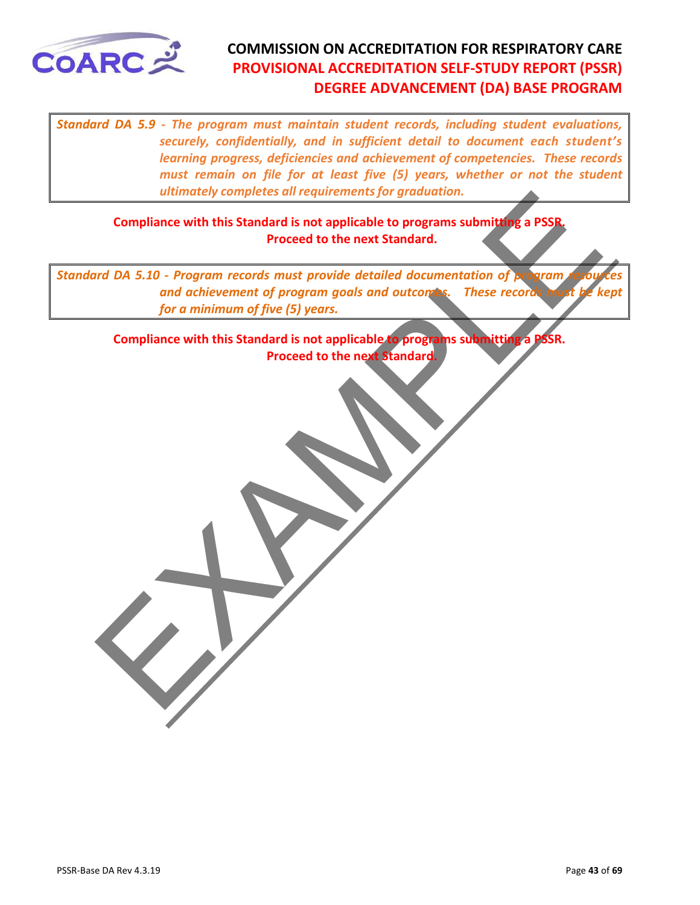*Standard DA 5.9 - The program must maintain student records, including student evaluations, securely, confidentially, and in sufficient detail to document each student's learning progress, deficiencies and achievement of competencies. These records must remain on file for at least five (5) years, whether or not the student ultimately completes all requirements for graduation.*

**Compliance with this Standard is not applicable to programs submitting a PSSR. Proceed to the next Standard.**

*Standard DA 5.10 - Program records must provide detailed documentation of program resources and achievement of program goals and outcomes. These records must be kept for a minimum of five (5) years.*

**Compliance with this Standard is not applicable to programs submitting a PSSR. Proceed to the next Standard.**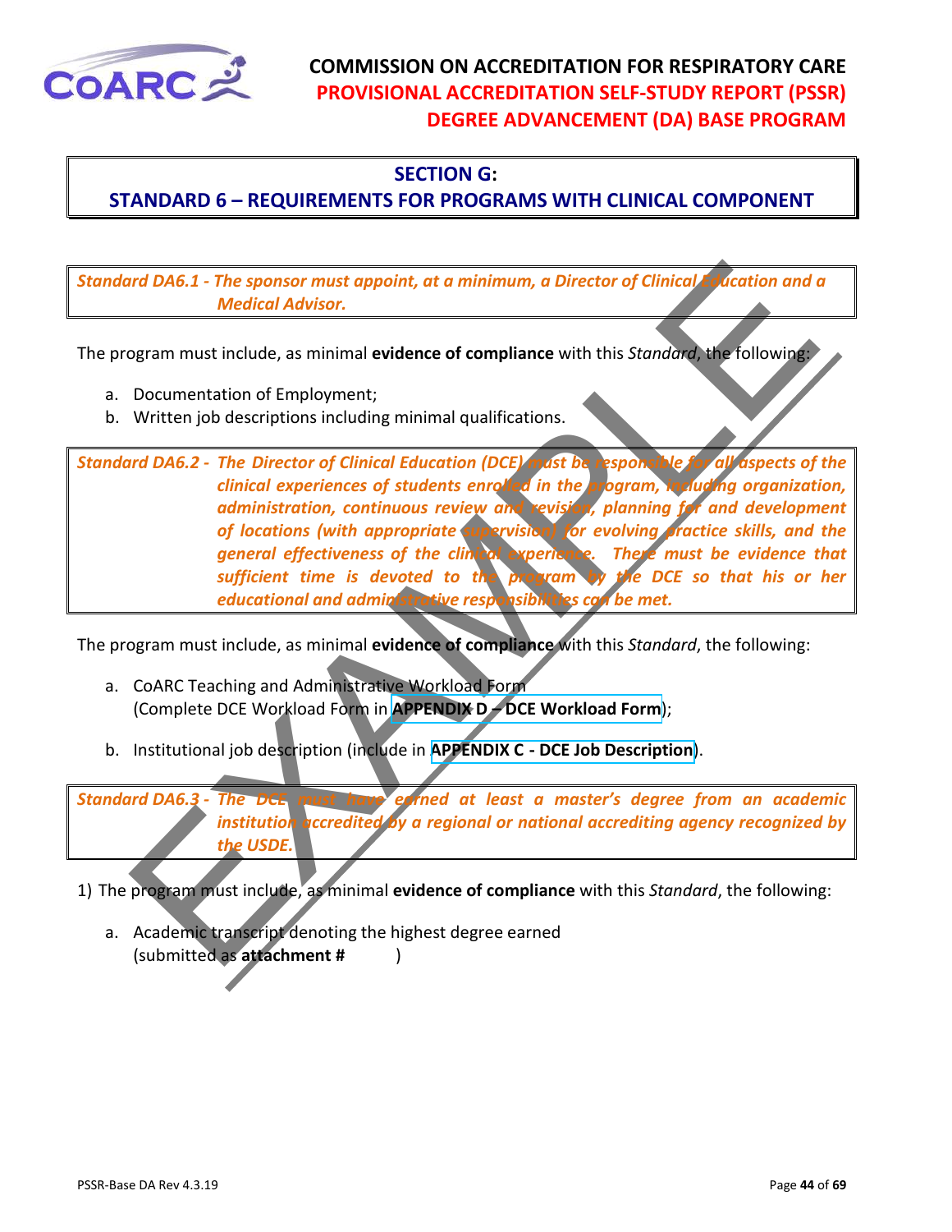## SECTION G:
## STANDARD 6 – REQUIREMENTS FOR PROGRAMS WITH CLINICAL COMPONENT

***Standard DA6.1 - The sponsor must appoint, at a minimum, a Director of Clinical Education and a Medical Advisor.***

The program must include, as minimal **evidence of compliance** with this *Standard*, the following:

a. Documentation of Employment;
b. Written job descriptions including minimal qualifications.

***Standard DA6.2 - The Director of Clinical Education (DCE) must be responsible for all aspects of the clinical experiences of students enrolled in the program, including organization, administration, continuous review and revision, planning for and development of locations (with appropriate supervision) for evolving practice skills, and the general effectiveness of the clinical experience. There must be evidence that sufficient time is devoted to the program by the DCE so that his or her educational and administrative responsibilities can be met.***

The program must include, as minimal **evidence of compliance** with this *Standard*, the following:

a. CoARC Teaching and Administrative Workload Form (Complete DCE Workload Form in **APPENDIX D – DCE Workload Form**);

b. Institutional job description (include in **APPENDIX C - DCE Job Description**).

***Standard DA6.3 - The DCE must have earned at least a master's degree from an academic institution accredited by a regional or national accrediting agency recognized by the USDE.***

1) The program must include, as minimal **evidence of compliance** with this *Standard*, the following:

a. Academic transcript denoting the highest degree earned (submitted as **attachment #** )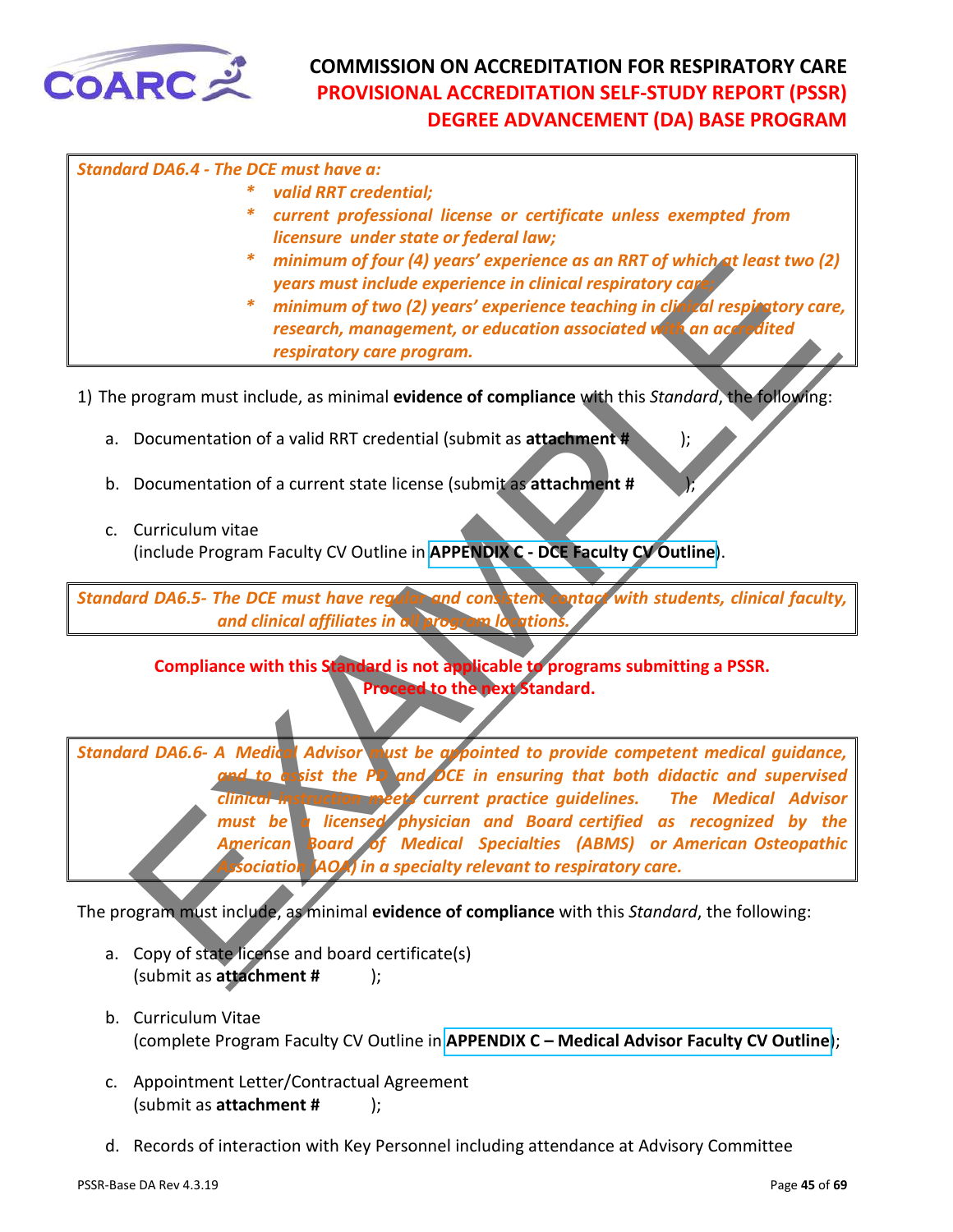***Standard DA6.4 - The DCE must have a:***

- ***valid RRT credential;***
- ***current professional license or certificate unless exempted from licensure under state or federal law;***
- ***minimum of four (4) years' experience as an RRT of which at least two (2) years must include experience in clinical respiratory care;***
- ***minimum of two (2) years' experience teaching in clinical respiratory care, research, management, or education associated with an accredited respiratory care program.***

1) The program must include, as minimal **evidence of compliance** with this *Standard*, the following:

   a. Documentation of a valid RRT credential (submit as **attachment #** );

   b. Documentation of a current state license (submit as **attachment #** );

   c. Curriculum vitae
   (include Program Faculty CV Outline in **APPENDIX C - DCE Faculty CV Outline**).

***Standard DA6.5- The DCE must have regular and consistent contact with students, clinical faculty, and clinical affiliates in all program locations.***

**Compliance with this Standard is not applicable to programs submitting a PSSR. Proceed to the next Standard.**

***Standard DA6.6- A Medical Advisor must be appointed to provide competent medical guidance, and to assist the PD and DCE in ensuring that both didactic and supervised clinical instruction meets current practice guidelines. The Medical Advisor must be a licensed physician and Board certified as recognized by the American Board of Medical Specialties (ABMS) or American Osteopathic Association (AOA) in a specialty relevant to respiratory care.***

The program must include, as minimal **evidence of compliance** with this *Standard*, the following:

a. Copy of state license and board certificate(s)
(submit as **attachment #** );

b. Curriculum Vitae
(complete Program Faculty CV Outline in **APPENDIX C – Medical Advisor Faculty CV Outline**);

c. Appointment Letter/Contractual Agreement
(submit as **attachment #** );

d. Records of interaction with Key Personnel including attendance at Advisory Committee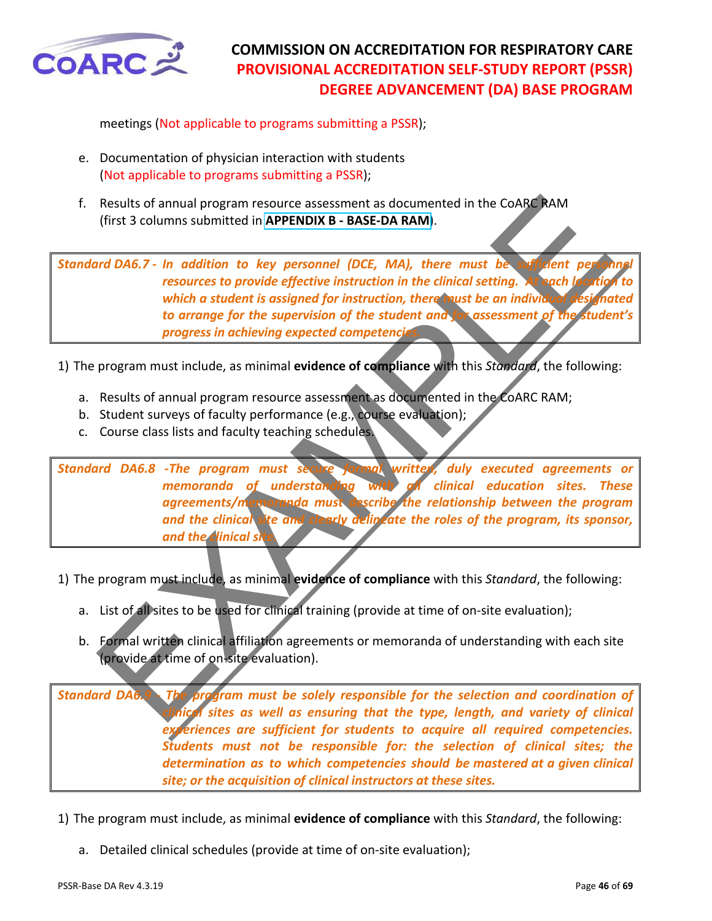meetings (Not applicable to programs submitting a PSSR);

e. Documentation of physician interaction with students (Not applicable to programs submitting a PSSR);

f. Results of annual program resource assessment as documented in the CoARC RAM (first 3 columns submitted in **APPENDIX B - BASE-DA RAM**).

| ***Standard DA6.7 -*** ***In addition to key personnel (DCE, MA), there must be sufficient personnel resources to provide effective instruction in the clinical setting. At each location to which a student is assigned for instruction, there must be an individual designated to arrange for the supervision of the student and for assessment of the student's progress in achieving expected competencies.*** |
|---|

1) The program must include, as minimal **evidence of compliance** with this *Standard*, the following:

   a. Results of annual program resource assessment as documented in the CoARC RAM;
   b. Student surveys of faculty performance (e.g., course evaluation);
   c. Course class lists and faculty teaching schedules.

| ***Standard DA6.8 -The program must secure formal written, duly executed agreements or memoranda of understanding with all clinical education sites. These agreements/memoranda must describe the relationship between the program and the clinical site and clearly delineate the roles of the program, its sponsor, and the clinical site.*** |
|---|

1) The program must include, as minimal **evidence of compliance** with this *Standard*, the following:

   a. List of all sites to be used for clinical training (provide at time of on-site evaluation);

   b. Formal written clinical affiliation agreements or memoranda of understanding with each site (provide at time of on-site evaluation).

| ***Standard DA6.9 - The program must be solely responsible for the selection and coordination of clinical sites as well as ensuring that the type, length, and variety of clinical experiences are sufficient for students to acquire all required competencies. Students must not be responsible for: the selection of clinical sites; the determination as to which competencies should be mastered at a given clinical site; or the acquisition of clinical instructors at these sites.*** |
|---|

1) The program must include, as minimal **evidence of compliance** with this *Standard*, the following:

   a. Detailed clinical schedules (provide at time of on-site evaluation);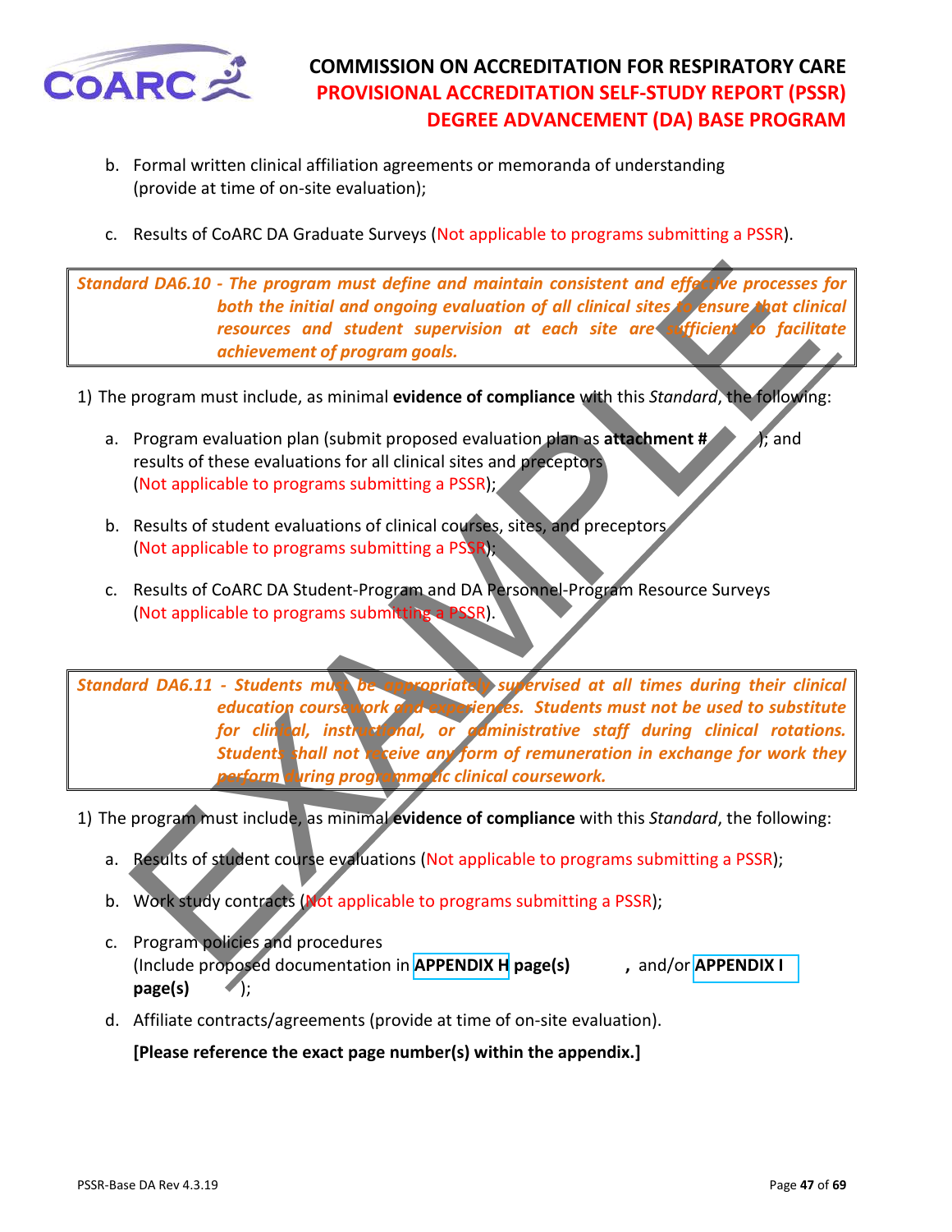b. Formal written clinical affiliation agreements or memoranda of understanding (provide at time of on-site evaluation);

c. Results of CoARC DA Graduate Surveys (Not applicable to programs submitting a PSSR).

> ***Standard DA6.10 - The program must define and maintain consistent and effective processes for both the initial and ongoing evaluation of all clinical sites to ensure that clinical resources and student supervision at each site are sufficient to facilitate achievement of program goals.***

1) The program must include, as minimal **evidence of compliance** with this *Standard*, the following:

   a. Program evaluation plan (submit proposed evaluation plan as **attachment #** ); and results of these evaluations for all clinical sites and preceptors (Not applicable to programs submitting a PSSR);

   b. Results of student evaluations of clinical courses, sites, and preceptors (Not applicable to programs submitting a PSSR);

   c. Results of CoARC DA Student-Program and DA Personnel-Program Resource Surveys (Not applicable to programs submitting a PSSR).

> ***Standard DA6.11 - Students must be appropriately supervised at all times during their clinical education coursework and experiences. Students must not be used to substitute for clinical, instructional, or administrative staff during clinical rotations. Students shall not receive any form of remuneration in exchange for work they perform during programmatic clinical coursework.***

1) The program must include, as minimal **evidence of compliance** with this *Standard*, the following:

   a. Results of student course evaluations (Not applicable to programs submitting a PSSR);

   b. Work study contracts (Not applicable to programs submitting a PSSR);

   c. Program policies and procedures (Include proposed documentation in **APPENDIX H page(s)** , and/or **APPENDIX I page(s)** );

   d. Affiliate contracts/agreements (provide at time of on-site evaluation).

   **[Please reference the exact page number(s) within the appendix.]**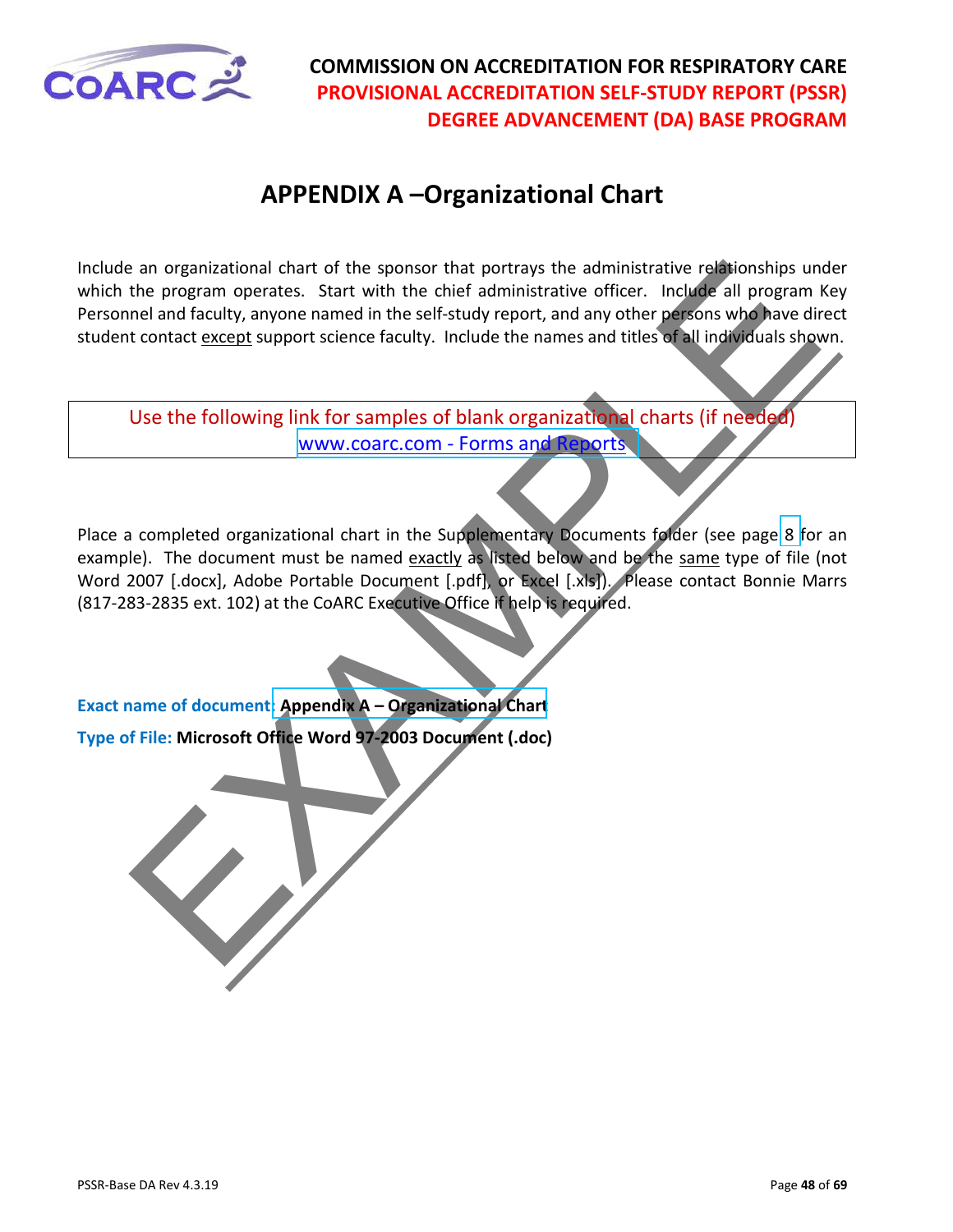# APPENDIX A –Organizational Chart

Include an organizational chart of the sponsor that portrays the administrative relationships under which the program operates. Start with the chief administrative officer. Include all program Key Personnel and faculty, anyone named in the self-study report, and any other persons who have direct student contact except support science faculty. Include the names and titles of all individuals shown.

| Use the following link for samples of blank organizational charts (if needed) www.coarc.com - Forms and Reports |
|---|

Place a completed organizational chart in the Supplementary Documents folder (see page 8 for an example). The document must be named exactly as listed below and be the same type of file (not Word 2007 [.docx], Adobe Portable Document [.pdf], or Excel [.xls]). Please contact Bonnie Marrs (817-283-2835 ext. 102) at the CoARC Executive Office if help is required.

**Exact name of document: Appendix A – Organizational Chart**

**Type of File: Microsoft Office Word 97-2003 Document (.doc)**

EXAMPLE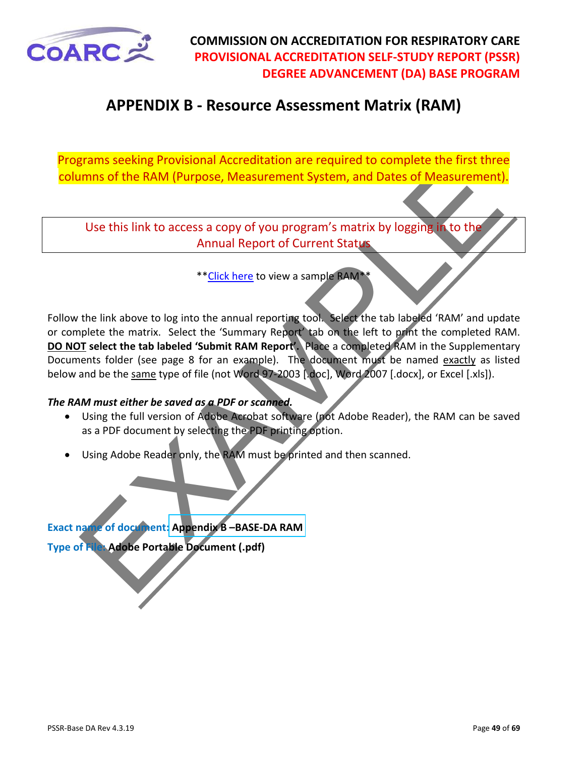**COMMISSION ON ACCREDITATION FOR RESPIRATORY CARE**
**PROVISIONAL ACCREDITATION SELF-STUDY REPORT (PSSR)**
**DEGREE ADVANCEMENT (DA) BASE PROGRAM**

# APPENDIX B - Resource Assessment Matrix (RAM)

Programs seeking Provisional Accreditation are required to complete the first three columns of the RAM (Purpose, Measurement System, and Dates of Measurement).

Use this link to access a copy of you program's matrix by logging in to the Annual Report of Current Status

**Click here to view a sample RAM**

Follow the link above to log into the annual reporting tool. Select the tab labeled 'RAM' and update or complete the matrix. Select the 'Summary Report' tab on the left to print the completed RAM. **DO NOT select the tab labeled 'Submit RAM Report'.** Place a completed RAM in the Supplementary Documents folder (see page 8 for an example). The document must be named exactly as listed below and be the same type of file (not Word 97-2003 [.doc], Word 2007 [.docx], or Excel [.xls]).

***The RAM must either be saved as a PDF or scanned.***

- Using the full version of Adobe Acrobat software (not Adobe Reader), the RAM can be saved as a PDF document by selecting the PDF printing option.
- Using Adobe Reader only, the RAM must be printed and then scanned.

**Exact name of document: Appendix B –BASE-DA RAM**

**Type of File: Adobe Portable Document (.pdf)**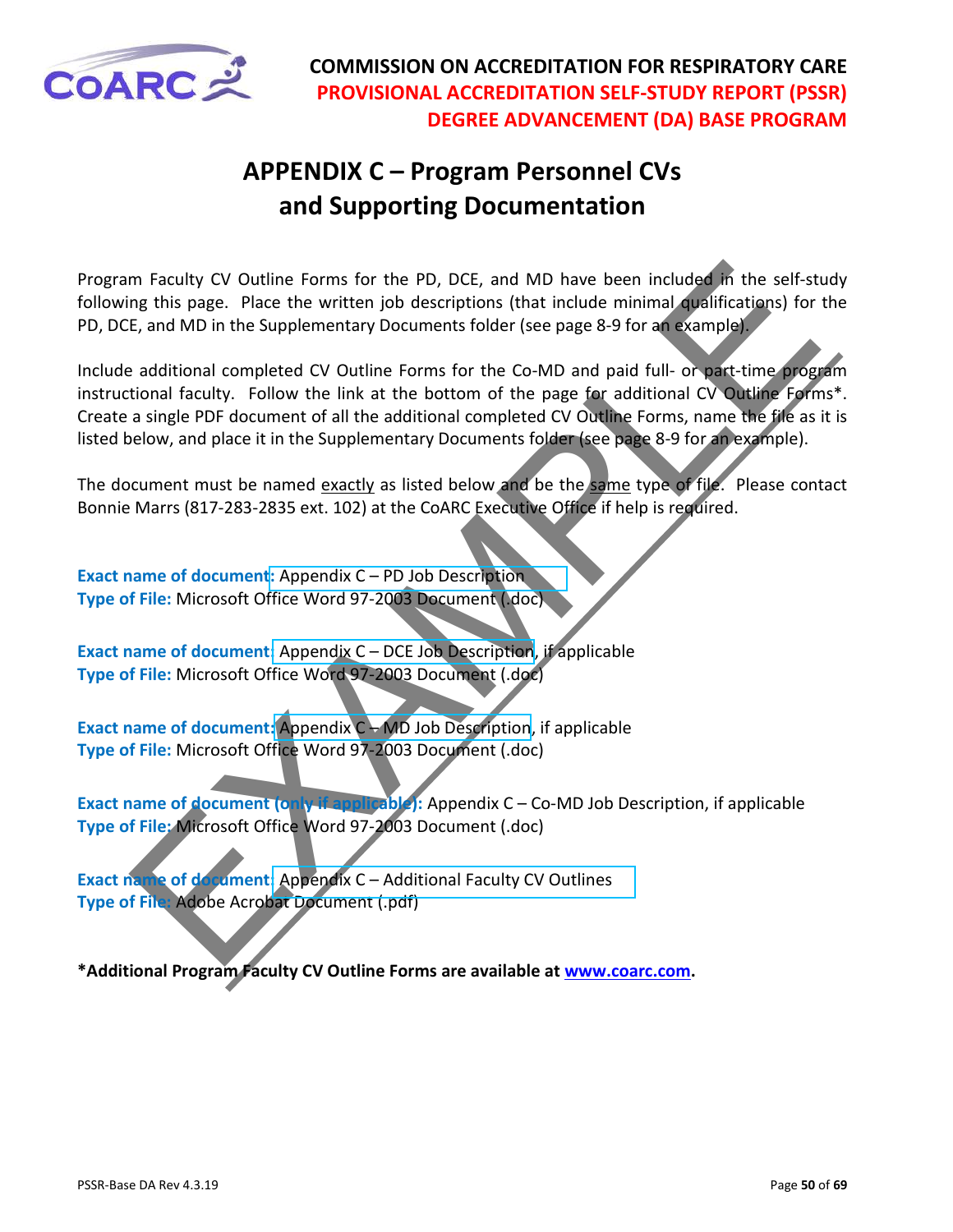# APPENDIX C – Program Personnel CVs and Supporting Documentation

Program Faculty CV Outline Forms for the PD, DCE, and MD have been included in the self-study following this page. Place the written job descriptions (that include minimal qualifications) for the PD, DCE, and MD in the Supplementary Documents folder (see page 8-9 for an example).

Include additional completed CV Outline Forms for the Co-MD and paid full- or part-time program instructional faculty. Follow the link at the bottom of the page for additional CV Outline Forms*. Create a single PDF document of all the additional completed CV Outline Forms, name the file as it is listed below, and place it in the Supplementary Documents folder (see page 8-9 for an example).

The document must be named <u>exactly</u> as listed below and be the <u>same</u> type of file. Please contact Bonnie Marrs (817-283-2835 ext. 102) at the CoARC Executive Office if help is required.

**Exact name of document:** Appendix C – PD Job Description
**Type of File:** Microsoft Office Word 97-2003 Document (.doc)

**Exact name of document:** Appendix C – DCE Job Description, if applicable
**Type of File:** Microsoft Office Word 97-2003 Document (.doc)

**Exact name of document:** Appendix C – MD Job Description, if applicable
**Type of File:** Microsoft Office Word 97-2003 Document (.doc)

**Exact name of document (only if applicable):** Appendix C – Co-MD Job Description, if applicable
**Type of File:** Microsoft Office Word 97-2003 Document (.doc)

**Exact name of document:** Appendix C – Additional Faculty CV Outlines
**Type of File:** Adobe Acrobat Document (.pdf)

**\*Additional Program Faculty CV Outline Forms are available at [www.coarc.com](http://www.coarc.com).**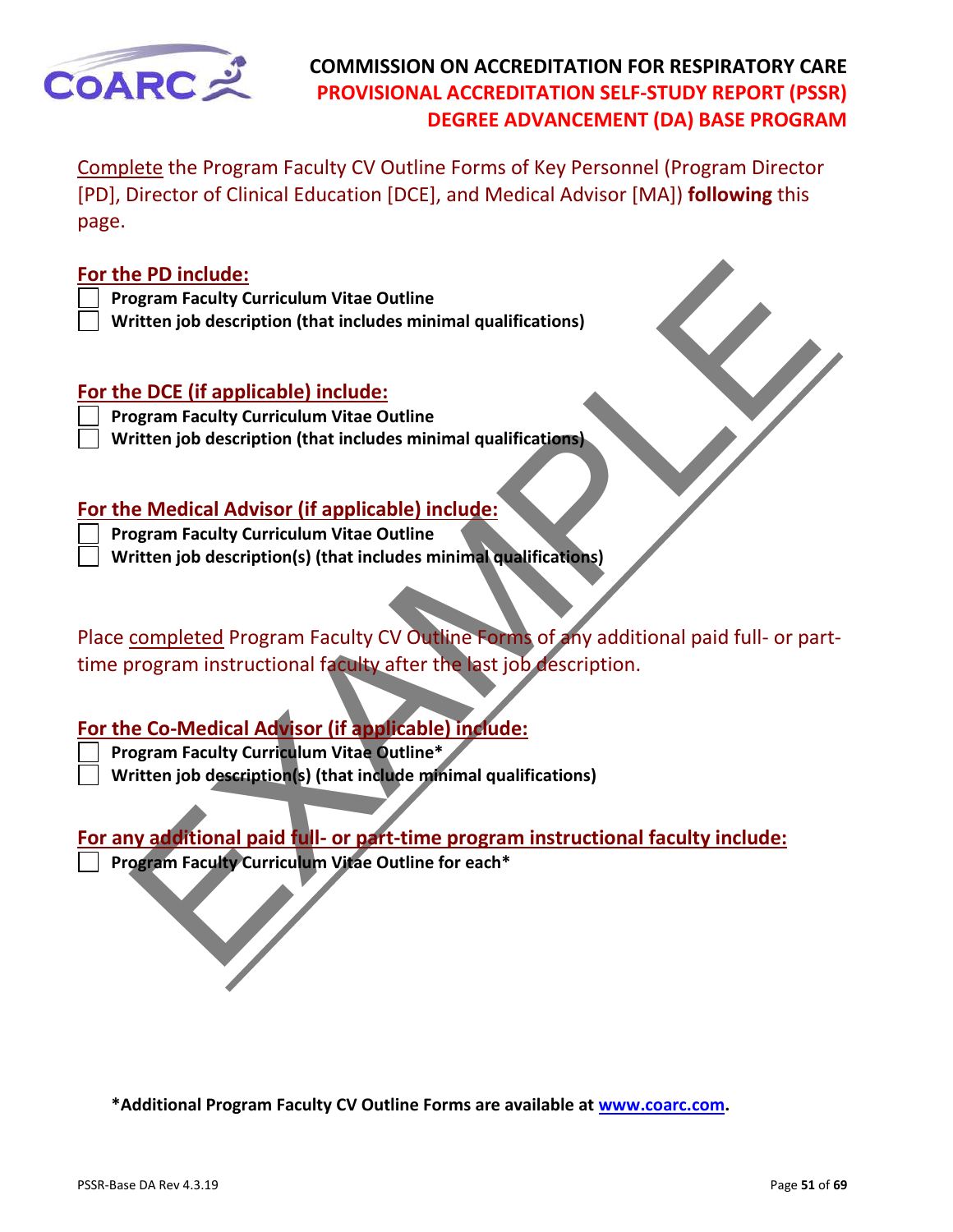Complete the Program Faculty CV Outline Forms of Key Personnel (Program Director [PD], Director of Clinical Education [DCE], and Medical Advisor [MA]) **following** this page.

**For the PD include:**

- [ ] **Program Faculty Curriculum Vitae Outline**
- [ ] **Written job description (that includes minimal qualifications)**

**For the DCE (if applicable) include:**

- [ ] **Program Faculty Curriculum Vitae Outline**
- [ ] **Written job description (that includes minimal qualifications)**

**For the Medical Advisor (if applicable) include:**

- [ ] **Program Faculty Curriculum Vitae Outline**
- [ ] **Written job description(s) (that includes minimal qualifications)**

Place completed Program Faculty CV Outline Forms of any additional paid full- or part-time program instructional faculty after the last job description.

**For the Co-Medical Advisor (if applicable) include:**

- [ ] **Program Faculty Curriculum Vitae Outline***
- [ ] **Written job description(s) (that include minimal qualifications)**

**For any additional paid full- or part-time program instructional faculty include:**

- [ ] **Program Faculty Curriculum Vitae Outline for each***

**\*Additional Program Faculty CV Outline Forms are available at www.coarc.com.**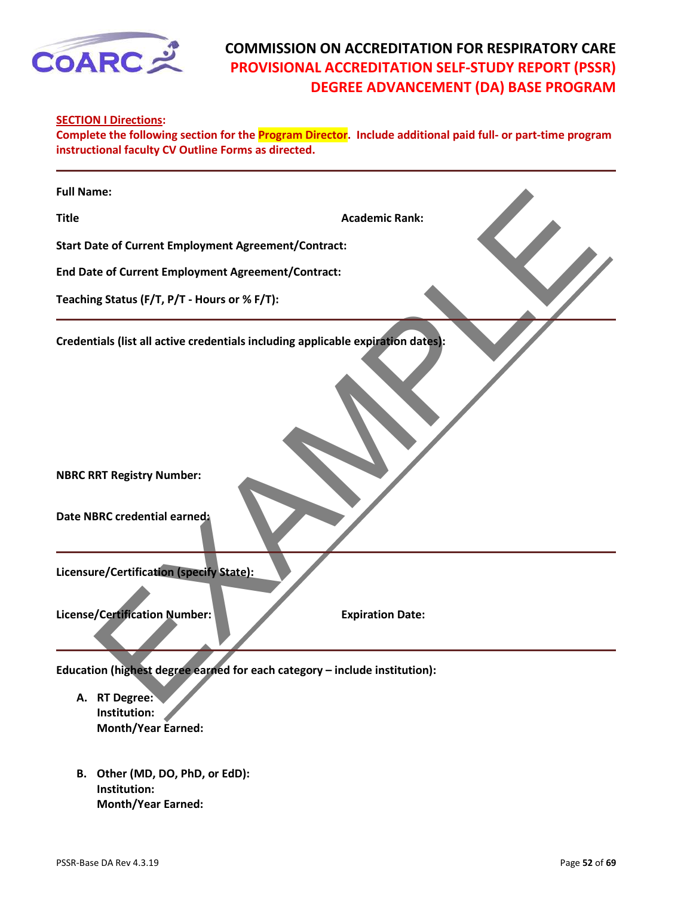# COMMISSION ON ACCREDITATION FOR RESPIRATORY CARE
## PROVISIONAL ACCREDITATION SELF-STUDY REPORT (PSSR)
## DEGREE ADVANCEMENT (DA) BASE PROGRAM

**SECTION I Directions:**

**Complete the following section for the Program Director. Include additional paid full- or part-time program instructional faculty CV Outline Forms as directed.**

---

**Full Name:**

**Title** **Academic Rank:**

**Start Date of Current Employment Agreement/Contract:**

**End Date of Current Employment Agreement/Contract:**

**Teaching Status (F/T, P/T - Hours or % F/T):**

---

**Credentials (list all active credentials including applicable expiration dates):**

**NBRC RRT Registry Number:**

**Date NBRC credential earned:**

---

**Licensure/Certification (specify State):**

**License/Certification Number:** **Expiration Date:**

---

**Education (highest degree earned for each category – include institution):**

A. **RT Degree:**
   **Institution:**
   **Month/Year Earned:**

B. **Other (MD, DO, PhD, or EdD):**
   **Institution:**
   **Month/Year Earned:**

EXAMPLE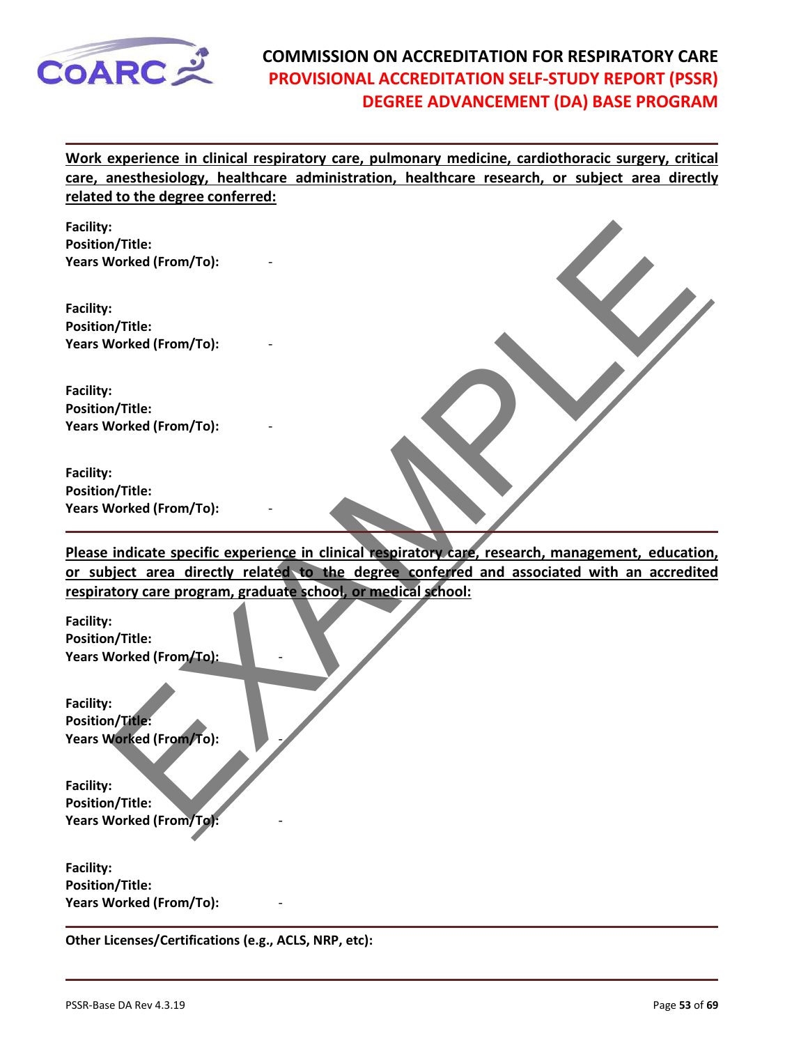**Work experience in clinical respiratory care, pulmonary medicine, cardiothoracic surgery, critical care, anesthesiology, healthcare administration, healthcare research, or subject area directly related to the degree conferred:**

**Facility:**
**Position/Title:**
**Years Worked (From/To):** -

**Facility:**
**Position/Title:**
**Years Worked (From/To):** -

**Facility:**
**Position/Title:**
**Years Worked (From/To):** -

**Facility:**
**Position/Title:**
**Years Worked (From/To):** -

---

**Please indicate specific experience in clinical respiratory care, research, management, education, or subject area directly related to the degree conferred and associated with an accredited respiratory care program, graduate school, or medical school:**

**Facility:**
**Position/Title:**
**Years Worked (From/To):** -

**Facility:**
**Position/Title:**
**Years Worked (From/To):** -

**Facility:**
**Position/Title:**
**Years Worked (From/To):** -

**Facility:**
**Position/Title:**
**Years Worked (From/To):** -

---

**Other Licenses/Certifications (e.g., ACLS, NRP, etc):**

---

EXAMPLE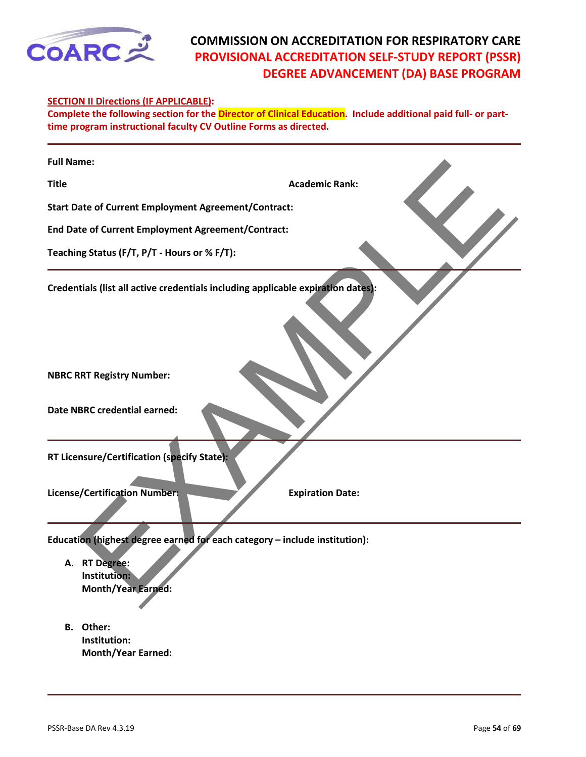**SECTION II Directions (IF APPLICABLE):**

**Complete the following section for the Director of Clinical Education. Include additional paid full- or part-time program instructional faculty CV Outline Forms as directed.**

---

**Full Name:**

**Title** **Academic Rank:**

**Start Date of Current Employment Agreement/Contract:**

**End Date of Current Employment Agreement/Contract:**

**Teaching Status (F/T, P/T - Hours or % F/T):**

---

**Credentials (list all active credentials including applicable expiration dates):**

**NBRC RRT Registry Number:**

**Date NBRC credential earned:**

---

**RT Licensure/Certification (specify State):**

**License/Certification Number:** **Expiration Date:**

---

**Education (highest degree earned for each category – include institution):**

A. **RT Degree:**
   **Institution:**
   **Month/Year Earned:**

B. **Other:**
   **Institution:**
   **Month/Year Earned:**

---

EXAMPLE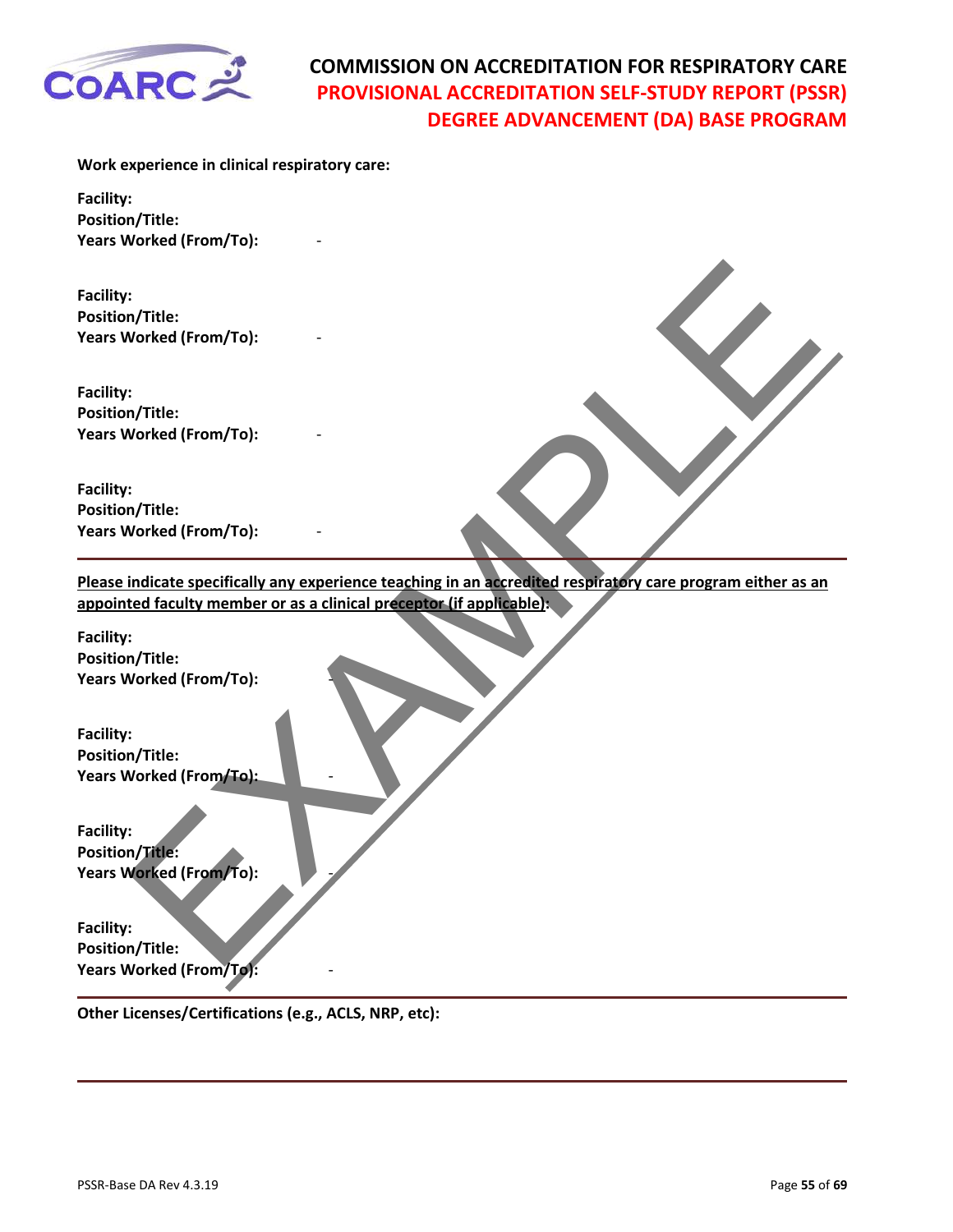**Work experience in clinical respiratory care:**

**Facility:**
**Position/Title:**
**Years Worked (From/To):** -

**Facility:**
**Position/Title:**
**Years Worked (From/To):** -

**Facility:**
**Position/Title:**
**Years Worked (From/To):** -

**Facility:**
**Position/Title:**
**Years Worked (From/To):** -

---

**Please indicate specifically any experience teaching in an accredited respiratory care program either as an appointed faculty member or as a clinical preceptor (if applicable):**

**Facility:**
**Position/Title:**
**Years Worked (From/To):** -

**Facility:**
**Position/Title:**
**Years Worked (From/To):** -

**Facility:**
**Position/Title:**
**Years Worked (From/To):** -

**Facility:**
**Position/Title:**
**Years Worked (From/To):** -

---

**Other Licenses/Certifications (e.g., ACLS, NRP, etc):**

---

EXAMPLE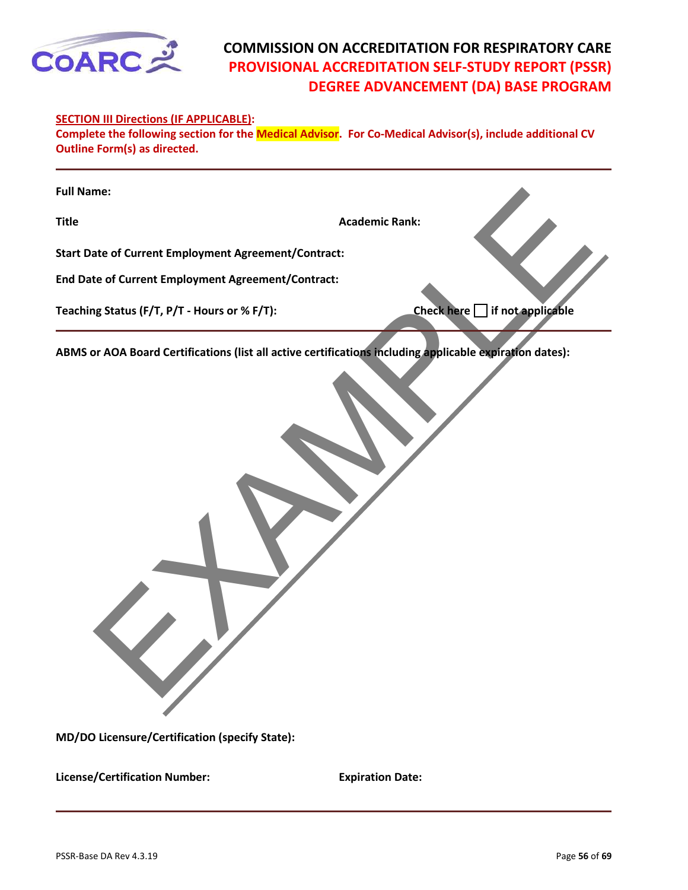**SECTION III Directions (IF APPLICABLE):**
**Complete the following section for the Medical Advisor. For Co-Medical Advisor(s), include additional CV Outline Form(s) as directed.**

---

**Full Name:**

**Title** **Academic Rank:**

**Start Date of Current Employment Agreement/Contract:**

**End Date of Current Employment Agreement/Contract:**

**Teaching Status (F/T, P/T - Hours or % F/T):** **Check here ☐ if not applicable**

---

**ABMS or AOA Board Certifications (list all active certifications including applicable expiration dates):**

EXAMPLE

**MD/DO Licensure/Certification (specify State):**

**License/Certification Number:** **Expiration Date:**

---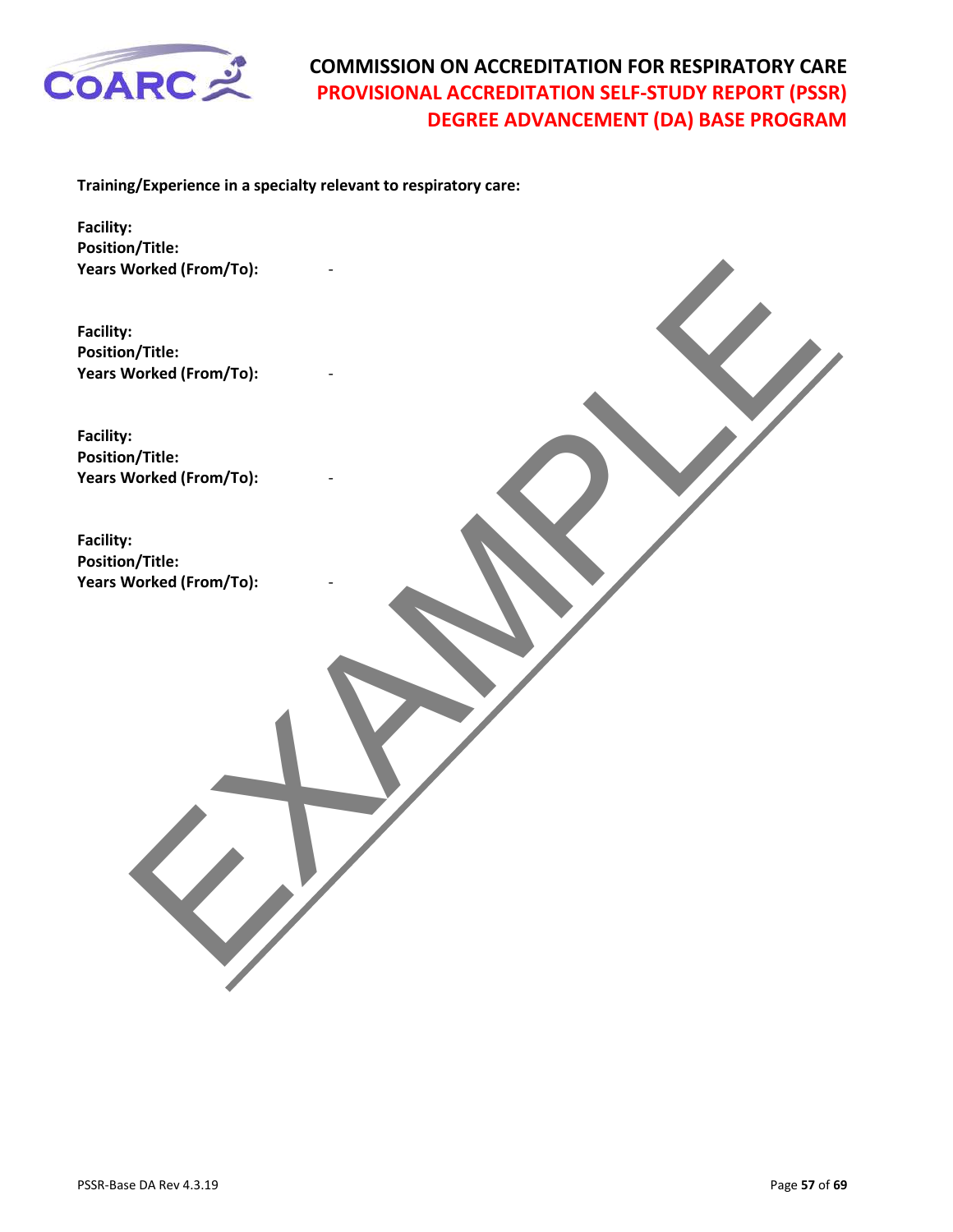**Training/Experience in a specialty relevant to respiratory care:**

**Facility:**
**Position/Title:**
**Years Worked (From/To):** -

**Facility:**
**Position/Title:**
**Years Worked (From/To):** -

**Facility:**
**Position/Title:**
**Years Worked (From/To):** -

**Facility:**
**Position/Title:**
**Years Worked (From/To):** -

EXAMPLE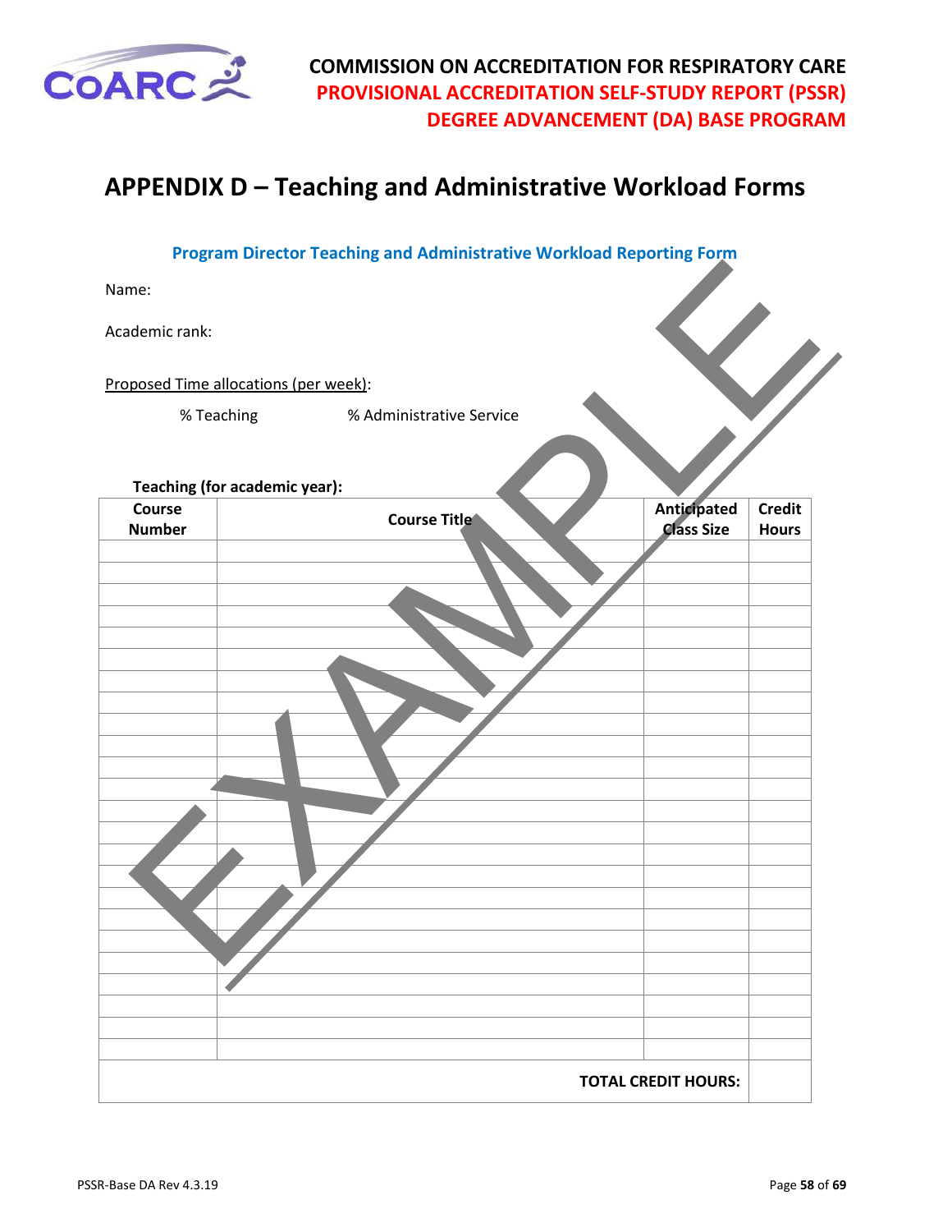# APPENDIX D – Teaching and Administrative Workload Forms

**Program Director Teaching and Administrative Workload Reporting Form**

Name:

Academic rank:

Proposed Time allocations (per week):

% Teaching % Administrative Service

**Teaching (for academic year):**

| Course Number | Course Title | Anticipated Class Size | Credit Hours |
|---|---|---|---|
| | | | |
| | | | |
| | | | |
| | | | |
| | | | |
| | | | |
| | | | |
| | | | |
| | | | |
| | | | |
| | | | |
| | | | |
| | | | |
| | | | |
| | | | |
| | | | |
| | | | |
| | | | |
| | | | |
| | | | |
| | | | |
| | | | |
| | | | |
| | | | |
| | | **TOTAL CREDIT HOURS:** | |

EXAMPLE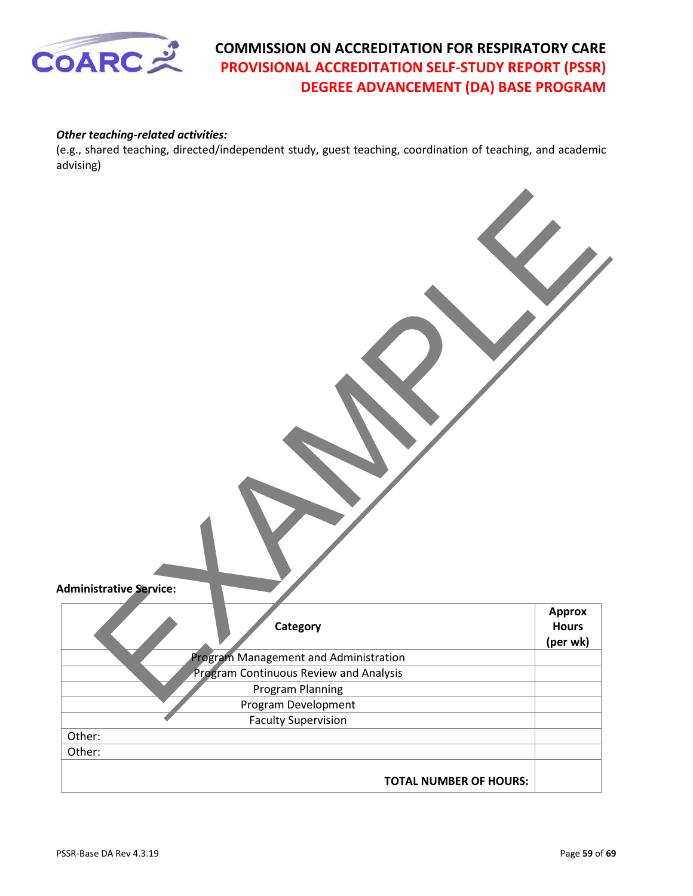***Other teaching-related activities:***
(e.g., shared teaching, directed/independent study, guest teaching, coordination of teaching, and academic advising)

**Administrative Service:**

| **Category** | **Approx Hours (per wk)** |
|---|---|
| Program Management and Administration | |
| Program Continuous Review and Analysis | |
| Program Planning | |
| Program Development | |
| Faculty Supervision | |
| Other: | |
| Other: | |
| **TOTAL NUMBER OF HOURS:** | |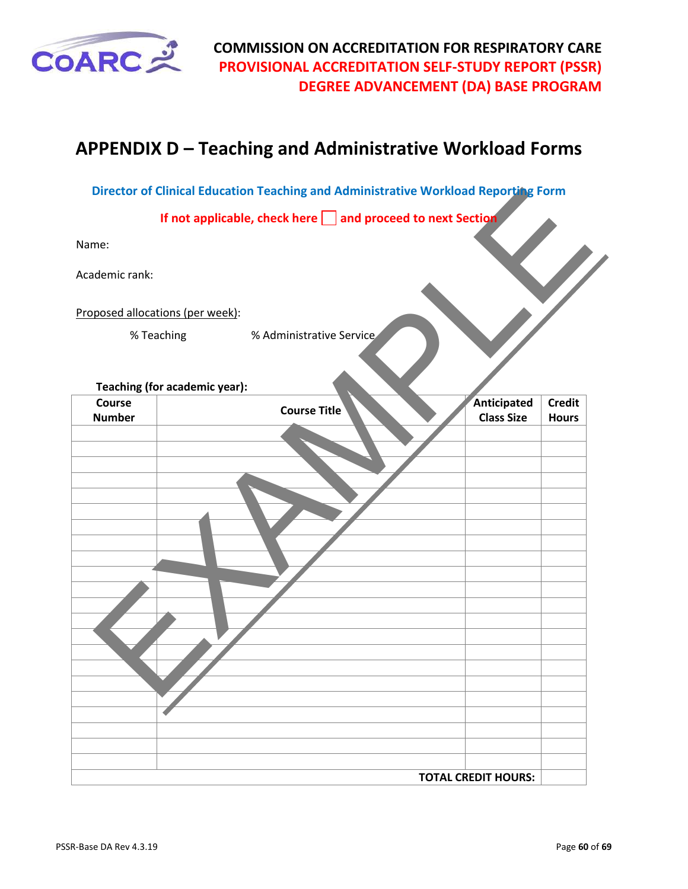# APPENDIX D – Teaching and Administrative Workload Forms

## Director of Clinical Education Teaching and Administrative Workload Reporting Form

**If not applicable, check here ☐ and proceed to next Section**

Name:

Academic rank:

Proposed allocations (per week):

% Teaching % Administrative Service

**Teaching (for academic year):**

| Course Number | Course Title | Anticipated Class Size | Credit Hours |
|---|---|---|---|
| | | | |
| | | | |
| | | | |
| | | | |
| | | | |
| | | | |
| | | | |
| | | | |
| | | | |
| | | | |
| | | | |
| | | | |
| | | | |
| | | | |
| | | | |
| | | | |
| | | | |
| | | | |
| | | | |
| | | | |
| | | | |
| | | | |
| | | **TOTAL CREDIT HOURS:** | |

EXAMPLE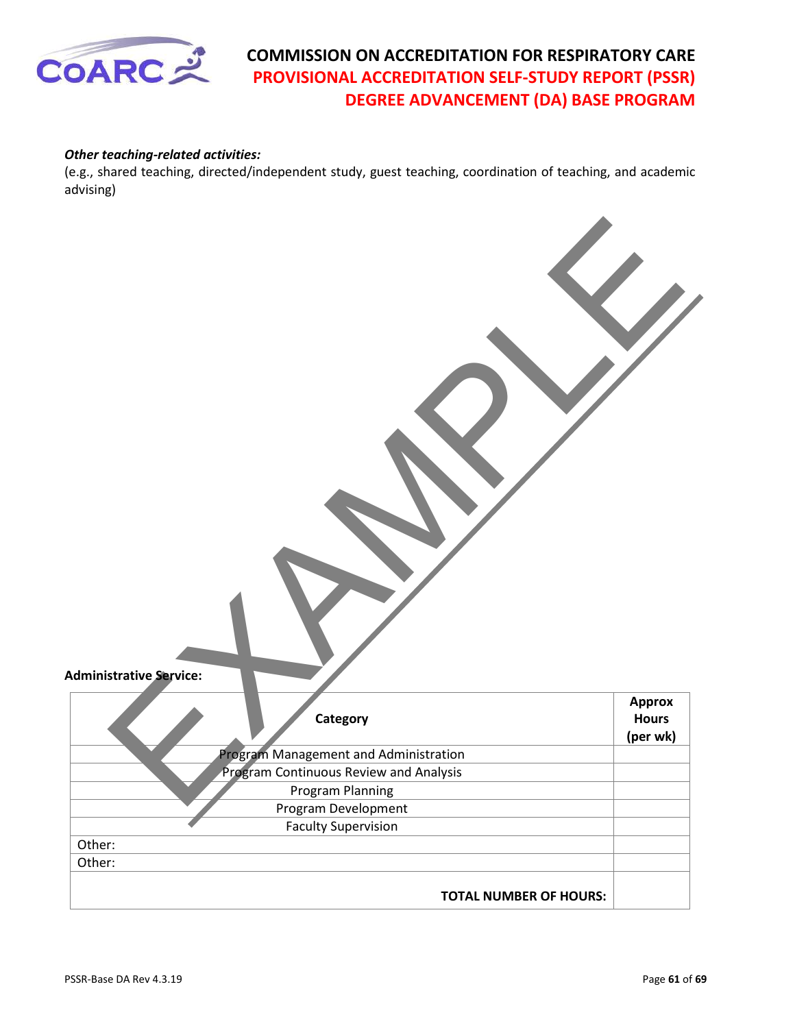***Other teaching-related activities:***
(e.g., shared teaching, directed/independent study, guest teaching, coordination of teaching, and academic advising)

EXAMPLE

**Administrative Service:**

| **Category** | **Approx Hours (per wk)** |
|---|---|
| Program Management and Administration | |
| Program Continuous Review and Analysis | |
| Program Planning | |
| Program Development | |
| Faculty Supervision | |
| Other: | |
| Other: | |
| **TOTAL NUMBER OF HOURS:** | |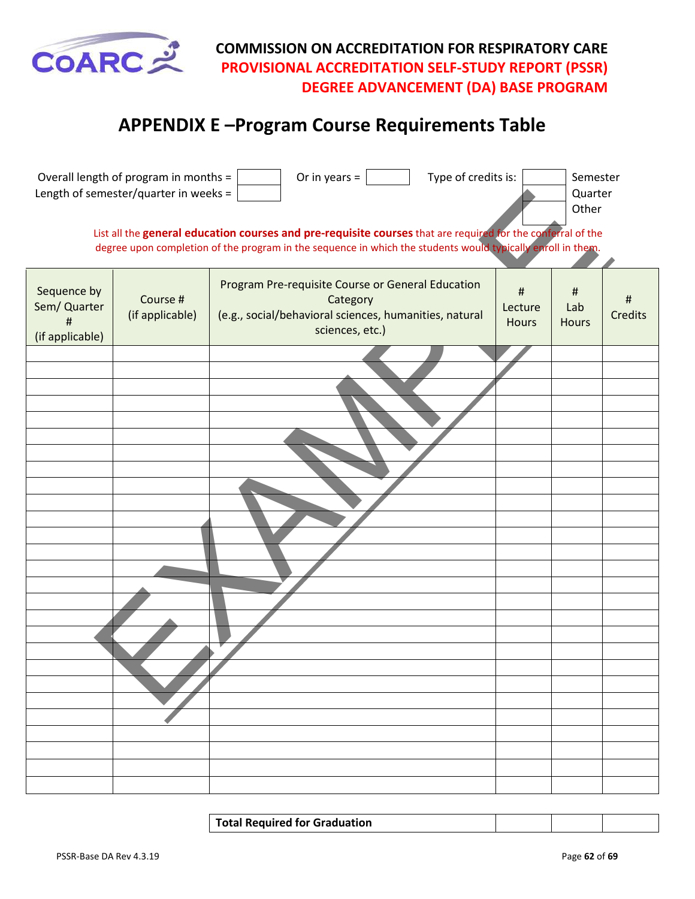**COMMISSION ON ACCREDITATION FOR RESPIRATORY CARE**
**PROVISIONAL ACCREDITATION SELF-STUDY REPORT (PSSR)**
**DEGREE ADVANCEMENT (DA) BASE PROGRAM**

# APPENDIX E –Program Course Requirements Table

Overall length of program in months = ______ Or in years = ______ Type of credits is: ______ Semester
Length of semester/quarter in weeks = ______ ______ Quarter
______ Other

List all the **general education courses and pre-requisite courses** that are required for the conferral of the degree upon completion of the program in the sequence in which the students would typically enroll in them.

| Sequence by Sem/ Quarter # (if applicable) | Course # (if applicable) | Program Pre-requisite Course or General Education Category (e.g., social/behavioral sciences, humanities, natural sciences, etc.) | # Lecture Hours | # Lab Hours | # Credits |
|---|---|---|---|---|---|
| | | | | | |
| | | | | | |
| | | | | | |
| | | | | | |
| | | | | | |
| | | | | | |
| | | | | | |
| | | | | | |
| | | | | | |
| | | | | | |
| | | | | | |
| | | | | | |
| | | | | | |
| | | | | | |
| | | | | | |
| | | | | | |
| | | | | | |
| | | | | | |
| | | | | | |
| | | | | | |
| | | | | | |
| | | | | | |
| | | | | | |
| | | | | | |
| | | | | | |
| | | | | | |
| | | | | | |

| **Total Required for Graduation** | | | |
|---|---|---|---|

EXAMPLE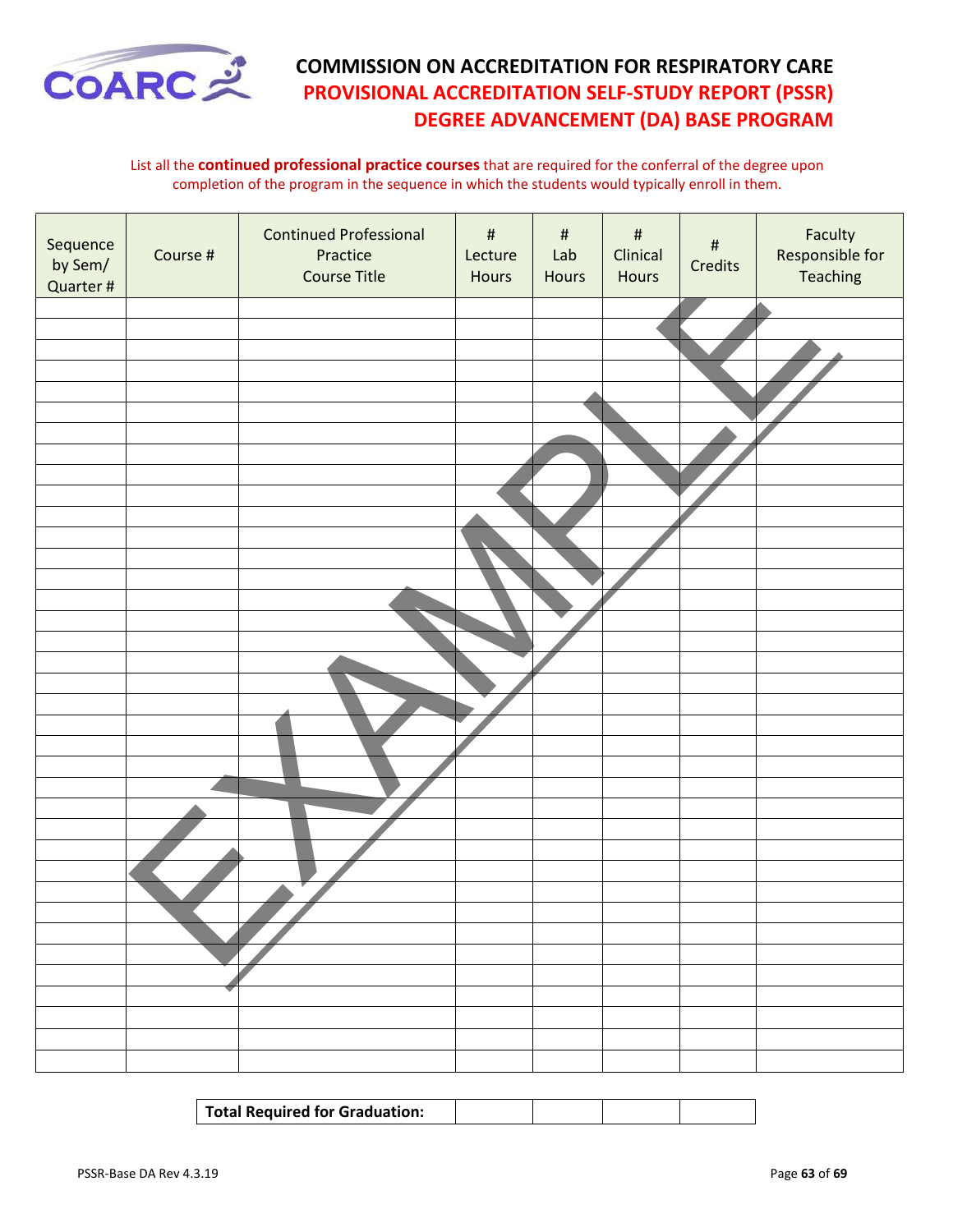# COMMISSION ON ACCREDITATION FOR RESPIRATORY CARE
## PROVISIONAL ACCREDITATION SELF-STUDY REPORT (PSSR)
## DEGREE ADVANCEMENT (DA) BASE PROGRAM

List all the **continued professional practice courses** that are required for the conferral of the degree upon completion of the program in the sequence in which the students would typically enroll in them.

| Sequence by Sem/ Quarter # | Course # | Continued Professional Practice Course Title | # Lecture Hours | # Lab Hours | # Clinical Hours | # Credits | Faculty Responsible for Teaching |
|---|---|---|---|---|---|---|---|
| | | | | | | | |
| | | | | | | | |
| | | | | | | | |
| | | | | | | | |
| | | | | | | | |
| | | | | | | | |
| | | | | | | | |
| | | | | | | | |
| | | | | | | | |
| | | | | | | | |
| | | | | | | | |
| | | | | | | | |
| | | | | | | | |
| | | | | | | | |
| | | | | | | | |
| | | | | | | | |
| | | | | | | | |
| | | | | | | | |
| | | | | | | | |
| | | | | | | | |
| | | | | | | | |
| | | | | | | | |
| | | | | | | | |
| | | | | | | | |
| | | | | | | | |
| | | | | | | | |
| | | | | | | | |
| | | | | | | | |
| | | | | | | | |
| | | | | | | | |
| | | | | | | | |
| | | | | | | | |
| | | | | | | | |
| | | | | | | | |
| | | | | | | | |
| | | | | | | | |
| | | | | | | | |

| **Total Required for Graduation:** | | | | |
|---|---|---|---|---|

EXAMPLE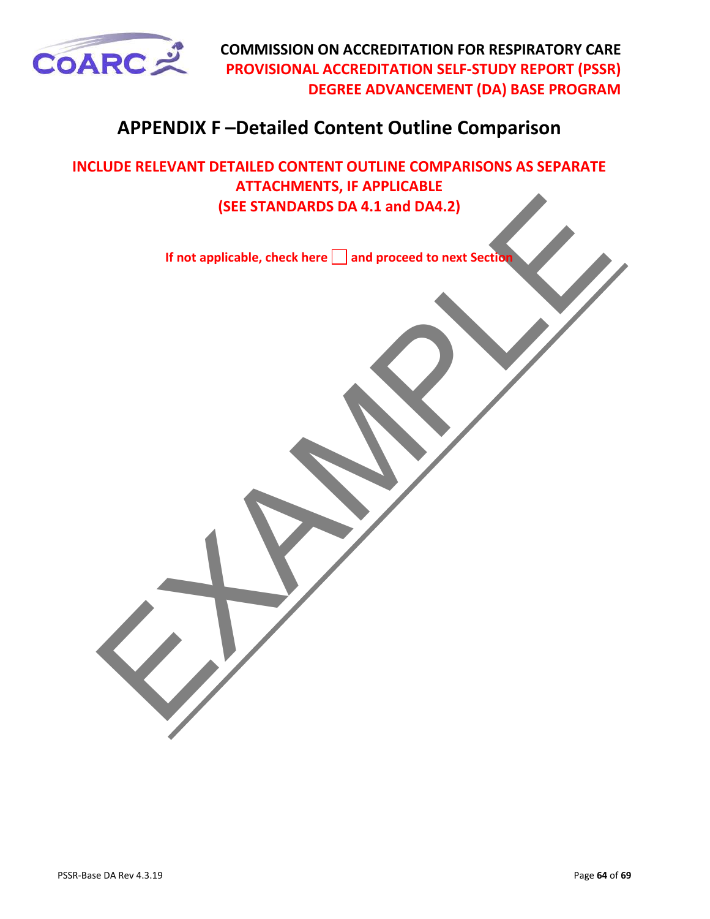# APPENDIX F –Detailed Content Outline Comparison

**INCLUDE RELEVANT DETAILED CONTENT OUTLINE COMPARISONS AS SEPARATE ATTACHMENTS, IF APPLICABLE (SEE STANDARDS DA 4.1 and DA4.2)**

**If not applicable, check here ☐ and proceed to next Section**

EXAMPLE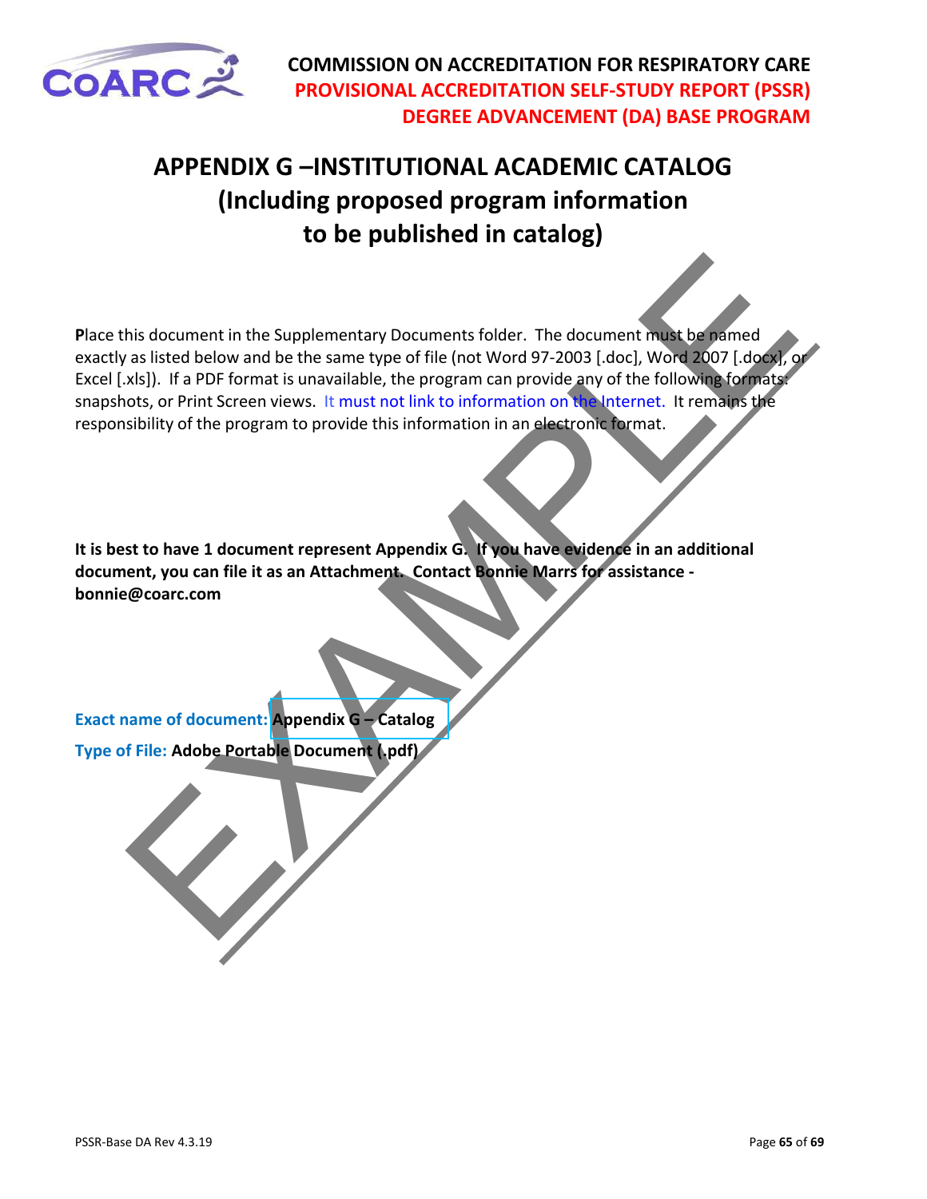# APPENDIX G –INSTITUTIONAL ACADEMIC CATALOG (Including proposed program information to be published in catalog)

**P**lace this document in the Supplementary Documents folder. The document must be named exactly as listed below and be the same type of file (not Word 97-2003 [.doc], Word 2007 [.docx], or Excel [.xls]). If a PDF format is unavailable, the program can provide any of the following formats: snapshots, or Print Screen views. It must not link to information on the Internet. It remains the responsibility of the program to provide this information in an electronic format.

**It is best to have 1 document represent Appendix G. If you have evidence in an additional document, you can file it as an Attachment. Contact Bonnie Marrs for assistance - bonnie@coarc.com**

**Exact name of document:** **Appendix G – Catalog**

**Type of File:** **Adobe Portable Document (.pdf)**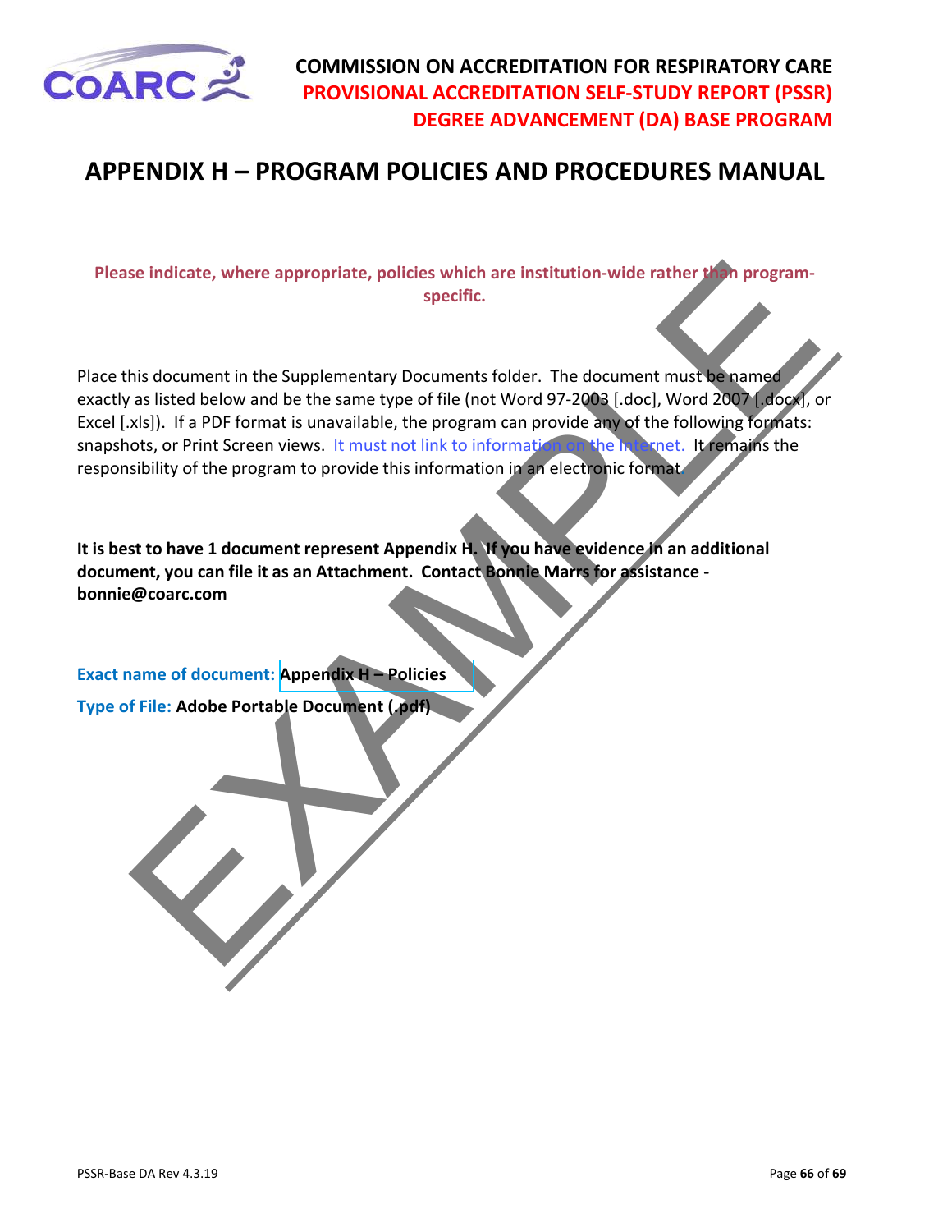# APPENDIX H – PROGRAM POLICIES AND PROCEDURES MANUAL

**Please indicate, where appropriate, policies which are institution-wide rather than program-specific.**

Place this document in the Supplementary Documents folder. The document must be named exactly as listed below and be the same type of file (not Word 97-2003 [.doc], Word 2007 [.docx], or Excel [.xls]). If a PDF format is unavailable, the program can provide any of the following formats: snapshots, or Print Screen views. It must not link to information on the Internet. It remains the responsibility of the program to provide this information in an electronic format.

**It is best to have 1 document represent Appendix H. If you have evidence in an additional document, you can file it as an Attachment. Contact Bonnie Marrs for assistance - bonnie@coarc.com**

Exact name of document: **Appendix H – Policies**

Type of File: **Adobe Portable Document (.pdf)**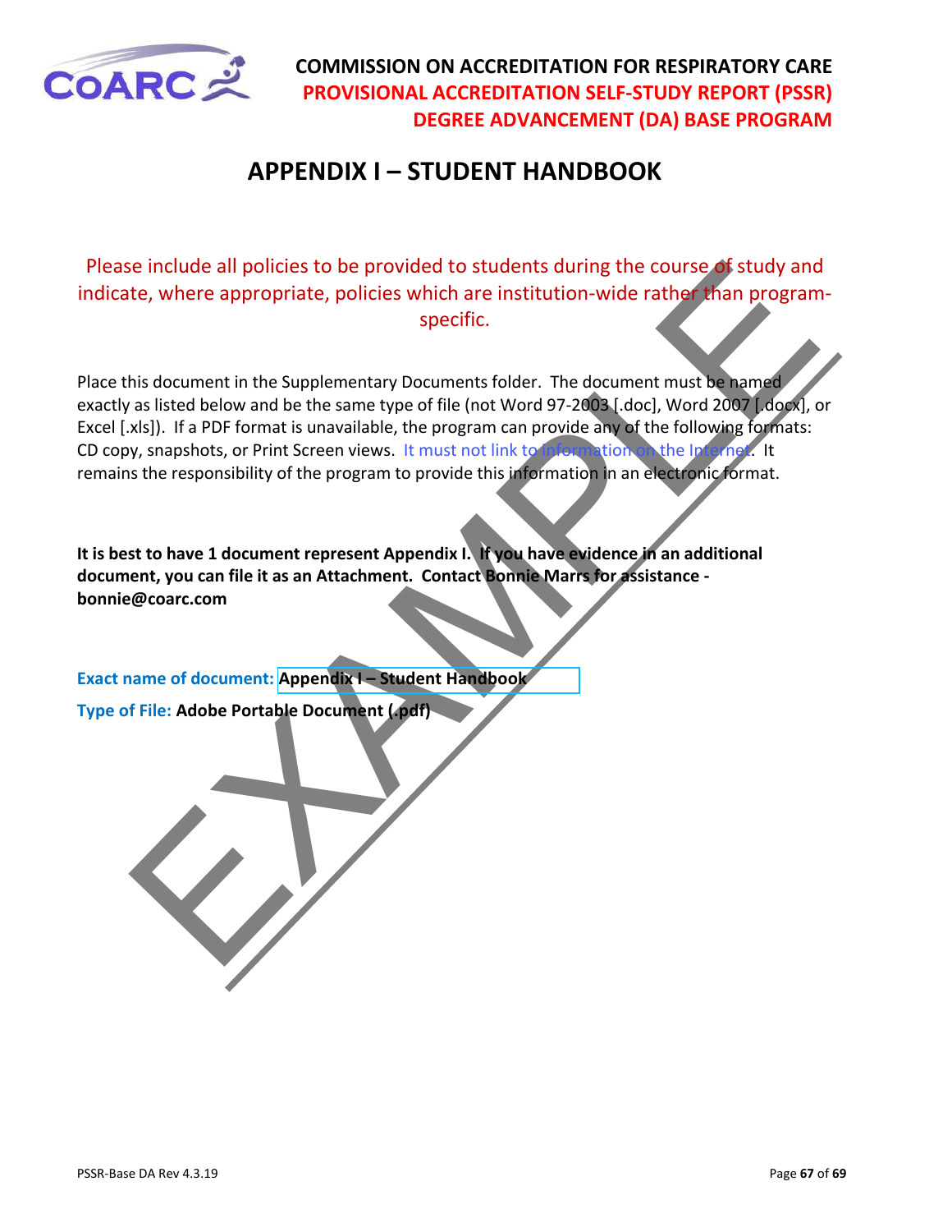**COMMISSION ON ACCREDITATION FOR RESPIRATORY CARE**
**PROVISIONAL ACCREDITATION SELF-STUDY REPORT (PSSR)**
**DEGREE ADVANCEMENT (DA) BASE PROGRAM**

# APPENDIX I – STUDENT HANDBOOK

Please include all policies to be provided to students during the course of study and indicate, where appropriate, policies which are institution-wide rather than program-specific.

Place this document in the Supplementary Documents folder. The document must be named exactly as listed below and be the same type of file (not Word 97-2003 [.doc], Word 2007 [.docx], or Excel [.xls]). If a PDF format is unavailable, the program can provide any of the following formats: CD copy, snapshots, or Print Screen views. It must not link to information on the Internet. It remains the responsibility of the program to provide this information in an electronic format.

**It is best to have 1 document represent Appendix I. If you have evidence in an additional document, you can file it as an Attachment. Contact Bonnie Marrs for assistance - bonnie@coarc.com**

Exact name of document: **Appendix I – Student Handbook**

Type of File: **Adobe Portable Document (.pdf)**

EXAMPLE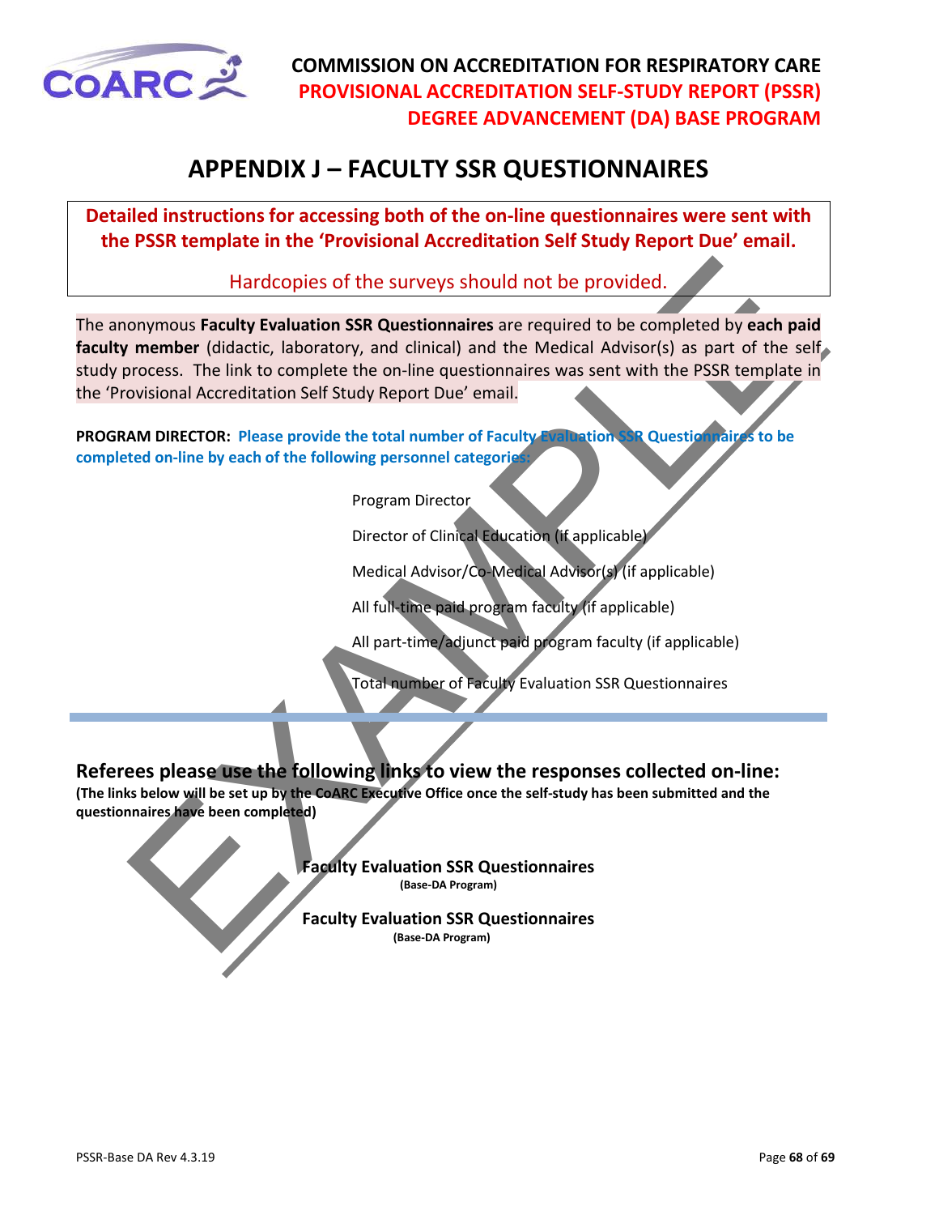# APPENDIX J – FACULTY SSR QUESTIONNAIRES

**Detailed instructions for accessing both of the on-line questionnaires were sent with the PSSR template in the 'Provisional Accreditation Self Study Report Due' email.**

Hardcopies of the surveys should not be provided.

The anonymous **Faculty Evaluation SSR Questionnaires** are required to be completed by **each paid faculty member** (didactic, laboratory, and clinical) and the Medical Advisor(s) as part of the self study process. The link to complete the on-line questionnaires was sent with the PSSR template in the 'Provisional Accreditation Self Study Report Due' email.

**PROGRAM DIRECTOR: Please provide the total number of Faculty Evaluation SSR Questionnaires to be completed on-line by each of the following personnel categories:**

Program Director

Director of Clinical Education (if applicable)

Medical Advisor/Co-Medical Advisor(s) (if applicable)

All full-time paid program faculty (if applicable)

All part-time/adjunct paid program faculty (if applicable)

Total number of Faculty Evaluation SSR Questionnaires

## Referees please use the following links to view the responses collected on-line:

**(The links below will be set up by the CoARC Executive Office once the self-study has been submitted and the questionnaires have been completed)**

**Faculty Evaluation SSR Questionnaires**
**(Base-DA Program)**

**Faculty Evaluation SSR Questionnaires**
**(Base-DA Program)**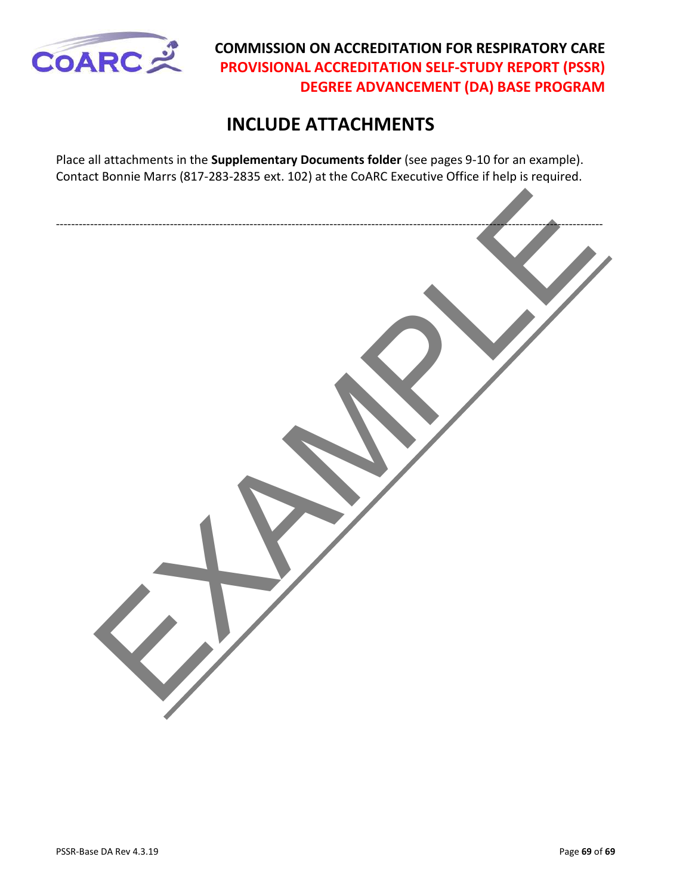# INCLUDE ATTACHMENTS

Place all attachments in the **Supplementary Documents folder** (see pages 9-10 for an example). Contact Bonnie Marrs (817-283-2835 ext. 102) at the CoARC Executive Office if help is required.

---